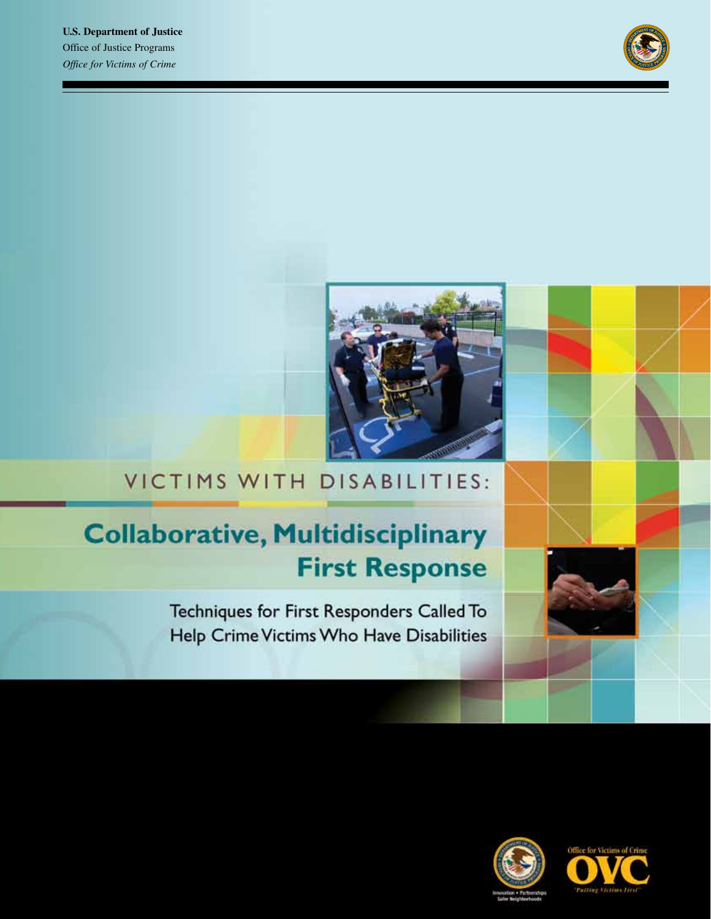**U.S. Department of Justice**
Office of Justice Programs
*Office for Victims of Crime*

# VICTIMS WITH DISABILITIES:

# Collaborative, Multidisciplinary First Response

## Techniques for First Responders Called To Help Crime Victims Who Have Disabilities

Innovation • Partnerships
Safer Neighborhoods

Office for Victims of Crime
OVC
"Putting Victims First"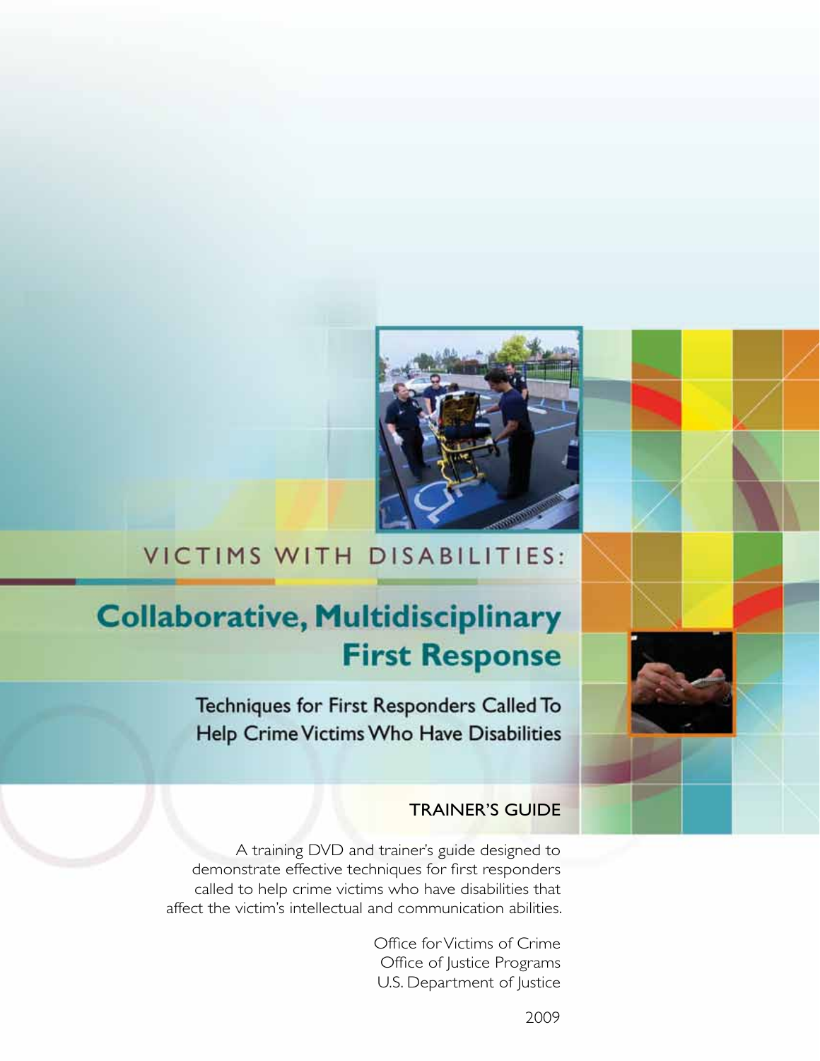# VICTIMS WITH DISABILITIES:

## Collaborative, Multidisciplinary First Response

### Techniques for First Responders Called To Help Crime Victims Who Have Disabilities

TRAINER'S GUIDE

A training DVD and trainer's guide designed to demonstrate effective techniques for first responders called to help crime victims who have disabilities that affect the victim's intellectual and communication abilities.

Office for Victims of Crime
Office of Justice Programs
U.S. Department of Justice

2009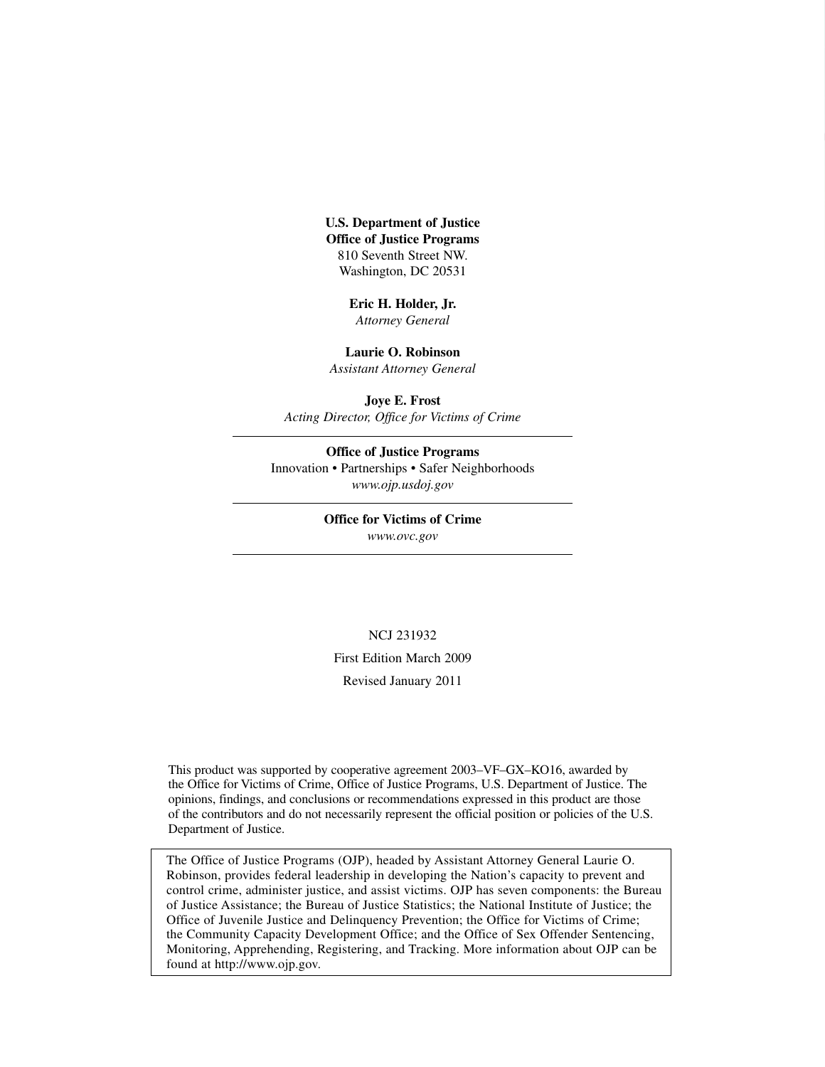**U.S. Department of Justice**
**Office of Justice Programs**
810 Seventh Street NW.
Washington, DC 20531

**Eric H. Holder, Jr.**
*Attorney General*

**Laurie O. Robinson**
*Assistant Attorney General*

**Joye E. Frost**
*Acting Director, Office for Victims of Crime*

---

**Office of Justice Programs**
Innovation • Partnerships • Safer Neighborhoods
*www.ojp.usdoj.gov*

---

**Office for Victims of Crime**
*www.ovc.gov*

---

NCJ 231932

First Edition March 2009

Revised January 2011

This product was supported by cooperative agreement 2003–VF–GX–KO16, awarded by the Office for Victims of Crime, Office of Justice Programs, U.S. Department of Justice. The opinions, findings, and conclusions or recommendations expressed in this product are those of the contributors and do not necessarily represent the official position or policies of the U.S. Department of Justice.

The Office of Justice Programs (OJP), headed by Assistant Attorney General Laurie O. Robinson, provides federal leadership in developing the Nation's capacity to prevent and control crime, administer justice, and assist victims. OJP has seven components: the Bureau of Justice Assistance; the Bureau of Justice Statistics; the National Institute of Justice; the Office of Juvenile Justice and Delinquency Prevention; the Office for Victims of Crime; the Community Capacity Development Office; and the Office of Sex Offender Sentencing, Monitoring, Apprehending, Registering, and Tracking. More information about OJP can be found at http://www.ojp.gov.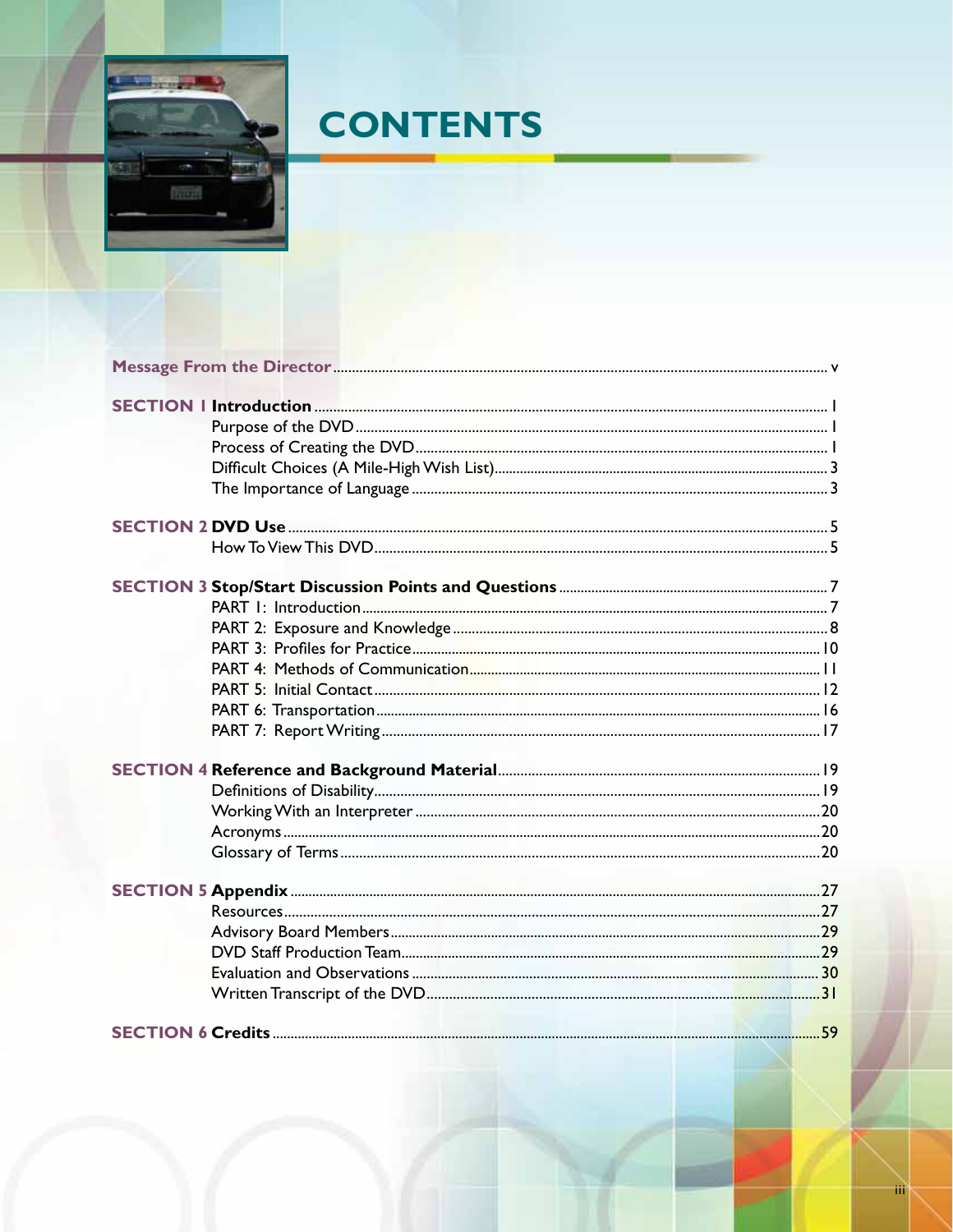# CONTENTS

| | | |
|---|---|---|
| **Message From the Director** | | v |
| **SECTION 1** | **Introduction** | 1 |
| | Purpose of the DVD | 1 |
| | Process of Creating the DVD | 1 |
| | Difficult Choices (A Mile-High Wish List) | 3 |
| | The Importance of Language | 3 |
| **SECTION 2** | **DVD Use** | 5 |
| | How To View This DVD | 5 |
| **SECTION 3** | **Stop/Start Discussion Points and Questions** | 7 |
| | PART 1: Introduction | 7 |
| | PART 2: Exposure and Knowledge | 8 |
| | PART 3: Profiles for Practice | 10 |
| | PART 4: Methods of Communication | 11 |
| | PART 5: Initial Contact | 12 |
| | PART 6: Transportation | 16 |
| | PART 7: Report Writing | 17 |
| **SECTION 4** | **Reference and Background Material** | 19 |
| | Definitions of Disability | 19 |
| | Working With an Interpreter | 20 |
| | Acronyms | 20 |
| | Glossary of Terms | 20 |
| **SECTION 5** | **Appendix** | 27 |
| | Resources | 27 |
| | Advisory Board Members | 29 |
| | DVD Staff Production Team | 29 |
| | Evaluation and Observations | 30 |
| | Written Transcript of the DVD | 31 |
| **SECTION 6** | **Credits** | 59 |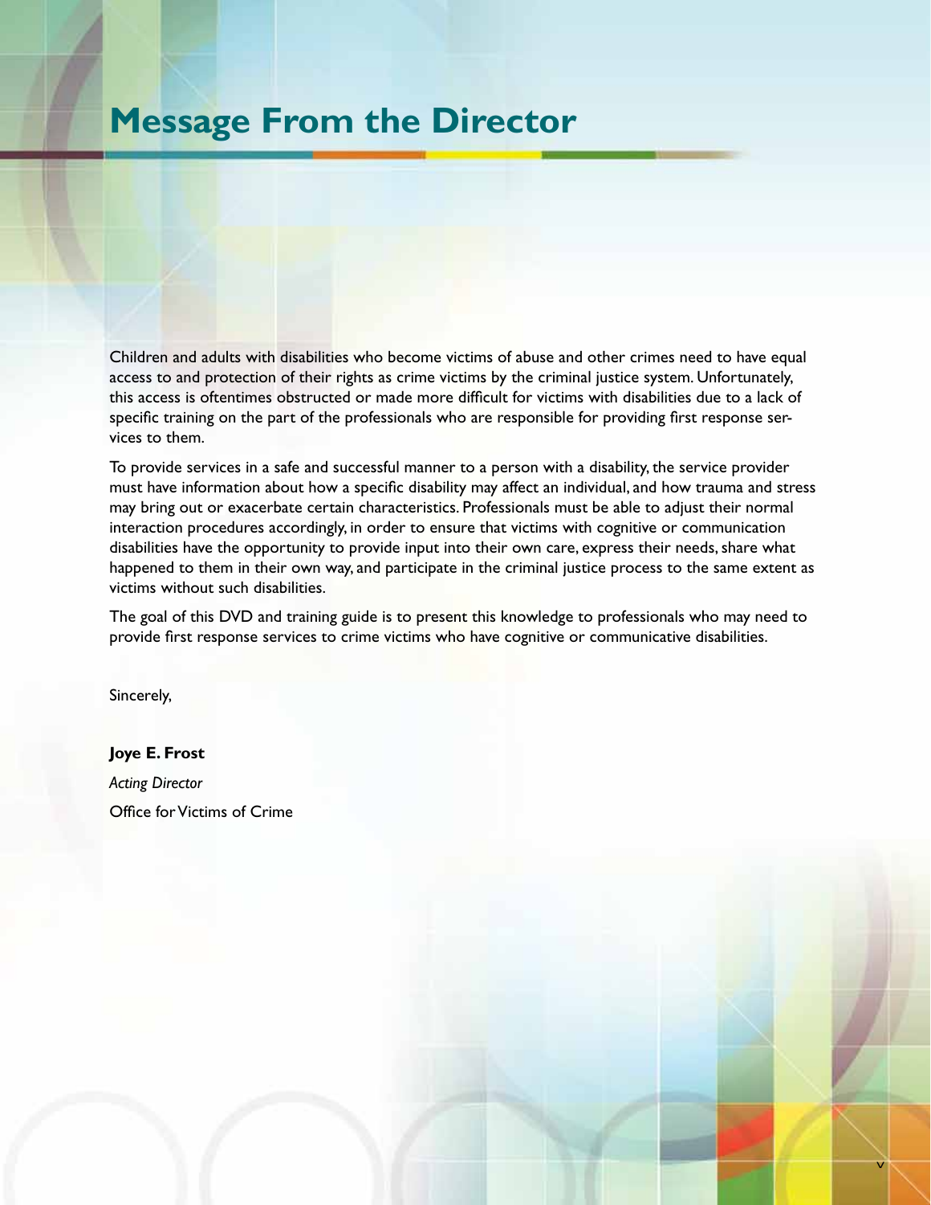# Message From the Director

Children and adults with disabilities who become victims of abuse and other crimes need to have equal access to and protection of their rights as crime victims by the criminal justice system. Unfortunately, this access is oftentimes obstructed or made more difficult for victims with disabilities due to a lack of specific training on the part of the professionals who are responsible for providing first response services to them.

To provide services in a safe and successful manner to a person with a disability, the service provider must have information about how a specific disability may affect an individual, and how trauma and stress may bring out or exacerbate certain characteristics. Professionals must be able to adjust their normal interaction procedures accordingly, in order to ensure that victims with cognitive or communication disabilities have the opportunity to provide input into their own care, express their needs, share what happened to them in their own way, and participate in the criminal justice process to the same extent as victims without such disabilities.

The goal of this DVD and training guide is to present this knowledge to professionals who may need to provide first response services to crime victims who have cognitive or communicative disabilities.

Sincerely,

**Joye E. Frost**

*Acting Director*

Office for Victims of Crime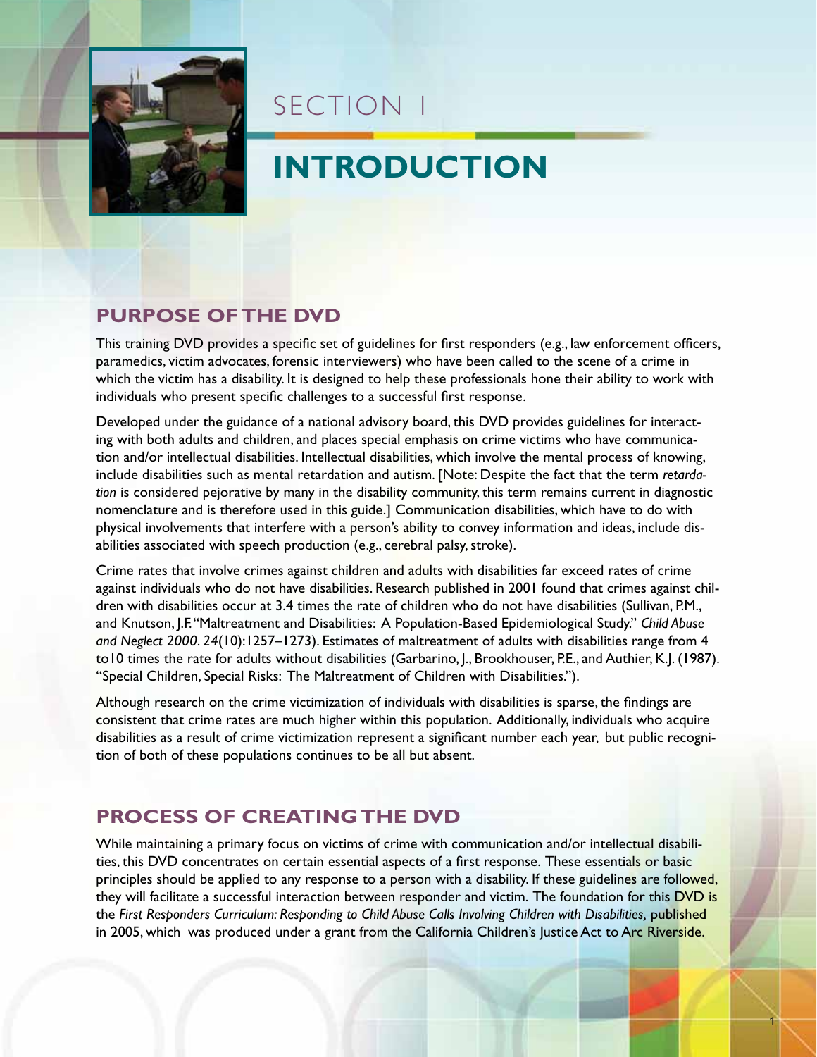# SECTION I

# INTRODUCTION

## PURPOSE OF THE DVD

This training DVD provides a specific set of guidelines for first responders (e.g., law enforcement officers, paramedics, victim advocates, forensic interviewers) who have been called to the scene of a crime in which the victim has a disability. It is designed to help these professionals hone their ability to work with individuals who present specific challenges to a successful first response.

Developed under the guidance of a national advisory board, this DVD provides guidelines for interacting with both adults and children, and places special emphasis on crime victims who have communication and/or intellectual disabilities. Intellectual disabilities, which involve the mental process of knowing, include disabilities such as mental retardation and autism. [Note: Despite the fact that the term *retardation* is considered pejorative by many in the disability community, this term remains current in diagnostic nomenclature and is therefore used in this guide.] Communication disabilities, which have to do with physical involvements that interfere with a person's ability to convey information and ideas, include disabilities associated with speech production (e.g., cerebral palsy, stroke).

Crime rates that involve crimes against children and adults with disabilities far exceed rates of crime against individuals who do not have disabilities. Research published in 2001 found that crimes against children with disabilities occur at 3.4 times the rate of children who do not have disabilities (Sullivan, P.M., and Knutson, J.F. "Maltreatment and Disabilities: A Population-Based Epidemiological Study." *Child Abuse and Neglect 2000*. *24*(10):1257–1273). Estimates of maltreatment of adults with disabilities range from 4 to10 times the rate for adults without disabilities (Garbarino, J., Brookhouser, P.E., and Authier, K.J. (1987). "Special Children, Special Risks: The Maltreatment of Children with Disabilities.").

Although research on the crime victimization of individuals with disabilities is sparse, the findings are consistent that crime rates are much higher within this population. Additionally, individuals who acquire disabilities as a result of crime victimization represent a significant number each year, but public recognition of both of these populations continues to be all but absent.

## PROCESS OF CREATING THE DVD

While maintaining a primary focus on victims of crime with communication and/or intellectual disabilities, this DVD concentrates on certain essential aspects of a first response. These essentials or basic principles should be applied to any response to a person with a disability. If these guidelines are followed, they will facilitate a successful interaction between responder and victim. The foundation for this DVD is the *First Responders Curriculum: Responding to Child Abuse Calls Involving Children with Disabilities,* published in 2005, which was produced under a grant from the California Children's Justice Act to Arc Riverside.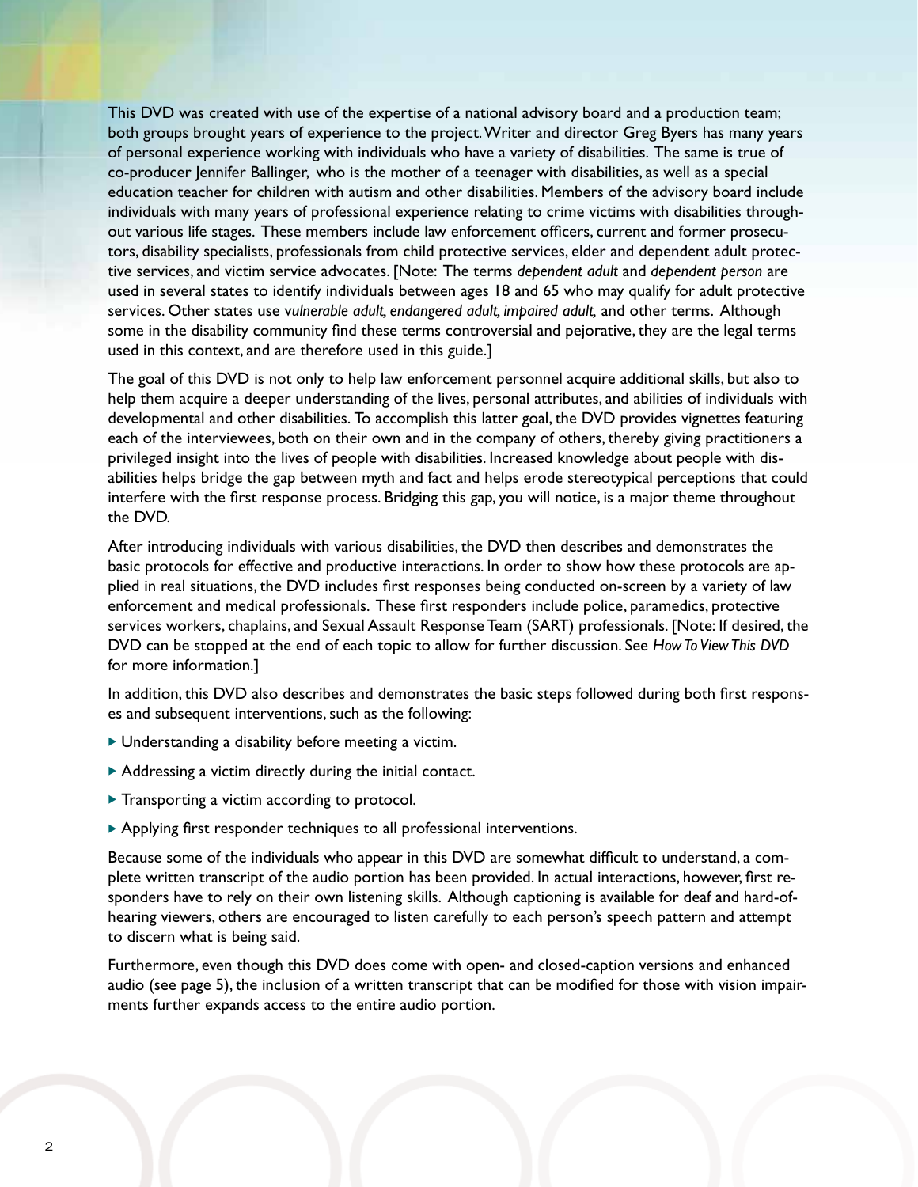This DVD was created with use of the expertise of a national advisory board and a production team; both groups brought years of experience to the project. Writer and director Greg Byers has many years of personal experience working with individuals who have a variety of disabilities. The same is true of co-producer Jennifer Ballinger, who is the mother of a teenager with disabilities, as well as a special education teacher for children with autism and other disabilities. Members of the advisory board include individuals with many years of professional experience relating to crime victims with disabilities throughout various life stages. These members include law enforcement officers, current and former prosecutors, disability specialists, professionals from child protective services, elder and dependent adult protective services, and victim service advocates. [Note: The terms *dependent adult* and *dependent person* are used in several states to identify individuals between ages 18 and 65 who may qualify for adult protective services. Other states use *vulnerable adult, endangered adult, impaired adult,* and other terms. Although some in the disability community find these terms controversial and pejorative, they are the legal terms used in this context, and are therefore used in this guide.]

The goal of this DVD is not only to help law enforcement personnel acquire additional skills, but also to help them acquire a deeper understanding of the lives, personal attributes, and abilities of individuals with developmental and other disabilities. To accomplish this latter goal, the DVD provides vignettes featuring each of the interviewees, both on their own and in the company of others, thereby giving practitioners a privileged insight into the lives of people with disabilities. Increased knowledge about people with disabilities helps bridge the gap between myth and fact and helps erode stereotypical perceptions that could interfere with the first response process. Bridging this gap, you will notice, is a major theme throughout the DVD.

After introducing individuals with various disabilities, the DVD then describes and demonstrates the basic protocols for effective and productive interactions. In order to show how these protocols are applied in real situations, the DVD includes first responses being conducted on-screen by a variety of law enforcement and medical professionals. These first responders include police, paramedics, protective services workers, chaplains, and Sexual Assault Response Team (SART) professionals. [Note: If desired, the DVD can be stopped at the end of each topic to allow for further discussion. See *How To View This DVD* for more information.]

In addition, this DVD also describes and demonstrates the basic steps followed during both first responses and subsequent interventions, such as the following:

- Understanding a disability before meeting a victim.
- Addressing a victim directly during the initial contact.
- Transporting a victim according to protocol.
- Applying first responder techniques to all professional interventions.

Because some of the individuals who appear in this DVD are somewhat difficult to understand, a complete written transcript of the audio portion has been provided. In actual interactions, however, first responders have to rely on their own listening skills. Although captioning is available for deaf and hard-of-hearing viewers, others are encouraged to listen carefully to each person's speech pattern and attempt to discern what is being said.

Furthermore, even though this DVD does come with open- and closed-caption versions and enhanced audio (see page 5), the inclusion of a written transcript that can be modified for those with vision impairments further expands access to the entire audio portion.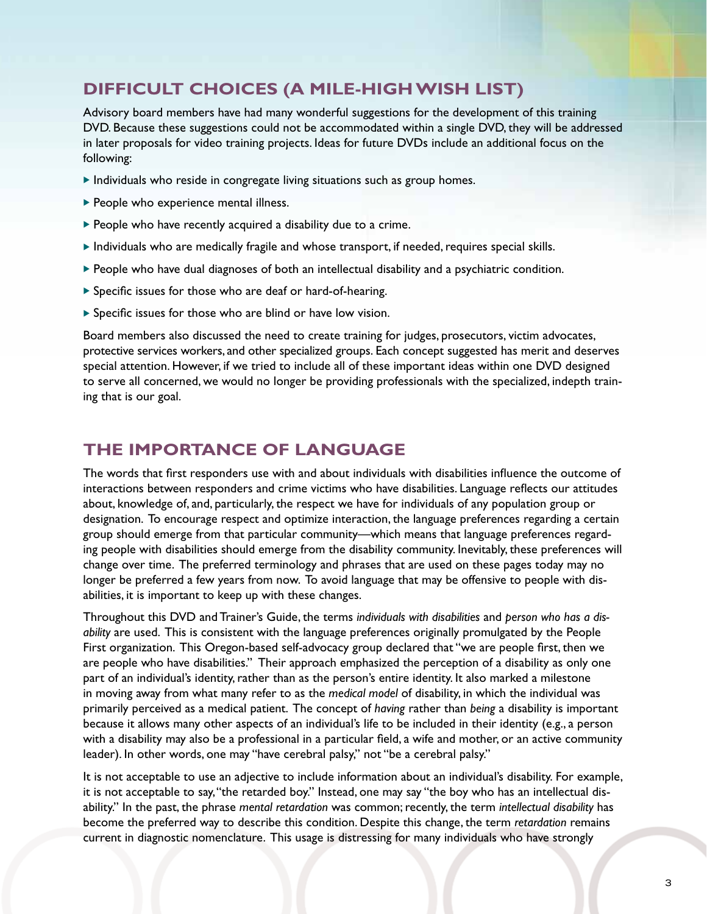## DIFFICULT CHOICES (A MILE-HIGH WISH LIST)

Advisory board members have had many wonderful suggestions for the development of this training DVD. Because these suggestions could not be accommodated within a single DVD, they will be addressed in later proposals for video training projects. Ideas for future DVDs include an additional focus on the following:

- Individuals who reside in congregate living situations such as group homes.
- People who experience mental illness.
- People who have recently acquired a disability due to a crime.
- Individuals who are medically fragile and whose transport, if needed, requires special skills.
- People who have dual diagnoses of both an intellectual disability and a psychiatric condition.
- Specific issues for those who are deaf or hard-of-hearing.
- Specific issues for those who are blind or have low vision.

Board members also discussed the need to create training for judges, prosecutors, victim advocates, protective services workers, and other specialized groups. Each concept suggested has merit and deserves special attention. However, if we tried to include all of these important ideas within one DVD designed to serve all concerned, we would no longer be providing professionals with the specialized, indepth training that is our goal.

## THE IMPORTANCE OF LANGUAGE

The words that first responders use with and about individuals with disabilities influence the outcome of interactions between responders and crime victims who have disabilities. Language reflects our attitudes about, knowledge of, and, particularly, the respect we have for individuals of any population group or designation. To encourage respect and optimize interaction, the language preferences regarding a certain group should emerge from that particular community—which means that language preferences regarding people with disabilities should emerge from the disability community. Inevitably, these preferences will change over time. The preferred terminology and phrases that are used on these pages today may no longer be preferred a few years from now. To avoid language that may be offensive to people with disabilities, it is important to keep up with these changes.

Throughout this DVD and Trainer's Guide, the terms *individuals with disabilities* and *person who has a disability* are used. This is consistent with the language preferences originally promulgated by the People First organization. This Oregon-based self-advocacy group declared that "we are people first, then we are people who have disabilities." Their approach emphasized the perception of a disability as only one part of an individual's identity, rather than as the person's entire identity. It also marked a milestone in moving away from what many refer to as the *medical model* of disability, in which the individual was primarily perceived as a medical patient. The concept of *having* rather than *being* a disability is important because it allows many other aspects of an individual's life to be included in their identity (e.g., a person with a disability may also be a professional in a particular field, a wife and mother, or an active community leader). In other words, one may "have cerebral palsy," not "be a cerebral palsy."

It is not acceptable to use an adjective to include information about an individual's disability. For example, it is not acceptable to say, "the retarded boy." Instead, one may say "the boy who has an intellectual disability." In the past, the phrase *mental retardation* was common; recently, the term *intellectual disability* has become the preferred way to describe this condition. Despite this change, the term *retardation* remains current in diagnostic nomenclature. This usage is distressing for many individuals who have strongly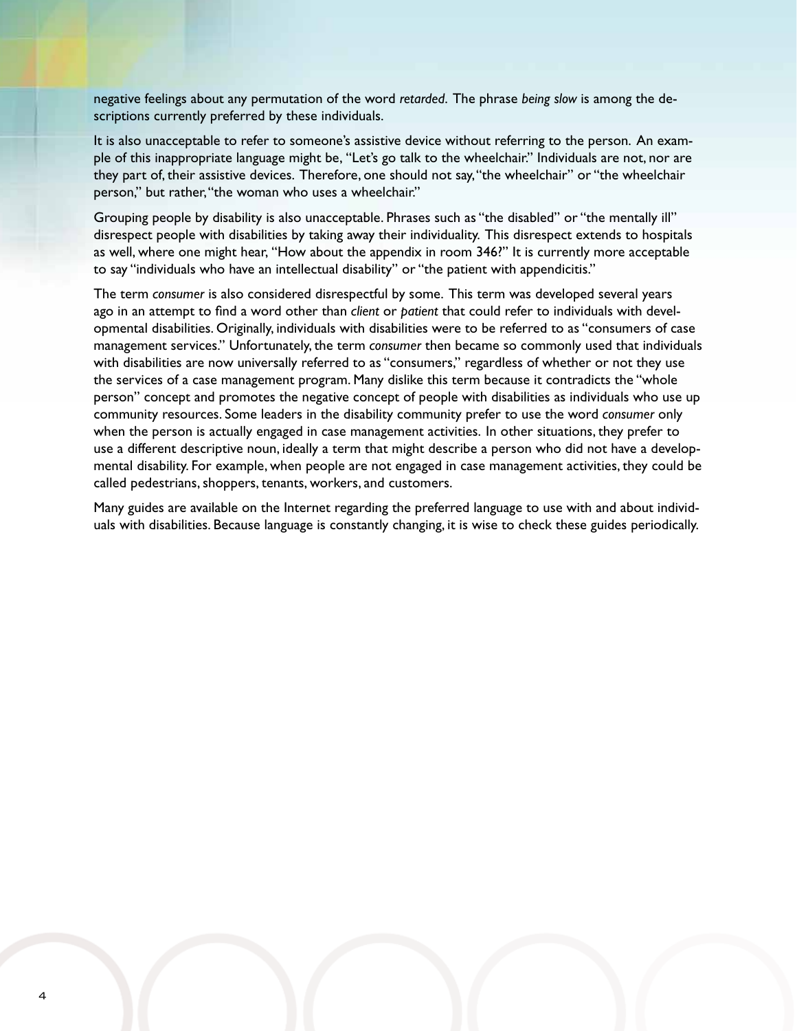negative feelings about any permutation of the word *retarded*. The phrase *being slow* is among the descriptions currently preferred by these individuals.

It is also unacceptable to refer to someone's assistive device without referring to the person. An example of this inappropriate language might be, "Let's go talk to the wheelchair." Individuals are not, nor are they part of, their assistive devices. Therefore, one should not say, "the wheelchair" or "the wheelchair person," but rather, "the woman who uses a wheelchair."

Grouping people by disability is also unacceptable. Phrases such as "the disabled" or "the mentally ill" disrespect people with disabilities by taking away their individuality. This disrespect extends to hospitals as well, where one might hear, "How about the appendix in room 346?" It is currently more acceptable to say "individuals who have an intellectual disability" or "the patient with appendicitis."

The term *consumer* is also considered disrespectful by some. This term was developed several years ago in an attempt to find a word other than *client* or *patient* that could refer to individuals with developmental disabilities. Originally, individuals with disabilities were to be referred to as "consumers of case management services." Unfortunately, the term *consumer* then became so commonly used that individuals with disabilities are now universally referred to as "consumers," regardless of whether or not they use the services of a case management program. Many dislike this term because it contradicts the "whole person" concept and promotes the negative concept of people with disabilities as individuals who use up community resources. Some leaders in the disability community prefer to use the word *consumer* only when the person is actually engaged in case management activities. In other situations, they prefer to use a different descriptive noun, ideally a term that might describe a person who did not have a developmental disability. For example, when people are not engaged in case management activities, they could be called pedestrians, shoppers, tenants, workers, and customers.

Many guides are available on the Internet regarding the preferred language to use with and about individuals with disabilities. Because language is constantly changing, it is wise to check these guides periodically.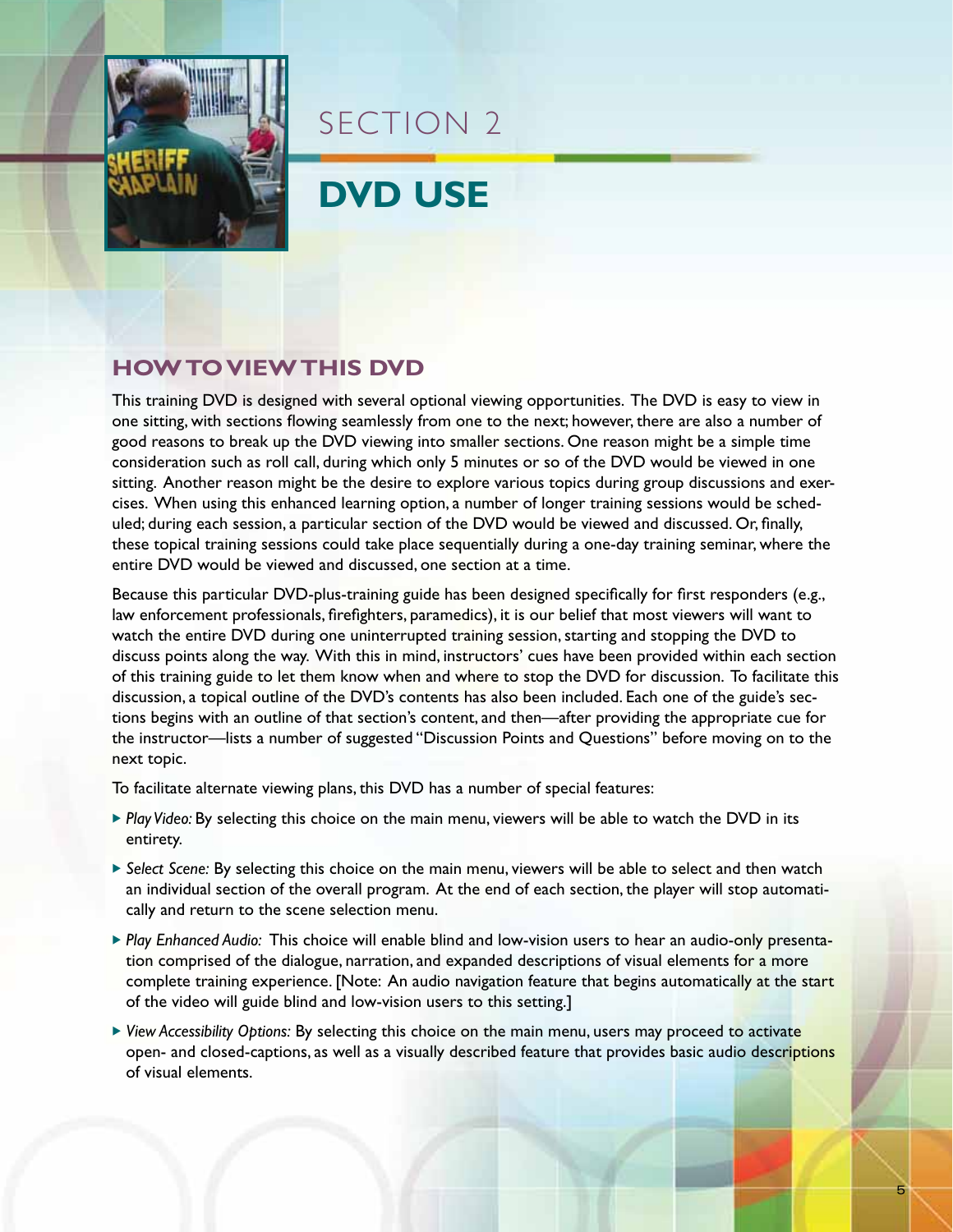# SECTION 2

# DVD USE

## HOW TO VIEW THIS DVD

This training DVD is designed with several optional viewing opportunities. The DVD is easy to view in one sitting, with sections flowing seamlessly from one to the next; however, there are also a number of good reasons to break up the DVD viewing into smaller sections. One reason might be a simple time consideration such as roll call, during which only 5 minutes or so of the DVD would be viewed in one sitting. Another reason might be the desire to explore various topics during group discussions and exercises. When using this enhanced learning option, a number of longer training sessions would be scheduled; during each session, a particular section of the DVD would be viewed and discussed. Or, finally, these topical training sessions could take place sequentially during a one-day training seminar, where the entire DVD would be viewed and discussed, one section at a time.

Because this particular DVD-plus-training guide has been designed specifically for first responders (e.g., law enforcement professionals, firefighters, paramedics), it is our belief that most viewers will want to watch the entire DVD during one uninterrupted training session, starting and stopping the DVD to discuss points along the way. With this in mind, instructors' cues have been provided within each section of this training guide to let them know when and where to stop the DVD for discussion. To facilitate this discussion, a topical outline of the DVD's contents has also been included. Each one of the guide's sections begins with an outline of that section's content, and then—after providing the appropriate cue for the instructor—lists a number of suggested "Discussion Points and Questions" before moving on to the next topic.

To facilitate alternate viewing plans, this DVD has a number of special features:

- *Play Video:* By selecting this choice on the main menu, viewers will be able to watch the DVD in its entirety.
- *Select Scene:* By selecting this choice on the main menu, viewers will be able to select and then watch an individual section of the overall program. At the end of each section, the player will stop automatically and return to the scene selection menu.
- *Play Enhanced Audio:* This choice will enable blind and low-vision users to hear an audio-only presentation comprised of the dialogue, narration, and expanded descriptions of visual elements for a more complete training experience. [Note: An audio navigation feature that begins automatically at the start of the video will guide blind and low-vision users to this setting.]
- *View Accessibility Options:* By selecting this choice on the main menu, users may proceed to activate open- and closed-captions, as well as a visually described feature that provides basic audio descriptions of visual elements.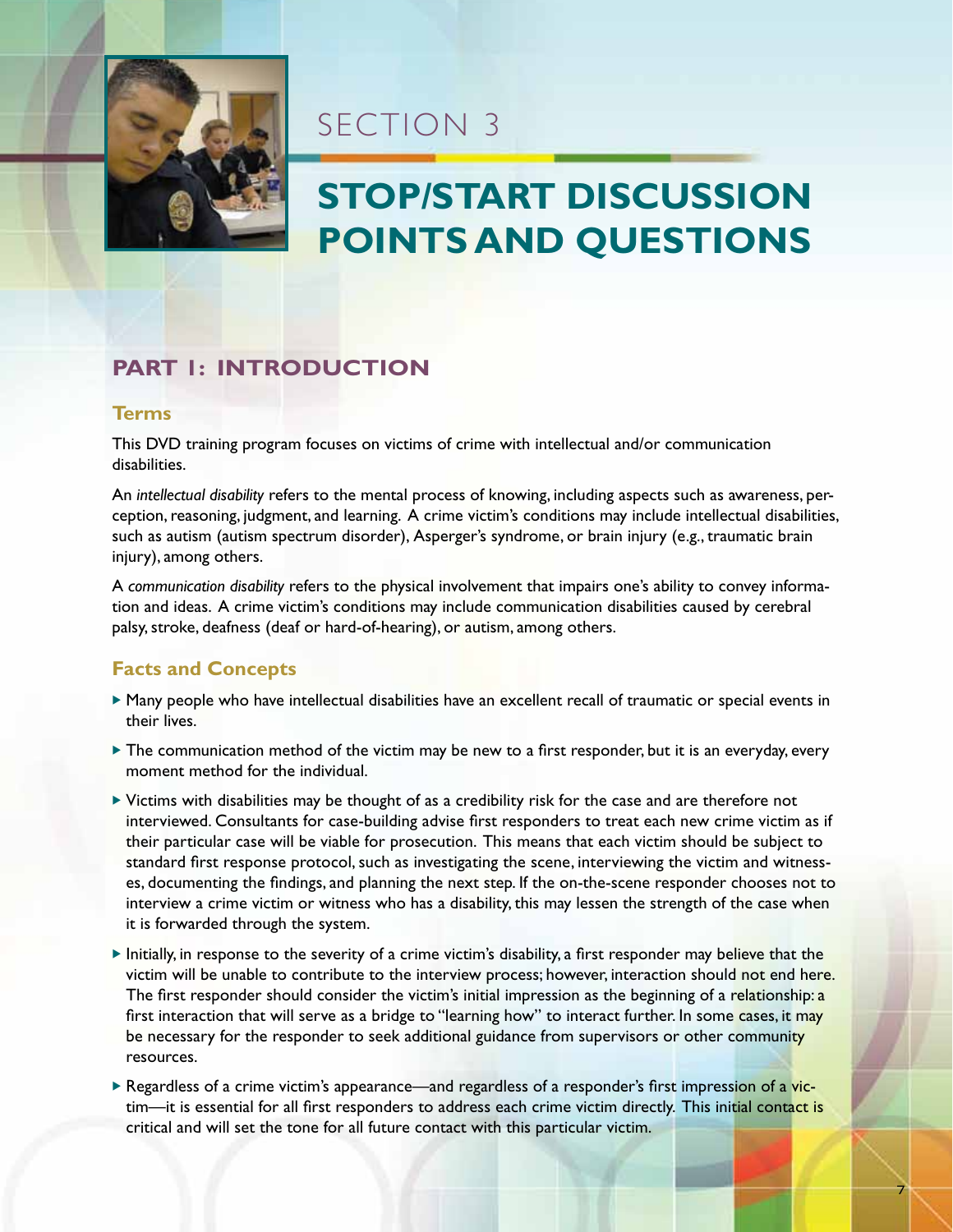# SECTION 3

# STOP/START DISCUSSION POINTS AND QUESTIONS

## PART 1: INTRODUCTION

### Terms

This DVD training program focuses on victims of crime with intellectual and/or communication disabilities.

An *intellectual disability* refers to the mental process of knowing, including aspects such as awareness, perception, reasoning, judgment, and learning. A crime victim's conditions may include intellectual disabilities, such as autism (autism spectrum disorder), Asperger's syndrome, or brain injury (e.g., traumatic brain injury), among others.

A *communication disability* refers to the physical involvement that impairs one's ability to convey information and ideas. A crime victim's conditions may include communication disabilities caused by cerebral palsy, stroke, deafness (deaf or hard-of-hearing), or autism, among others.

### Facts and Concepts

- Many people who have intellectual disabilities have an excellent recall of traumatic or special events in their lives.
- The communication method of the victim may be new to a first responder, but it is an everyday, every moment method for the individual.
- Victims with disabilities may be thought of as a credibility risk for the case and are therefore not interviewed. Consultants for case-building advise first responders to treat each new crime victim as if their particular case will be viable for prosecution. This means that each victim should be subject to standard first response protocol, such as investigating the scene, interviewing the victim and witnesses, documenting the findings, and planning the next step. If the on-the-scene responder chooses not to interview a crime victim or witness who has a disability, this may lessen the strength of the case when it is forwarded through the system.
- Initially, in response to the severity of a crime victim's disability, a first responder may believe that the victim will be unable to contribute to the interview process; however, interaction should not end here. The first responder should consider the victim's initial impression as the beginning of a relationship: a first interaction that will serve as a bridge to "learning how" to interact further. In some cases, it may be necessary for the responder to seek additional guidance from supervisors or other community resources.
- Regardless of a crime victim's appearance—and regardless of a responder's first impression of a victim—it is essential for all first responders to address each crime victim directly. This initial contact is critical and will set the tone for all future contact with this particular victim.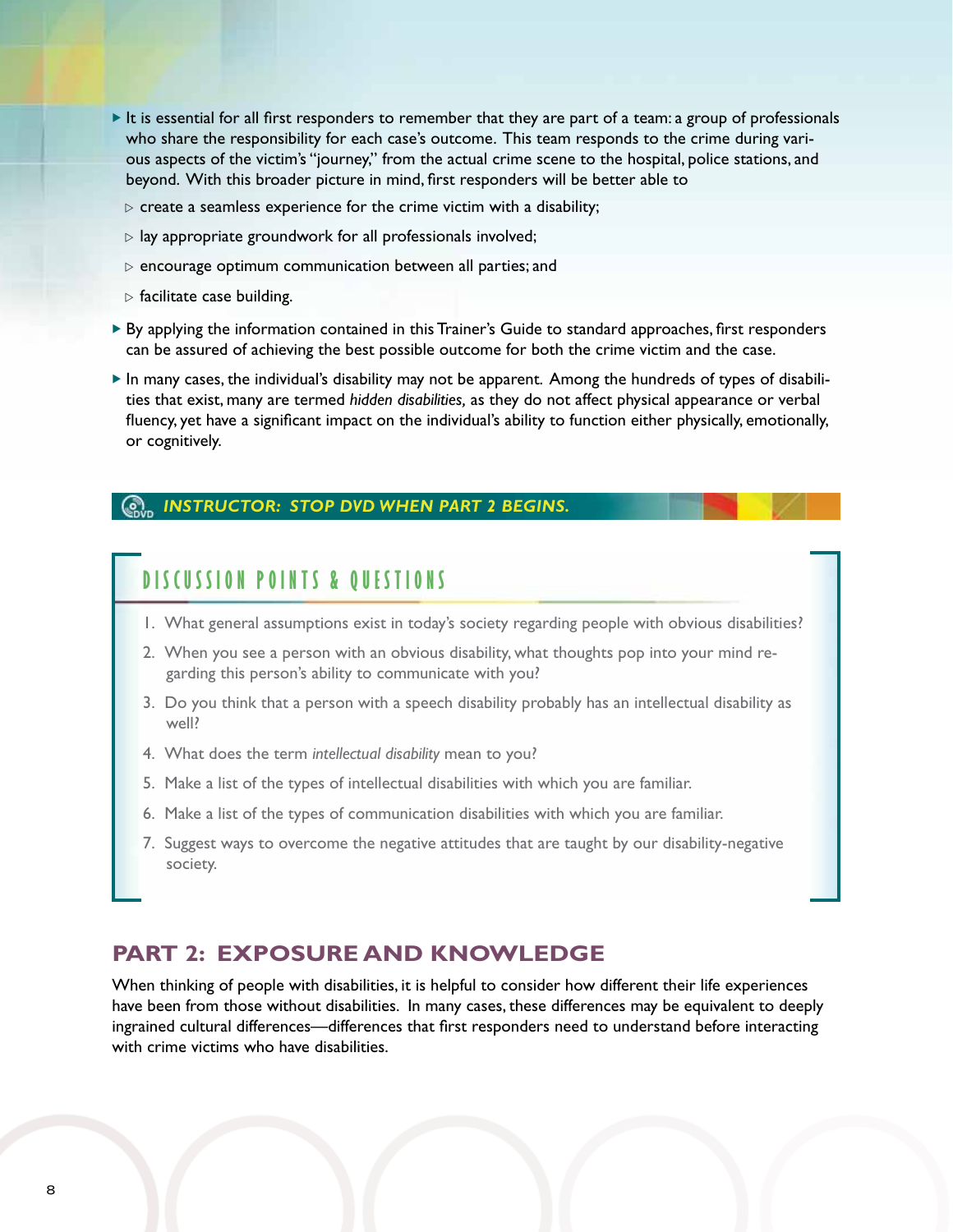- It is essential for all first responders to remember that they are part of a team: a group of professionals who share the responsibility for each case's outcome. This team responds to the crime during various aspects of the victim's "journey," from the actual crime scene to the hospital, police stations, and beyond. With this broader picture in mind, first responders will be better able to
  - create a seamless experience for the crime victim with a disability;
  - lay appropriate groundwork for all professionals involved;
  - encourage optimum communication between all parties; and
  - facilitate case building.
- By applying the information contained in this Trainer's Guide to standard approaches, first responders can be assured of achieving the best possible outcome for both the crime victim and the case.
- In many cases, the individual's disability may not be apparent. Among the hundreds of types of disabilities that exist, many are termed *hidden disabilities,* as they do not affect physical appearance or verbal fluency, yet have a significant impact on the individual's ability to function either physically, emotionally, or cognitively.

***INSTRUCTOR: STOP DVD WHEN PART 2 BEGINS.***

### DISCUSSION POINTS & QUESTIONS

1. What general assumptions exist in today's society regarding people with obvious disabilities?
2. When you see a person with an obvious disability, what thoughts pop into your mind regarding this person's ability to communicate with you?
3. Do you think that a person with a speech disability probably has an intellectual disability as well?
4. What does the term *intellectual disability* mean to you?
5. Make a list of the types of intellectual disabilities with which you are familiar.
6. Make a list of the types of communication disabilities with which you are familiar.
7. Suggest ways to overcome the negative attitudes that are taught by our disability-negative society.

## PART 2: EXPOSURE AND KNOWLEDGE

When thinking of people with disabilities, it is helpful to consider how different their life experiences have been from those without disabilities. In many cases, these differences may be equivalent to deeply ingrained cultural differences—differences that first responders need to understand before interacting with crime victims who have disabilities.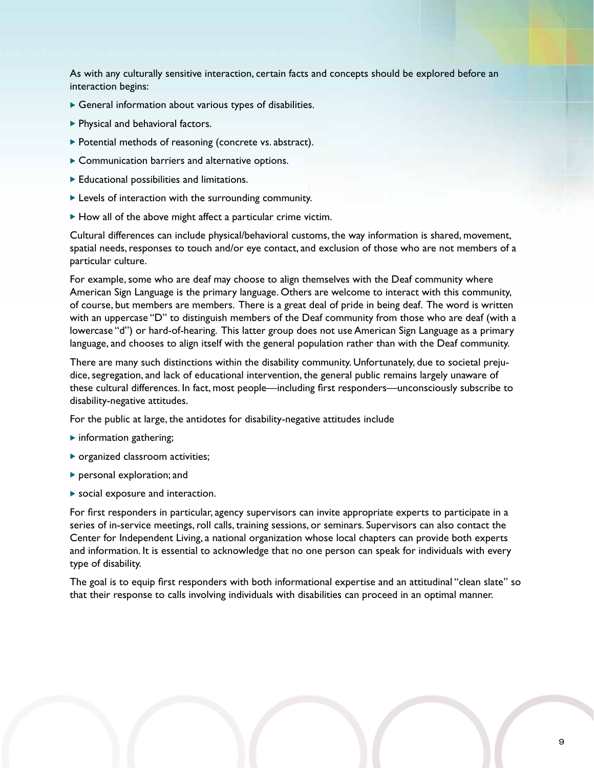As with any culturally sensitive interaction, certain facts and concepts should be explored before an interaction begins:

- General information about various types of disabilities.
- Physical and behavioral factors.
- Potential methods of reasoning (concrete vs. abstract).
- Communication barriers and alternative options.
- Educational possibilities and limitations.
- Levels of interaction with the surrounding community.
- How all of the above might affect a particular crime victim.

Cultural differences can include physical/behavioral customs, the way information is shared, movement, spatial needs, responses to touch and/or eye contact, and exclusion of those who are not members of a particular culture.

For example, some who are deaf may choose to align themselves with the Deaf community where American Sign Language is the primary language. Others are welcome to interact with this community, of course, but members are members. There is a great deal of pride in being deaf. The word is written with an uppercase "D" to distinguish members of the Deaf community from those who are deaf (with a lowercase "d") or hard-of-hearing. This latter group does not use American Sign Language as a primary language, and chooses to align itself with the general population rather than with the Deaf community.

There are many such distinctions within the disability community. Unfortunately, due to societal prejudice, segregation, and lack of educational intervention, the general public remains largely unaware of these cultural differences. In fact, most people—including first responders—unconsciously subscribe to disability-negative attitudes.

For the public at large, the antidotes for disability-negative attitudes include

- information gathering;
- organized classroom activities;
- personal exploration; and
- social exposure and interaction.

For first responders in particular, agency supervisors can invite appropriate experts to participate in a series of in-service meetings, roll calls, training sessions, or seminars. Supervisors can also contact the Center for Independent Living, a national organization whose local chapters can provide both experts and information. It is essential to acknowledge that no one person can speak for individuals with every type of disability.

The goal is to equip first responders with both informational expertise and an attitudinal "clean slate" so that their response to calls involving individuals with disabilities can proceed in an optimal manner.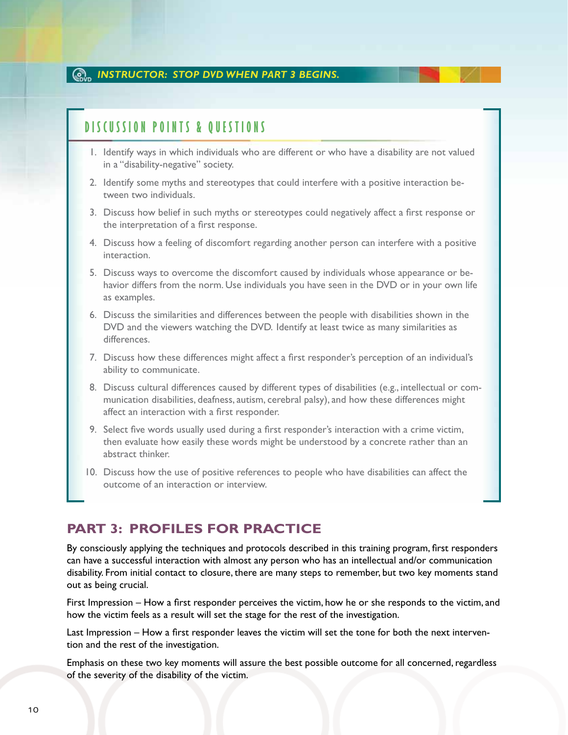***INSTRUCTOR: STOP DVD WHEN PART 3 BEGINS.***

## DISCUSSION POINTS & QUESTIONS

1. Identify ways in which individuals who are different or who have a disability are not valued in a "disability-negative" society.
2. Identify some myths and stereotypes that could interfere with a positive interaction between two individuals.
3. Discuss how belief in such myths or stereotypes could negatively affect a first response or the interpretation of a first response.
4. Discuss how a feeling of discomfort regarding another person can interfere with a positive interaction.
5. Discuss ways to overcome the discomfort caused by individuals whose appearance or behavior differs from the norm. Use individuals you have seen in the DVD or in your own life as examples.
6. Discuss the similarities and differences between the people with disabilities shown in the DVD and the viewers watching the DVD. Identify at least twice as many similarities as differences.
7. Discuss how these differences might affect a first responder's perception of an individual's ability to communicate.
8. Discuss cultural differences caused by different types of disabilities (e.g., intellectual or communication disabilities, deafness, autism, cerebral palsy), and how these differences might affect an interaction with a first responder.
9. Select five words usually used during a first responder's interaction with a crime victim, then evaluate how easily these words might be understood by a concrete rather than an abstract thinker.
10. Discuss how the use of positive references to people who have disabilities can affect the outcome of an interaction or interview.

## PART 3: PROFILES FOR PRACTICE

By consciously applying the techniques and protocols described in this training program, first responders can have a successful interaction with almost any person who has an intellectual and/or communication disability. From initial contact to closure, there are many steps to remember, but two key moments stand out as being crucial.

First Impression – How a first responder perceives the victim, how he or she responds to the victim, and how the victim feels as a result will set the stage for the rest of the investigation.

Last Impression – How a first responder leaves the victim will set the tone for both the next intervention and the rest of the investigation.

Emphasis on these two key moments will assure the best possible outcome for all concerned, regardless of the severity of the disability of the victim.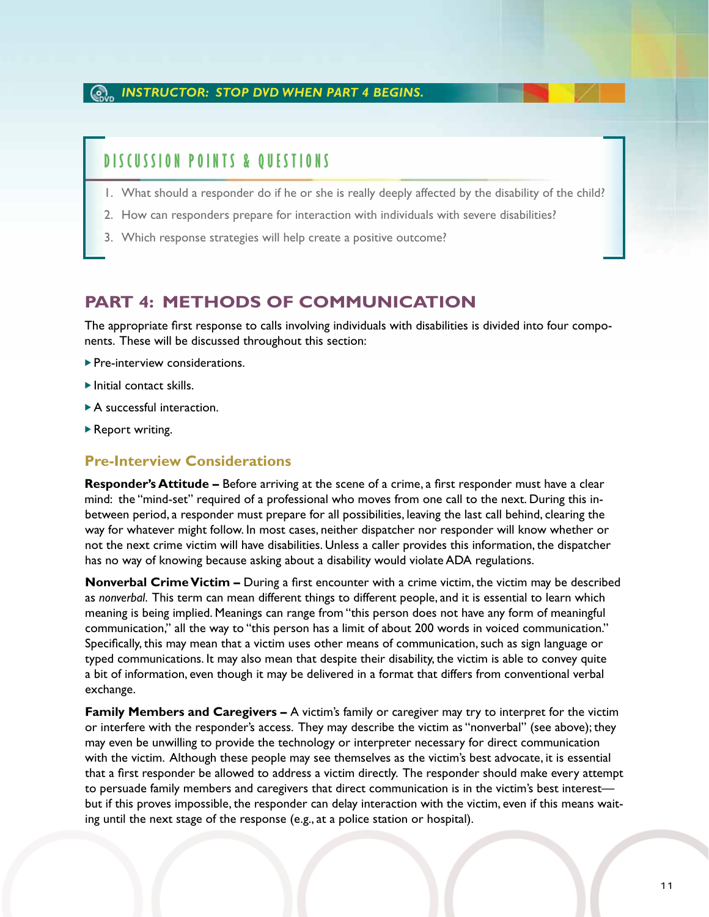*INSTRUCTOR: STOP DVD WHEN PART 4 BEGINS.*

## DISCUSSION POINTS & QUESTIONS

1. What should a responder do if he or she is really deeply affected by the disability of the child?
2. How can responders prepare for interaction with individuals with severe disabilities?
3. Which response strategies will help create a positive outcome?

## PART 4: METHODS OF COMMUNICATION

The appropriate first response to calls involving individuals with disabilities is divided into four components. These will be discussed throughout this section:

- Pre-interview considerations.
- Initial contact skills.
- A successful interaction.
- Report writing.

### Pre-Interview Considerations

**Responder's Attitude –** Before arriving at the scene of a crime, a first responder must have a clear mind: the "mind-set" required of a professional who moves from one call to the next. During this in-between period, a responder must prepare for all possibilities, leaving the last call behind, clearing the way for whatever might follow. In most cases, neither dispatcher nor responder will know whether or not the next crime victim will have disabilities. Unless a caller provides this information, the dispatcher has no way of knowing because asking about a disability would violate ADA regulations.

**Nonverbal Crime Victim –** During a first encounter with a crime victim, the victim may be described as *nonverbal*. This term can mean different things to different people, and it is essential to learn which meaning is being implied. Meanings can range from "this person does not have any form of meaningful communication," all the way to "this person has a limit of about 200 words in voiced communication." Specifically, this may mean that a victim uses other means of communication, such as sign language or typed communications. It may also mean that despite their disability, the victim is able to convey quite a bit of information, even though it may be delivered in a format that differs from conventional verbal exchange.

**Family Members and Caregivers –** A victim's family or caregiver may try to interpret for the victim or interfere with the responder's access. They may describe the victim as "nonverbal" (see above); they may even be unwilling to provide the technology or interpreter necessary for direct communication with the victim. Although these people may see themselves as the victim's best advocate, it is essential that a first responder be allowed to address a victim directly. The responder should make every attempt to persuade family members and caregivers that direct communication is in the victim's best interest—but if this proves impossible, the responder can delay interaction with the victim, even if this means waiting until the next stage of the response (e.g., at a police station or hospital).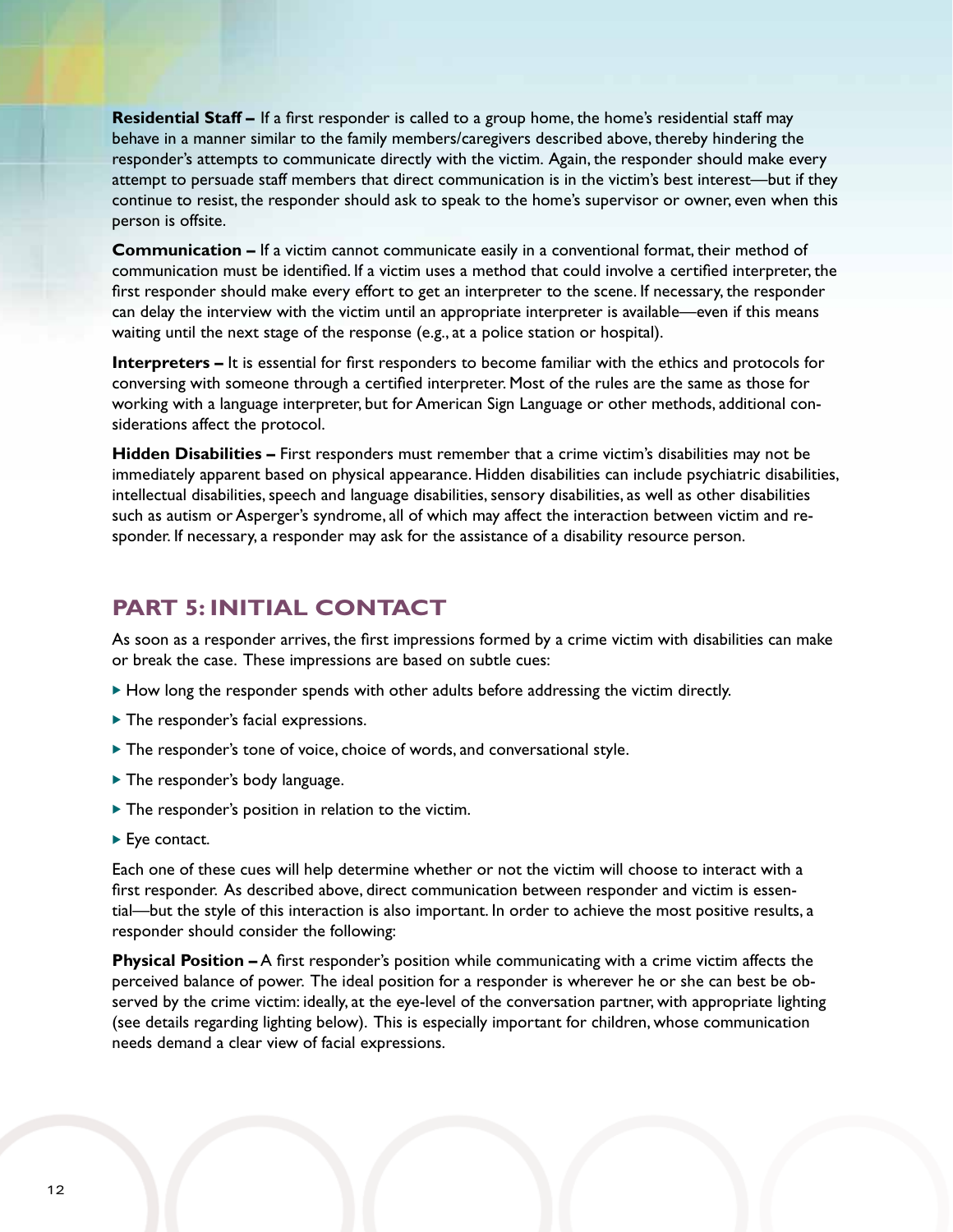**Residential Staff –** If a first responder is called to a group home, the home's residential staff may behave in a manner similar to the family members/caregivers described above, thereby hindering the responder's attempts to communicate directly with the victim. Again, the responder should make every attempt to persuade staff members that direct communication is in the victim's best interest—but if they continue to resist, the responder should ask to speak to the home's supervisor or owner, even when this person is offsite.

**Communication –** If a victim cannot communicate easily in a conventional format, their method of communication must be identified. If a victim uses a method that could involve a certified interpreter, the first responder should make every effort to get an interpreter to the scene. If necessary, the responder can delay the interview with the victim until an appropriate interpreter is available—even if this means waiting until the next stage of the response (e.g., at a police station or hospital).

**Interpreters –** It is essential for first responders to become familiar with the ethics and protocols for conversing with someone through a certified interpreter. Most of the rules are the same as those for working with a language interpreter, but for American Sign Language or other methods, additional considerations affect the protocol.

**Hidden Disabilities –** First responders must remember that a crime victim's disabilities may not be immediately apparent based on physical appearance. Hidden disabilities can include psychiatric disabilities, intellectual disabilities, speech and language disabilities, sensory disabilities, as well as other disabilities such as autism or Asperger's syndrome, all of which may affect the interaction between victim and responder. If necessary, a responder may ask for the assistance of a disability resource person.

## PART 5: INITIAL CONTACT

As soon as a responder arrives, the first impressions formed by a crime victim with disabilities can make or break the case. These impressions are based on subtle cues:

- How long the responder spends with other adults before addressing the victim directly.
- The responder's facial expressions.
- The responder's tone of voice, choice of words, and conversational style.
- The responder's body language.
- The responder's position in relation to the victim.
- Eye contact.

Each one of these cues will help determine whether or not the victim will choose to interact with a first responder. As described above, direct communication between responder and victim is essential—but the style of this interaction is also important. In order to achieve the most positive results, a responder should consider the following:

**Physical Position –** A first responder's position while communicating with a crime victim affects the perceived balance of power. The ideal position for a responder is wherever he or she can best be observed by the crime victim: ideally, at the eye-level of the conversation partner, with appropriate lighting (see details regarding lighting below). This is especially important for children, whose communication needs demand a clear view of facial expressions.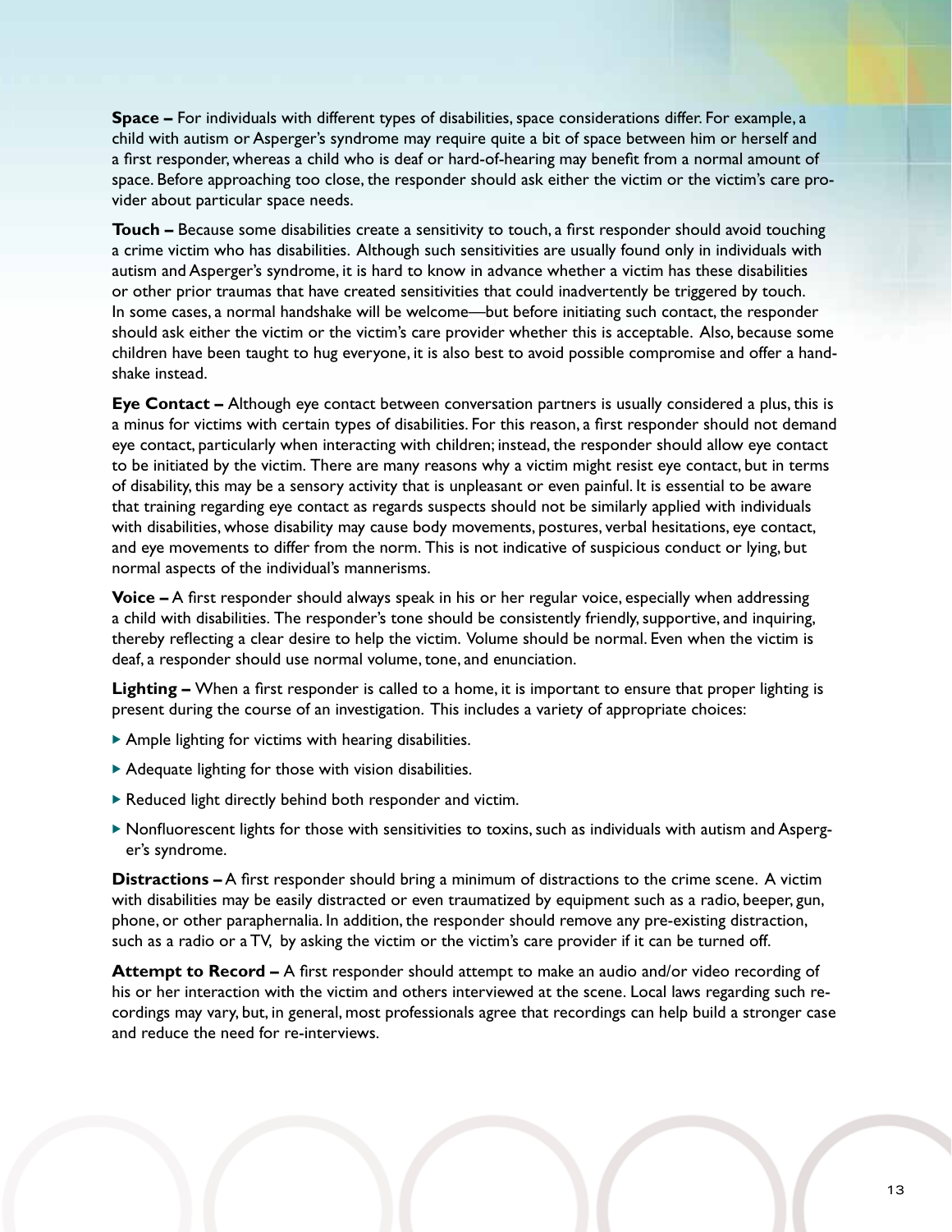**Space –** For individuals with different types of disabilities, space considerations differ. For example, a child with autism or Asperger's syndrome may require quite a bit of space between him or herself and a first responder, whereas a child who is deaf or hard-of-hearing may benefit from a normal amount of space. Before approaching too close, the responder should ask either the victim or the victim's care provider about particular space needs.

**Touch –** Because some disabilities create a sensitivity to touch, a first responder should avoid touching a crime victim who has disabilities. Although such sensitivities are usually found only in individuals with autism and Asperger's syndrome, it is hard to know in advance whether a victim has these disabilities or other prior traumas that have created sensitivities that could inadvertently be triggered by touch. In some cases, a normal handshake will be welcome—but before initiating such contact, the responder should ask either the victim or the victim's care provider whether this is acceptable. Also, because some children have been taught to hug everyone, it is also best to avoid possible compromise and offer a handshake instead.

**Eye Contact –** Although eye contact between conversation partners is usually considered a plus, this is a minus for victims with certain types of disabilities. For this reason, a first responder should not demand eye contact, particularly when interacting with children; instead, the responder should allow eye contact to be initiated by the victim. There are many reasons why a victim might resist eye contact, but in terms of disability, this may be a sensory activity that is unpleasant or even painful. It is essential to be aware that training regarding eye contact as regards suspects should not be similarly applied with individuals with disabilities, whose disability may cause body movements, postures, verbal hesitations, eye contact, and eye movements to differ from the norm. This is not indicative of suspicious conduct or lying, but normal aspects of the individual's mannerisms.

**Voice –** A first responder should always speak in his or her regular voice, especially when addressing a child with disabilities. The responder's tone should be consistently friendly, supportive, and inquiring, thereby reflecting a clear desire to help the victim. Volume should be normal. Even when the victim is deaf, a responder should use normal volume, tone, and enunciation.

**Lighting –** When a first responder is called to a home, it is important to ensure that proper lighting is present during the course of an investigation. This includes a variety of appropriate choices:

- Ample lighting for victims with hearing disabilities.
- Adequate lighting for those with vision disabilities.
- Reduced light directly behind both responder and victim.
- Nonfluorescent lights for those with sensitivities to toxins, such as individuals with autism and Asperger's syndrome.

**Distractions –** A first responder should bring a minimum of distractions to the crime scene. A victim with disabilities may be easily distracted or even traumatized by equipment such as a radio, beeper, gun, phone, or other paraphernalia. In addition, the responder should remove any pre-existing distraction, such as a radio or a TV, by asking the victim or the victim's care provider if it can be turned off.

**Attempt to Record –** A first responder should attempt to make an audio and/or video recording of his or her interaction with the victim and others interviewed at the scene. Local laws regarding such recordings may vary, but, in general, most professionals agree that recordings can help build a stronger case and reduce the need for re-interviews.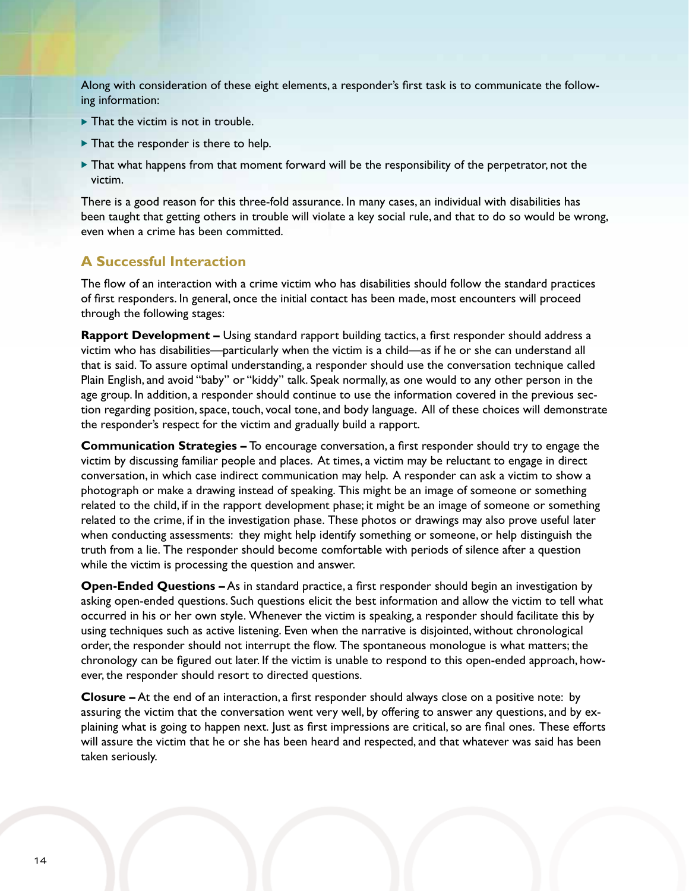Along with consideration of these eight elements, a responder's first task is to communicate the following information:

- That the victim is not in trouble.
- That the responder is there to help.
- That what happens from that moment forward will be the responsibility of the perpetrator, not the victim.

There is a good reason for this three-fold assurance. In many cases, an individual with disabilities has been taught that getting others in trouble will violate a key social rule, and that to do so would be wrong, even when a crime has been committed.

## A Successful Interaction

The flow of an interaction with a crime victim who has disabilities should follow the standard practices of first responders. In general, once the initial contact has been made, most encounters will proceed through the following stages:

**Rapport Development –** Using standard rapport building tactics, a first responder should address a victim who has disabilities—particularly when the victim is a child—as if he or she can understand all that is said. To assure optimal understanding, a responder should use the conversation technique called Plain English, and avoid "baby" or "kiddy" talk. Speak normally, as one would to any other person in the age group. In addition, a responder should continue to use the information covered in the previous section regarding position, space, touch, vocal tone, and body language. All of these choices will demonstrate the responder's respect for the victim and gradually build a rapport.

**Communication Strategies –** To encourage conversation, a first responder should try to engage the victim by discussing familiar people and places. At times, a victim may be reluctant to engage in direct conversation, in which case indirect communication may help. A responder can ask a victim to show a photograph or make a drawing instead of speaking. This might be an image of someone or something related to the child, if in the rapport development phase; it might be an image of someone or something related to the crime, if in the investigation phase. These photos or drawings may also prove useful later when conducting assessments: they might help identify something or someone, or help distinguish the truth from a lie. The responder should become comfortable with periods of silence after a question while the victim is processing the question and answer.

**Open-Ended Questions –** As in standard practice, a first responder should begin an investigation by asking open-ended questions. Such questions elicit the best information and allow the victim to tell what occurred in his or her own style. Whenever the victim is speaking, a responder should facilitate this by using techniques such as active listening. Even when the narrative is disjointed, without chronological order, the responder should not interrupt the flow. The spontaneous monologue is what matters; the chronology can be figured out later. If the victim is unable to respond to this open-ended approach, however, the responder should resort to directed questions.

**Closure –** At the end of an interaction, a first responder should always close on a positive note: by assuring the victim that the conversation went very well, by offering to answer any questions, and by explaining what is going to happen next. Just as first impressions are critical, so are final ones. These efforts will assure the victim that he or she has been heard and respected, and that whatever was said has been taken seriously.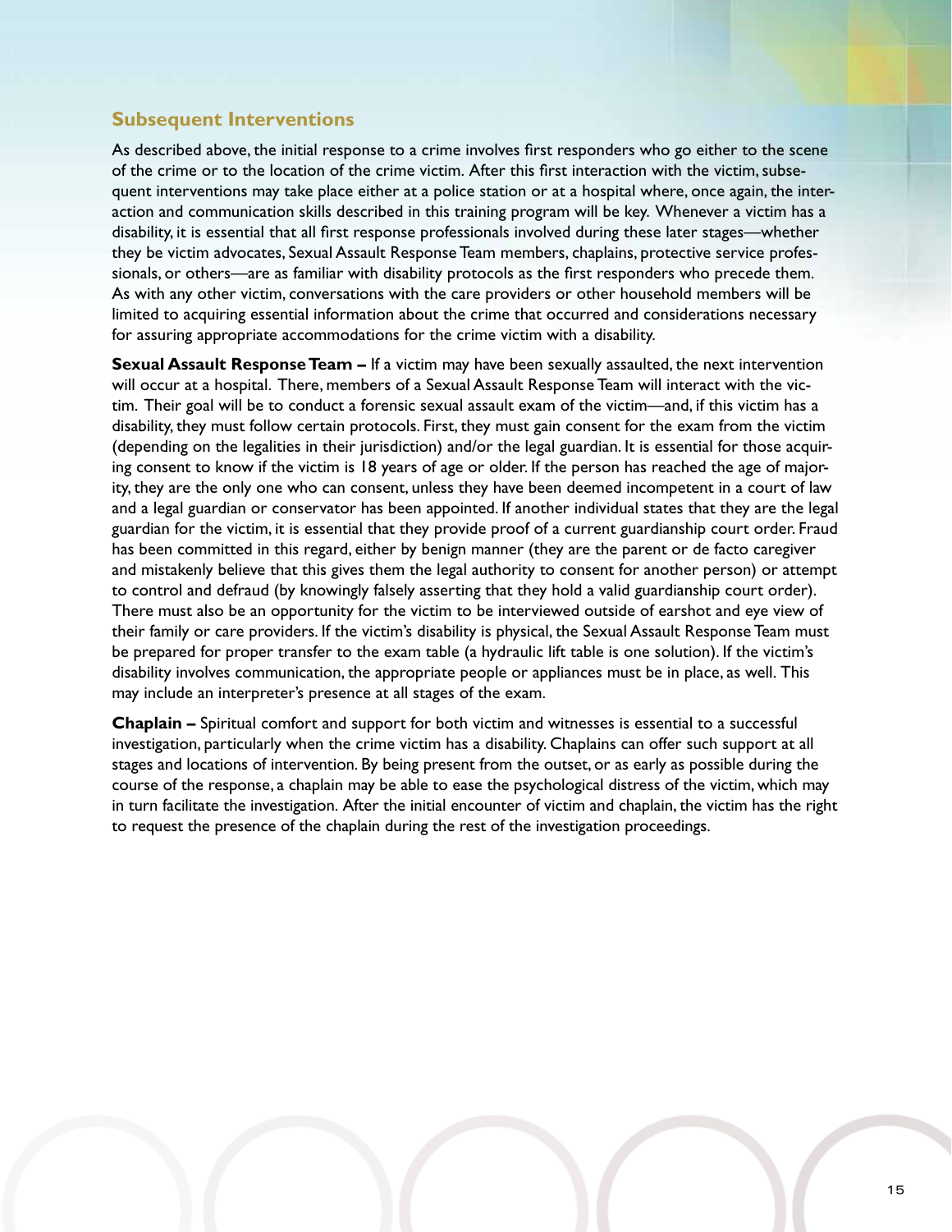## Subsequent Interventions

As described above, the initial response to a crime involves first responders who go either to the scene of the crime or to the location of the crime victim. After this first interaction with the victim, subsequent interventions may take place either at a police station or at a hospital where, once again, the interaction and communication skills described in this training program will be key. Whenever a victim has a disability, it is essential that all first response professionals involved during these later stages—whether they be victim advocates, Sexual Assault Response Team members, chaplains, protective service professionals, or others—are as familiar with disability protocols as the first responders who precede them. As with any other victim, conversations with the care providers or other household members will be limited to acquiring essential information about the crime that occurred and considerations necessary for assuring appropriate accommodations for the crime victim with a disability.

**Sexual Assault Response Team –** If a victim may have been sexually assaulted, the next intervention will occur at a hospital. There, members of a Sexual Assault Response Team will interact with the victim. Their goal will be to conduct a forensic sexual assault exam of the victim—and, if this victim has a disability, they must follow certain protocols. First, they must gain consent for the exam from the victim (depending on the legalities in their jurisdiction) and/or the legal guardian. It is essential for those acquiring consent to know if the victim is 18 years of age or older. If the person has reached the age of majority, they are the only one who can consent, unless they have been deemed incompetent in a court of law and a legal guardian or conservator has been appointed. If another individual states that they are the legal guardian for the victim, it is essential that they provide proof of a current guardianship court order. Fraud has been committed in this regard, either by benign manner (they are the parent or de facto caregiver and mistakenly believe that this gives them the legal authority to consent for another person) or attempt to control and defraud (by knowingly falsely asserting that they hold a valid guardianship court order). There must also be an opportunity for the victim to be interviewed outside of earshot and eye view of their family or care providers. If the victim's disability is physical, the Sexual Assault Response Team must be prepared for proper transfer to the exam table (a hydraulic lift table is one solution). If the victim's disability involves communication, the appropriate people or appliances must be in place, as well. This may include an interpreter's presence at all stages of the exam.

**Chaplain –** Spiritual comfort and support for both victim and witnesses is essential to a successful investigation, particularly when the crime victim has a disability. Chaplains can offer such support at all stages and locations of intervention. By being present from the outset, or as early as possible during the course of the response, a chaplain may be able to ease the psychological distress of the victim, which may in turn facilitate the investigation. After the initial encounter of victim and chaplain, the victim has the right to request the presence of the chaplain during the rest of the investigation proceedings.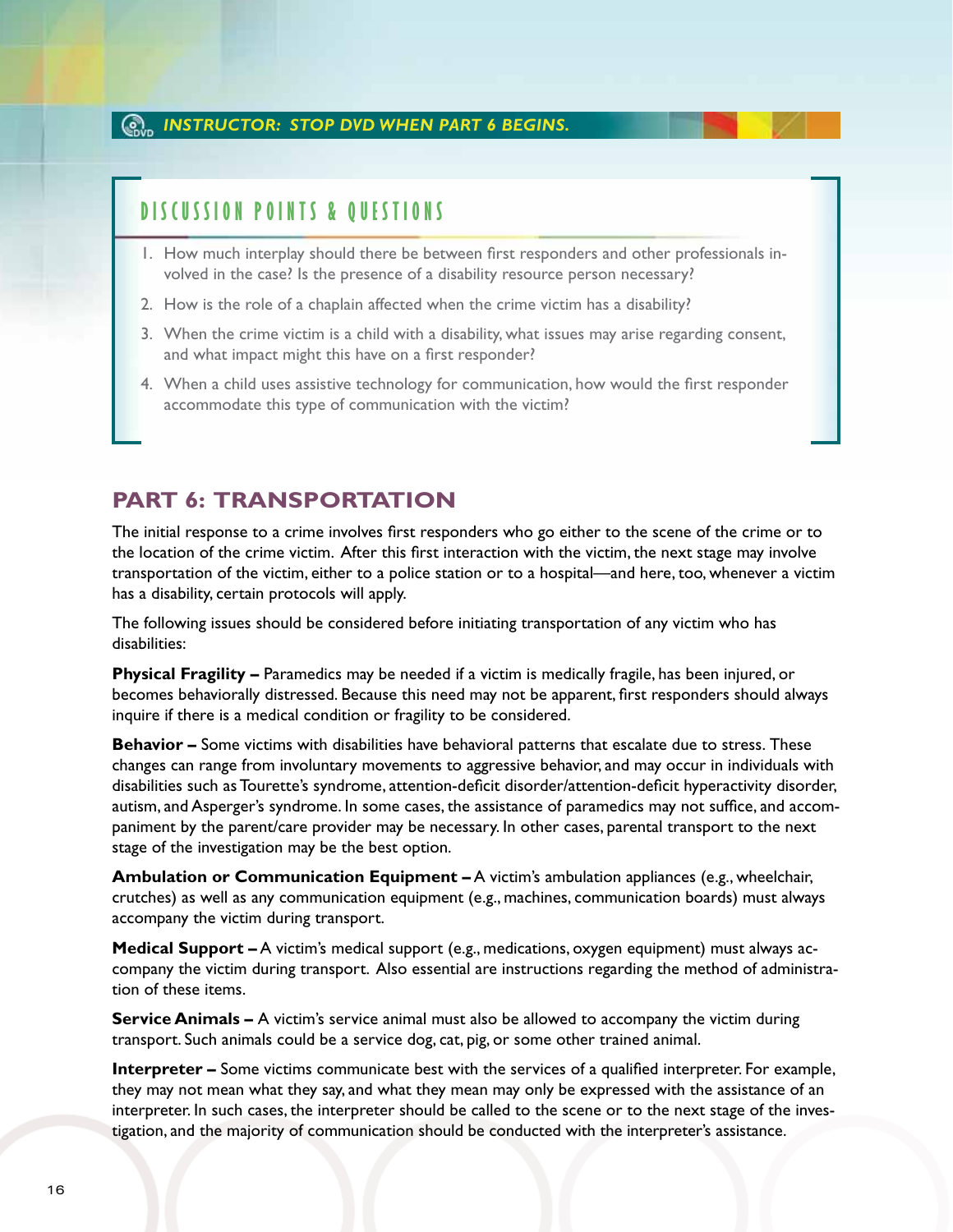**INSTRUCTOR: STOP DVD WHEN PART 6 BEGINS.**

## DISCUSSION POINTS & QUESTIONS

1. How much interplay should there be between first responders and other professionals involved in the case? Is the presence of a disability resource person necessary?
2. How is the role of a chaplain affected when the crime victim has a disability?
3. When the crime victim is a child with a disability, what issues may arise regarding consent, and what impact might this have on a first responder?
4. When a child uses assistive technology for communication, how would the first responder accommodate this type of communication with the victim?

## PART 6: TRANSPORTATION

The initial response to a crime involves first responders who go either to the scene of the crime or to the location of the crime victim. After this first interaction with the victim, the next stage may involve transportation of the victim, either to a police station or to a hospital—and here, too, whenever a victim has a disability, certain protocols will apply.

The following issues should be considered before initiating transportation of any victim who has disabilities:

**Physical Fragility –** Paramedics may be needed if a victim is medically fragile, has been injured, or becomes behaviorally distressed. Because this need may not be apparent, first responders should always inquire if there is a medical condition or fragility to be considered.

**Behavior –** Some victims with disabilities have behavioral patterns that escalate due to stress. These changes can range from involuntary movements to aggressive behavior, and may occur in individuals with disabilities such as Tourette's syndrome, attention-deficit disorder/attention-deficit hyperactivity disorder, autism, and Asperger's syndrome. In some cases, the assistance of paramedics may not suffice, and accompaniment by the parent/care provider may be necessary. In other cases, parental transport to the next stage of the investigation may be the best option.

**Ambulation or Communication Equipment –** A victim's ambulation appliances (e.g., wheelchair, crutches) as well as any communication equipment (e.g., machines, communication boards) must always accompany the victim during transport.

**Medical Support –** A victim's medical support (e.g., medications, oxygen equipment) must always accompany the victim during transport. Also essential are instructions regarding the method of administration of these items.

**Service Animals –** A victim's service animal must also be allowed to accompany the victim during transport. Such animals could be a service dog, cat, pig, or some other trained animal.

**Interpreter –** Some victims communicate best with the services of a qualified interpreter. For example, they may not mean what they say, and what they mean may only be expressed with the assistance of an interpreter. In such cases, the interpreter should be called to the scene or to the next stage of the investigation, and the majority of communication should be conducted with the interpreter's assistance.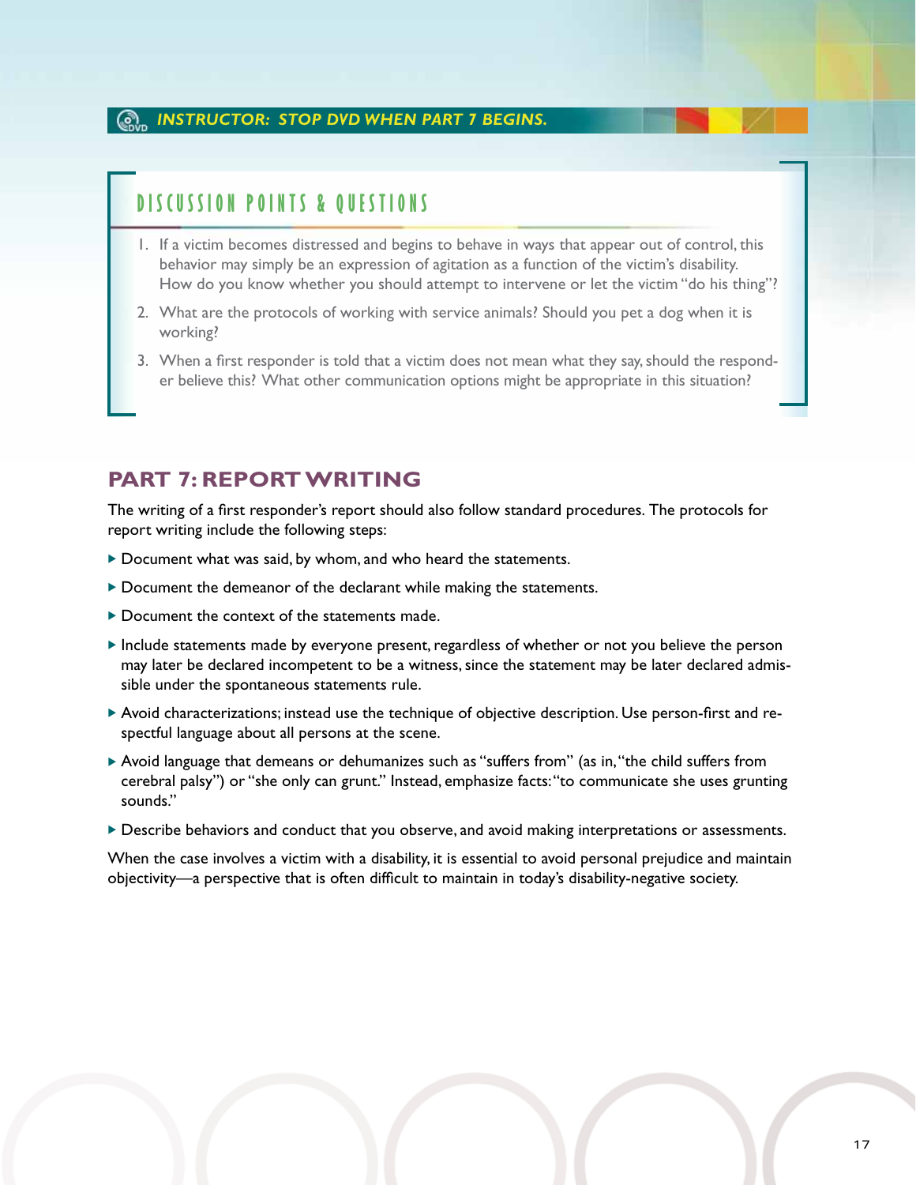*INSTRUCTOR: STOP DVD WHEN PART 7 BEGINS.*

## DISCUSSION POINTS & QUESTIONS

1. If a victim becomes distressed and begins to behave in ways that appear out of control, this behavior may simply be an expression of agitation as a function of the victim's disability. How do you know whether you should attempt to intervene or let the victim "do his thing"?
2. What are the protocols of working with service animals? Should you pet a dog when it is working?
3. When a first responder is told that a victim does not mean what they say, should the responder believe this? What other communication options might be appropriate in this situation?

## PART 7: REPORT WRITING

The writing of a first responder's report should also follow standard procedures. The protocols for report writing include the following steps:

- Document what was said, by whom, and who heard the statements.
- Document the demeanor of the declarant while making the statements.
- Document the context of the statements made.
- Include statements made by everyone present, regardless of whether or not you believe the person may later be declared incompetent to be a witness, since the statement may be later declared admissible under the spontaneous statements rule.
- Avoid characterizations; instead use the technique of objective description. Use person-first and respectful language about all persons at the scene.
- Avoid language that demeans or dehumanizes such as "suffers from" (as in, "the child suffers from cerebral palsy") or "she only can grunt." Instead, emphasize facts: "to communicate she uses grunting sounds."
- Describe behaviors and conduct that you observe, and avoid making interpretations or assessments.

When the case involves a victim with a disability, it is essential to avoid personal prejudice and maintain objectivity—a perspective that is often difficult to maintain in today's disability-negative society.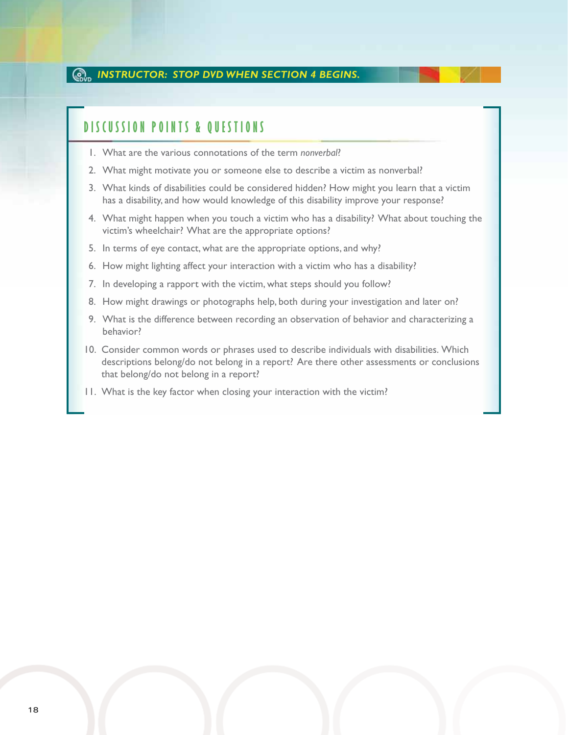**INSTRUCTOR: STOP DVD WHEN SECTION 4 BEGINS.**

## DISCUSSION POINTS & QUESTIONS

1. What are the various connotations of the term *nonverbal*?
2. What might motivate you or someone else to describe a victim as nonverbal?
3. What kinds of disabilities could be considered hidden? How might you learn that a victim has a disability, and how would knowledge of this disability improve your response?
4. What might happen when you touch a victim who has a disability? What about touching the victim's wheelchair? What are the appropriate options?
5. In terms of eye contact, what are the appropriate options, and why?
6. How might lighting affect your interaction with a victim who has a disability?
7. In developing a rapport with the victim, what steps should you follow?
8. How might drawings or photographs help, both during your investigation and later on?
9. What is the difference between recording an observation of behavior and characterizing a behavior?
10. Consider common words or phrases used to describe individuals with disabilities. Which descriptions belong/do not belong in a report? Are there other assessments or conclusions that belong/do not belong in a report?
11. What is the key factor when closing your interaction with the victim?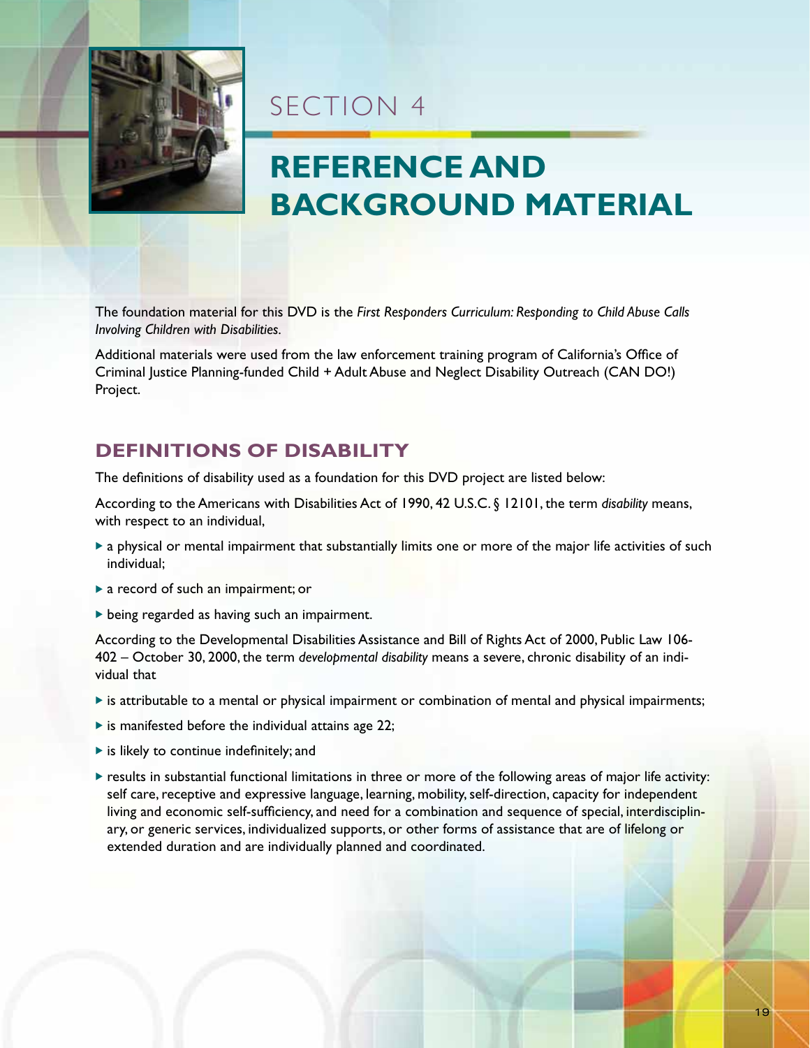SECTION 4

# REFERENCE AND BACKGROUND MATERIAL

The foundation material for this DVD is the *First Responders Curriculum: Responding to Child Abuse Calls Involving Children with Disabilities*.

Additional materials were used from the law enforcement training program of California's Office of Criminal Justice Planning-funded Child + Adult Abuse and Neglect Disability Outreach (CAN DO!) Project.

## DEFINITIONS OF DISABILITY

The definitions of disability used as a foundation for this DVD project are listed below:

According to the Americans with Disabilities Act of 1990, 42 U.S.C. § 12101, the term *disability* means, with respect to an individual,

- a physical or mental impairment that substantially limits one or more of the major life activities of such individual;
- a record of such an impairment; or
- being regarded as having such an impairment.

According to the Developmental Disabilities Assistance and Bill of Rights Act of 2000, Public Law 106-402 – October 30, 2000, the term *developmental disability* means a severe, chronic disability of an individual that

- is attributable to a mental or physical impairment or combination of mental and physical impairments;
- is manifested before the individual attains age 22;
- is likely to continue indefinitely; and
- results in substantial functional limitations in three or more of the following areas of major life activity: self care, receptive and expressive language, learning, mobility, self-direction, capacity for independent living and economic self-sufficiency, and need for a combination and sequence of special, interdisciplinary, or generic services, individualized supports, or other forms of assistance that are of lifelong or extended duration and are individually planned and coordinated.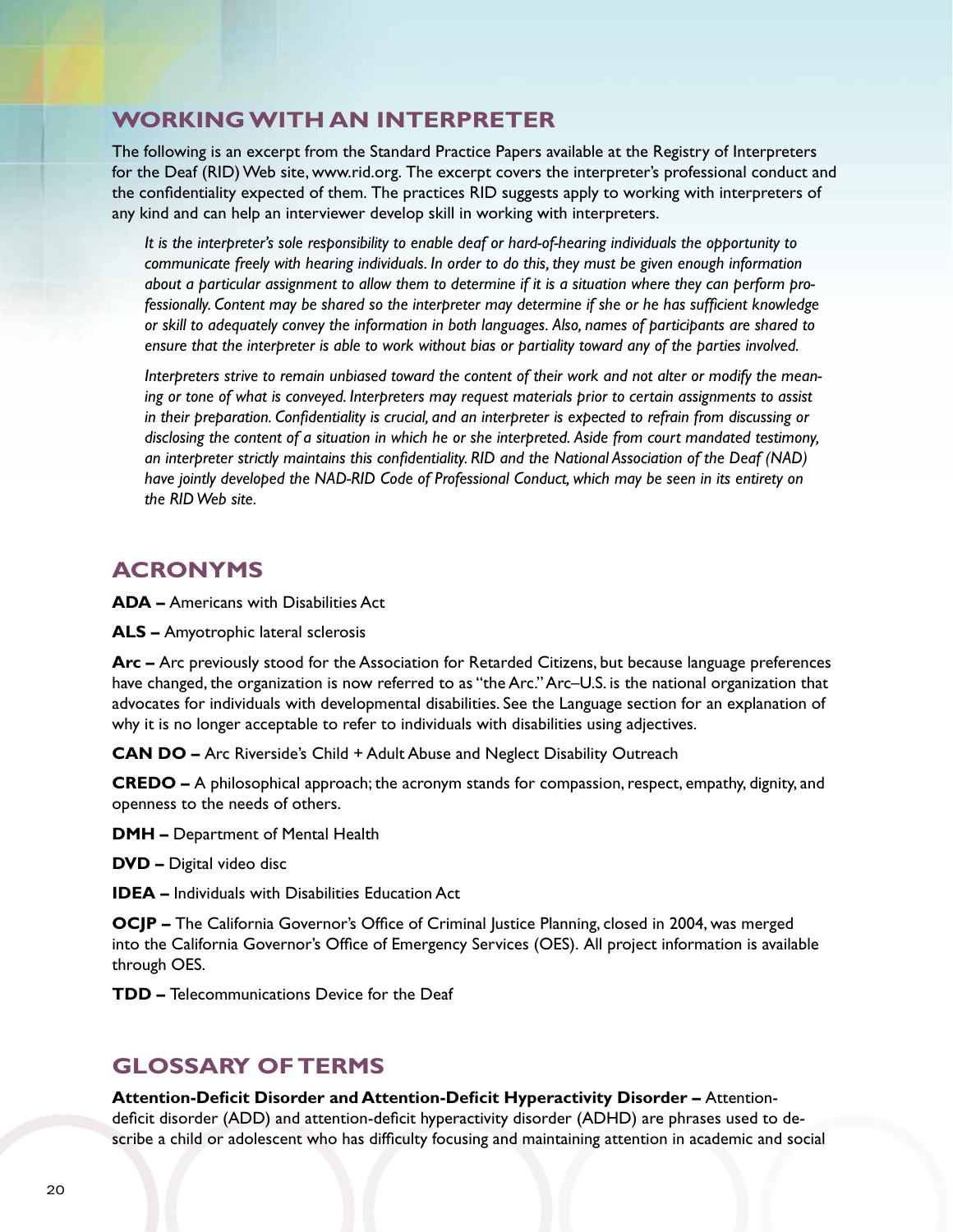## WORKING WITH AN INTERPRETER

The following is an excerpt from the Standard Practice Papers available at the Registry of Interpreters for the Deaf (RID) Web site, www.rid.org. The excerpt covers the interpreter's professional conduct and the confidentiality expected of them. The practices RID suggests apply to working with interpreters of any kind and can help an interviewer develop skill in working with interpreters.

> *It is the interpreter's sole responsibility to enable deaf or hard-of-hearing individuals the opportunity to communicate freely with hearing individuals. In order to do this, they must be given enough information about a particular assignment to allow them to determine if it is a situation where they can perform professionally. Content may be shared so the interpreter may determine if she or he has sufficient knowledge or skill to adequately convey the information in both languages. Also, names of participants are shared to ensure that the interpreter is able to work without bias or partiality toward any of the parties involved.*
>
> *Interpreters strive to remain unbiased toward the content of their work and not alter or modify the meaning or tone of what is conveyed. Interpreters may request materials prior to certain assignments to assist in their preparation. Confidentiality is crucial, and an interpreter is expected to refrain from discussing or disclosing the content of a situation in which he or she interpreted. Aside from court mandated testimony, an interpreter strictly maintains this confidentiality. RID and the National Association of the Deaf (NAD) have jointly developed the NAD-RID Code of Professional Conduct, which may be seen in its entirety on the RID Web site.*

## ACRONYMS

**ADA –** Americans with Disabilities Act

**ALS –** Amyotrophic lateral sclerosis

**Arc –** Arc previously stood for the Association for Retarded Citizens, but because language preferences have changed, the organization is now referred to as "the Arc." Arc–U.S. is the national organization that advocates for individuals with developmental disabilities. See the Language section for an explanation of why it is no longer acceptable to refer to individuals with disabilities using adjectives.

**CAN DO –** Arc Riverside's Child + Adult Abuse and Neglect Disability Outreach

**CREDO –** A philosophical approach; the acronym stands for compassion, respect, empathy, dignity, and openness to the needs of others.

**DMH –** Department of Mental Health

**DVD –** Digital video disc

**IDEA –** Individuals with Disabilities Education Act

**OCJP –** The California Governor's Office of Criminal Justice Planning, closed in 2004, was merged into the California Governor's Office of Emergency Services (OES). All project information is available through OES.

**TDD –** Telecommunications Device for the Deaf

## GLOSSARY OF TERMS

**Attention-Deficit Disorder and Attention-Deficit Hyperactivity Disorder –** Attention-deficit disorder (ADD) and attention-deficit hyperactivity disorder (ADHD) are phrases used to describe a child or adolescent who has difficulty focusing and maintaining attention in academic and social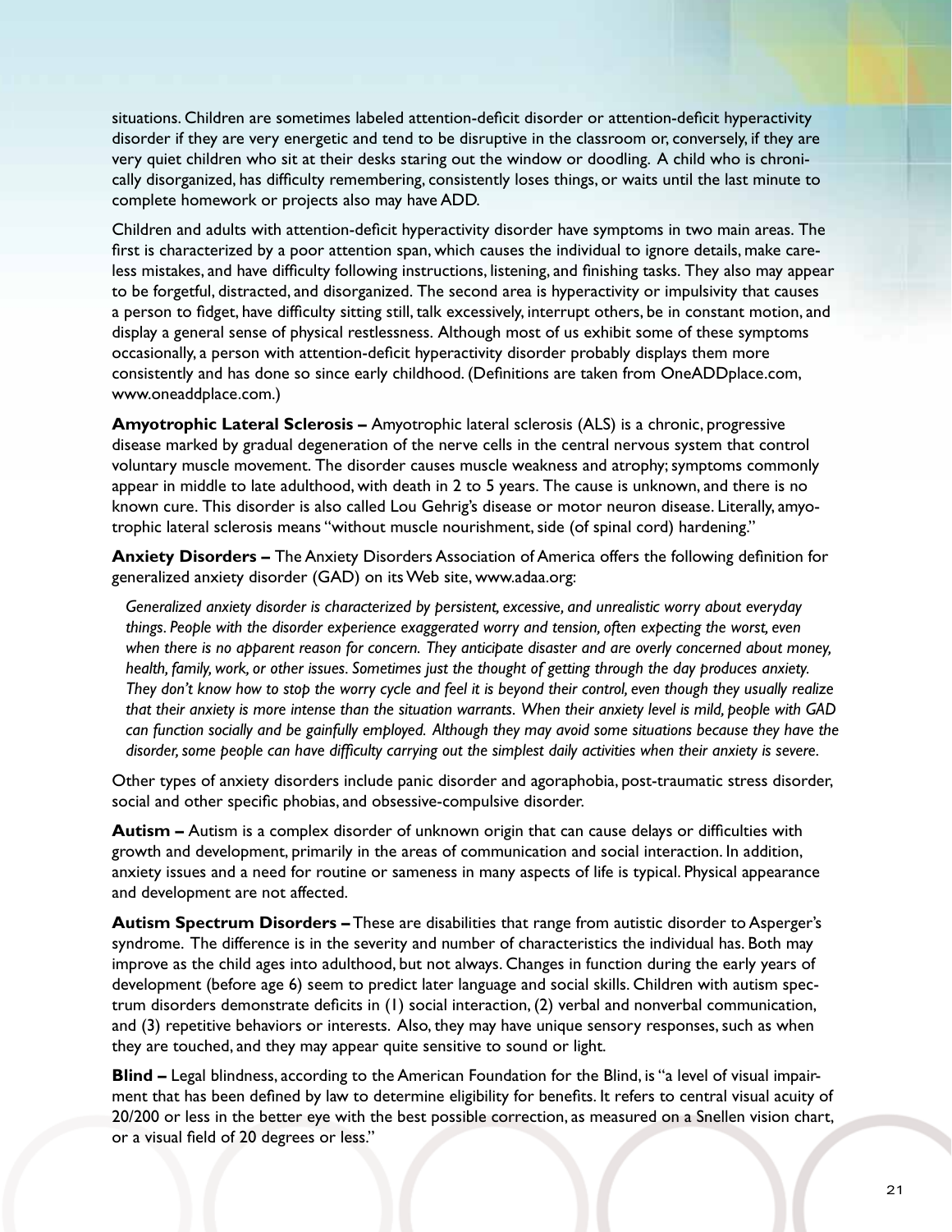situations. Children are sometimes labeled attention-deficit disorder or attention-deficit hyperactivity disorder if they are very energetic and tend to be disruptive in the classroom or, conversely, if they are very quiet children who sit at their desks staring out the window or doodling. A child who is chronically disorganized, has difficulty remembering, consistently loses things, or waits until the last minute to complete homework or projects also may have ADD.

Children and adults with attention-deficit hyperactivity disorder have symptoms in two main areas. The first is characterized by a poor attention span, which causes the individual to ignore details, make careless mistakes, and have difficulty following instructions, listening, and finishing tasks. They also may appear to be forgetful, distracted, and disorganized. The second area is hyperactivity or impulsivity that causes a person to fidget, have difficulty sitting still, talk excessively, interrupt others, be in constant motion, and display a general sense of physical restlessness. Although most of us exhibit some of these symptoms occasionally, a person with attention-deficit hyperactivity disorder probably displays them more consistently and has done so since early childhood. (Definitions are taken from OneADDplace.com, www.oneaddplace.com.)

**Amyotrophic Lateral Sclerosis –** Amyotrophic lateral sclerosis (ALS) is a chronic, progressive disease marked by gradual degeneration of the nerve cells in the central nervous system that control voluntary muscle movement. The disorder causes muscle weakness and atrophy; symptoms commonly appear in middle to late adulthood, with death in 2 to 5 years. The cause is unknown, and there is no known cure. This disorder is also called Lou Gehrig's disease or motor neuron disease. Literally, amyotrophic lateral sclerosis means "without muscle nourishment, side (of spinal cord) hardening."

**Anxiety Disorders –** The Anxiety Disorders Association of America offers the following definition for generalized anxiety disorder (GAD) on its Web site, www.adaa.org:

> *Generalized anxiety disorder is characterized by persistent, excessive, and unrealistic worry about everyday things. People with the disorder experience exaggerated worry and tension, often expecting the worst, even when there is no apparent reason for concern. They anticipate disaster and are overly concerned about money, health, family, work, or other issues. Sometimes just the thought of getting through the day produces anxiety. They don't know how to stop the worry cycle and feel it is beyond their control, even though they usually realize that their anxiety is more intense than the situation warrants. When their anxiety level is mild, people with GAD can function socially and be gainfully employed. Although they may avoid some situations because they have the disorder, some people can have difficulty carrying out the simplest daily activities when their anxiety is severe.*

Other types of anxiety disorders include panic disorder and agoraphobia, post-traumatic stress disorder, social and other specific phobias, and obsessive-compulsive disorder.

**Autism –** Autism is a complex disorder of unknown origin that can cause delays or difficulties with growth and development, primarily in the areas of communication and social interaction. In addition, anxiety issues and a need for routine or sameness in many aspects of life is typical. Physical appearance and development are not affected.

**Autism Spectrum Disorders –** These are disabilities that range from autistic disorder to Asperger's syndrome. The difference is in the severity and number of characteristics the individual has. Both may improve as the child ages into adulthood, but not always. Changes in function during the early years of development (before age 6) seem to predict later language and social skills. Children with autism spectrum disorders demonstrate deficits in (1) social interaction, (2) verbal and nonverbal communication, and (3) repetitive behaviors or interests. Also, they may have unique sensory responses, such as when they are touched, and they may appear quite sensitive to sound or light.

**Blind –** Legal blindness, according to the American Foundation for the Blind, is "a level of visual impairment that has been defined by law to determine eligibility for benefits. It refers to central visual acuity of 20/200 or less in the better eye with the best possible correction, as measured on a Snellen vision chart, or a visual field of 20 degrees or less."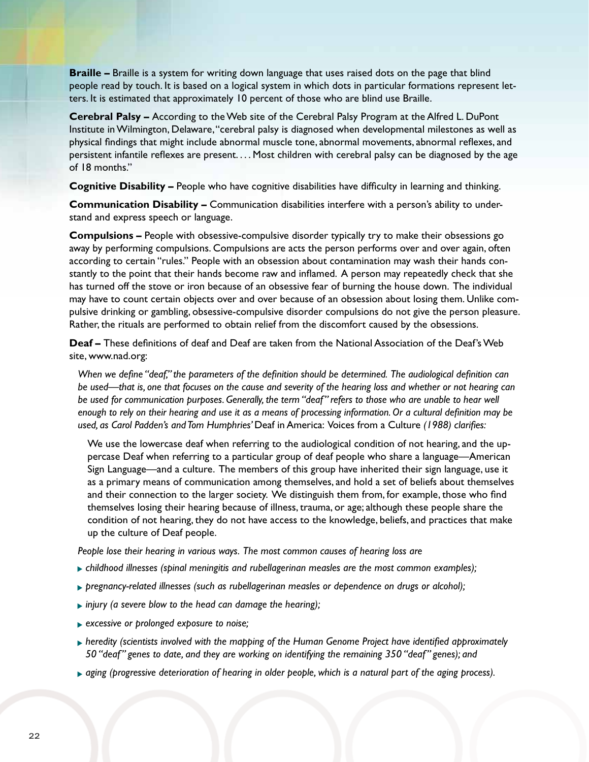**Braille –** Braille is a system for writing down language that uses raised dots on the page that blind people read by touch. It is based on a logical system in which dots in particular formations represent letters. It is estimated that approximately 10 percent of those who are blind use Braille.

**Cerebral Palsy –** According to the Web site of the Cerebral Palsy Program at the Alfred L. DuPont Institute in Wilmington, Delaware, "cerebral palsy is diagnosed when developmental milestones as well as physical findings that might include abnormal muscle tone, abnormal movements, abnormal reflexes, and persistent infantile reflexes are present. . . . Most children with cerebral palsy can be diagnosed by the age of 18 months."

**Cognitive Disability –** People who have cognitive disabilities have difficulty in learning and thinking.

**Communication Disability –** Communication disabilities interfere with a person's ability to understand and express speech or language.

**Compulsions –** People with obsessive-compulsive disorder typically try to make their obsessions go away by performing compulsions. Compulsions are acts the person performs over and over again, often according to certain "rules." People with an obsession about contamination may wash their hands constantly to the point that their hands become raw and inflamed. A person may repeatedly check that she has turned off the stove or iron because of an obsessive fear of burning the house down. The individual may have to count certain objects over and over because of an obsession about losing them. Unlike compulsive drinking or gambling, obsessive-compulsive disorder compulsions do not give the person pleasure. Rather, the rituals are performed to obtain relief from the discomfort caused by the obsessions.

**Deaf –** These definitions of deaf and Deaf are taken from the National Association of the Deaf's Web site, www.nad.org:

> *When we define "deaf," the parameters of the definition should be determined. The audiological definition can be used—that is, one that focuses on the cause and severity of the hearing loss and whether or not hearing can be used for communication purposes. Generally, the term "deaf" refers to those who are unable to hear well enough to rely on their hearing and use it as a means of processing information. Or a cultural definition may be used, as Carol Padden's and Tom Humphries'* Deaf in America: Voices from a Culture *(1988) clarifies:*
>
> > We use the lowercase deaf when referring to the audiological condition of not hearing, and the uppercase Deaf when referring to a particular group of deaf people who share a language—American Sign Language—and a culture. The members of this group have inherited their sign language, use it as a primary means of communication among themselves, and hold a set of beliefs about themselves and their connection to the larger society. We distinguish them from, for example, those who find themselves losing their hearing because of illness, trauma, or age; although these people share the condition of not hearing, they do not have access to the knowledge, beliefs, and practices that make up the culture of Deaf people.
>
> *People lose their hearing in various ways. The most common causes of hearing loss are*
>
> - *childhood illnesses (spinal meningitis and rubellagerinan measles are the most common examples);*
> - *pregnancy-related illnesses (such as rubellagerinan measles or dependence on drugs or alcohol);*
> - *injury (a severe blow to the head can damage the hearing);*
> - *excessive or prolonged exposure to noise;*
> - *heredity (scientists involved with the mapping of the Human Genome Project have identified approximately 50 "deaf" genes to date, and they are working on identifying the remaining 350 "deaf" genes); and*
> - *aging (progressive deterioration of hearing in older people, which is a natural part of the aging process).*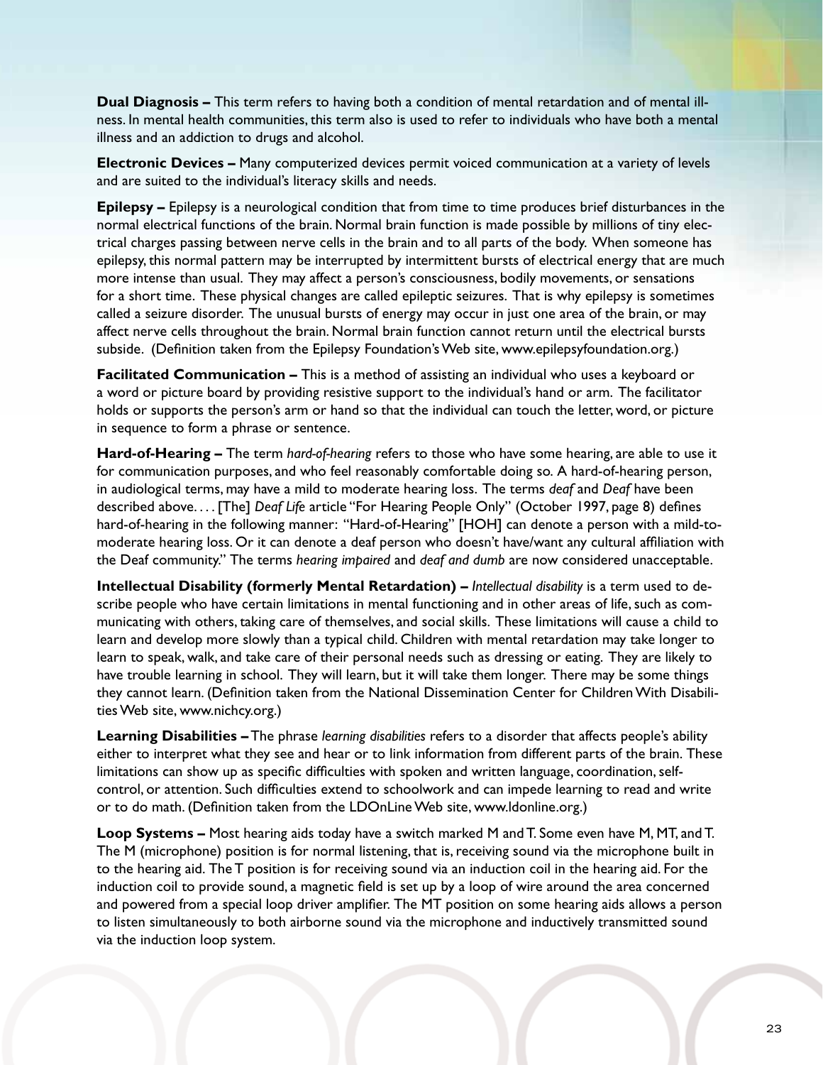**Dual Diagnosis –** This term refers to having both a condition of mental retardation and of mental illness. In mental health communities, this term also is used to refer to individuals who have both a mental illness and an addiction to drugs and alcohol.

**Electronic Devices –** Many computerized devices permit voiced communication at a variety of levels and are suited to the individual's literacy skills and needs.

**Epilepsy –** Epilepsy is a neurological condition that from time to time produces brief disturbances in the normal electrical functions of the brain. Normal brain function is made possible by millions of tiny electrical charges passing between nerve cells in the brain and to all parts of the body. When someone has epilepsy, this normal pattern may be interrupted by intermittent bursts of electrical energy that are much more intense than usual. They may affect a person's consciousness, bodily movements, or sensations for a short time. These physical changes are called epileptic seizures. That is why epilepsy is sometimes called a seizure disorder. The unusual bursts of energy may occur in just one area of the brain, or may affect nerve cells throughout the brain. Normal brain function cannot return until the electrical bursts subside. (Definition taken from the Epilepsy Foundation's Web site, www.epilepsyfoundation.org.)

**Facilitated Communication –** This is a method of assisting an individual who uses a keyboard or a word or picture board by providing resistive support to the individual's hand or arm. The facilitator holds or supports the person's arm or hand so that the individual can touch the letter, word, or picture in sequence to form a phrase or sentence.

**Hard-of-Hearing –** The term *hard-of-hearing* refers to those who have some hearing, are able to use it for communication purposes, and who feel reasonably comfortable doing so. A hard-of-hearing person, in audiological terms, may have a mild to moderate hearing loss. The terms *deaf* and *Deaf* have been described above. . . . [The] *Deaf Life* article "For Hearing People Only" (October 1997, page 8) defines hard-of-hearing in the following manner: "Hard-of-Hearing" [HOH] can denote a person with a mild-to-moderate hearing loss. Or it can denote a deaf person who doesn't have/want any cultural affiliation with the Deaf community." The terms *hearing impaired* and *deaf and dumb* are now considered unacceptable.

**Intellectual Disability (formerly Mental Retardation) –** *Intellectual disability* is a term used to describe people who have certain limitations in mental functioning and in other areas of life, such as communicating with others, taking care of themselves, and social skills. These limitations will cause a child to learn and develop more slowly than a typical child. Children with mental retardation may take longer to learn to speak, walk, and take care of their personal needs such as dressing or eating. They are likely to have trouble learning in school. They will learn, but it will take them longer. There may be some things they cannot learn. (Definition taken from the National Dissemination Center for Children With Disabilities Web site, www.nichcy.org.)

**Learning Disabilities –** The phrase *learning disabilities* refers to a disorder that affects people's ability either to interpret what they see and hear or to link information from different parts of the brain. These limitations can show up as specific difficulties with spoken and written language, coordination, self-control, or attention. Such difficulties extend to schoolwork and can impede learning to read and write or to do math. (Definition taken from the LDOnLine Web site, www.ldonline.org.)

**Loop Systems –** Most hearing aids today have a switch marked M and T. Some even have M, MT, and T. The M (microphone) position is for normal listening, that is, receiving sound via the microphone built in to the hearing aid. The T position is for receiving sound via an induction coil in the hearing aid. For the induction coil to provide sound, a magnetic field is set up by a loop of wire around the area concerned and powered from a special loop driver amplifier. The MT position on some hearing aids allows a person to listen simultaneously to both airborne sound via the microphone and inductively transmitted sound via the induction loop system.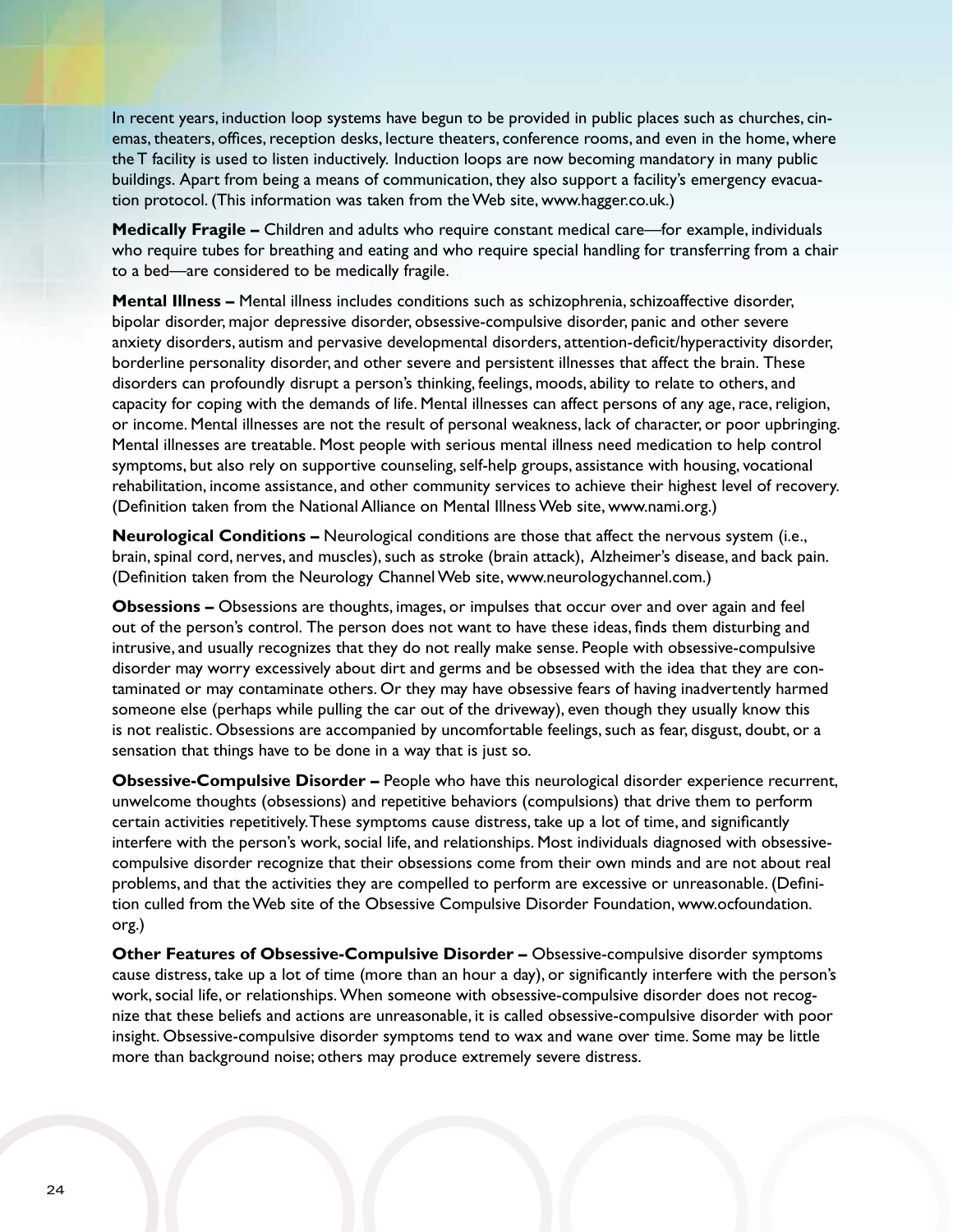In recent years, induction loop systems have begun to be provided in public places such as churches, cinemas, theaters, offices, reception desks, lecture theaters, conference rooms, and even in the home, where the T facility is used to listen inductively. Induction loops are now becoming mandatory in many public buildings. Apart from being a means of communication, they also support a facility's emergency evacuation protocol. (This information was taken from the Web site, www.hagger.co.uk.)

**Medically Fragile –** Children and adults who require constant medical care—for example, individuals who require tubes for breathing and eating and who require special handling for transferring from a chair to a bed—are considered to be medically fragile.

**Mental Illness –** Mental illness includes conditions such as schizophrenia, schizoaffective disorder, bipolar disorder, major depressive disorder, obsessive-compulsive disorder, panic and other severe anxiety disorders, autism and pervasive developmental disorders, attention-deficit/hyperactivity disorder, borderline personality disorder, and other severe and persistent illnesses that affect the brain. These disorders can profoundly disrupt a person's thinking, feelings, moods, ability to relate to others, and capacity for coping with the demands of life. Mental illnesses can affect persons of any age, race, religion, or income. Mental illnesses are not the result of personal weakness, lack of character, or poor upbringing. Mental illnesses are treatable. Most people with serious mental illness need medication to help control symptoms, but also rely on supportive counseling, self-help groups, assistance with housing, vocational rehabilitation, income assistance, and other community services to achieve their highest level of recovery. (Definition taken from the National Alliance on Mental Illness Web site, www.nami.org.)

**Neurological Conditions –** Neurological conditions are those that affect the nervous system (i.e., brain, spinal cord, nerves, and muscles), such as stroke (brain attack), Alzheimer's disease, and back pain. (Definition taken from the Neurology Channel Web site, www.neurologychannel.com.)

**Obsessions –** Obsessions are thoughts, images, or impulses that occur over and over again and feel out of the person's control. The person does not want to have these ideas, finds them disturbing and intrusive, and usually recognizes that they do not really make sense. People with obsessive-compulsive disorder may worry excessively about dirt and germs and be obsessed with the idea that they are contaminated or may contaminate others. Or they may have obsessive fears of having inadvertently harmed someone else (perhaps while pulling the car out of the driveway), even though they usually know this is not realistic. Obsessions are accompanied by uncomfortable feelings, such as fear, disgust, doubt, or a sensation that things have to be done in a way that is just so.

**Obsessive-Compulsive Disorder –** People who have this neurological disorder experience recurrent, unwelcome thoughts (obsessions) and repetitive behaviors (compulsions) that drive them to perform certain activities repetitively. These symptoms cause distress, take up a lot of time, and significantly interfere with the person's work, social life, and relationships. Most individuals diagnosed with obsessive-compulsive disorder recognize that their obsessions come from their own minds and are not about real problems, and that the activities they are compelled to perform are excessive or unreasonable. (Definition culled from the Web site of the Obsessive Compulsive Disorder Foundation, www.ocfoundation.org.)

**Other Features of Obsessive-Compulsive Disorder –** Obsessive-compulsive disorder symptoms cause distress, take up a lot of time (more than an hour a day), or significantly interfere with the person's work, social life, or relationships. When someone with obsessive-compulsive disorder does not recognize that these beliefs and actions are unreasonable, it is called obsessive-compulsive disorder with poor insight. Obsessive-compulsive disorder symptoms tend to wax and wane over time. Some may be little more than background noise; others may produce extremely severe distress.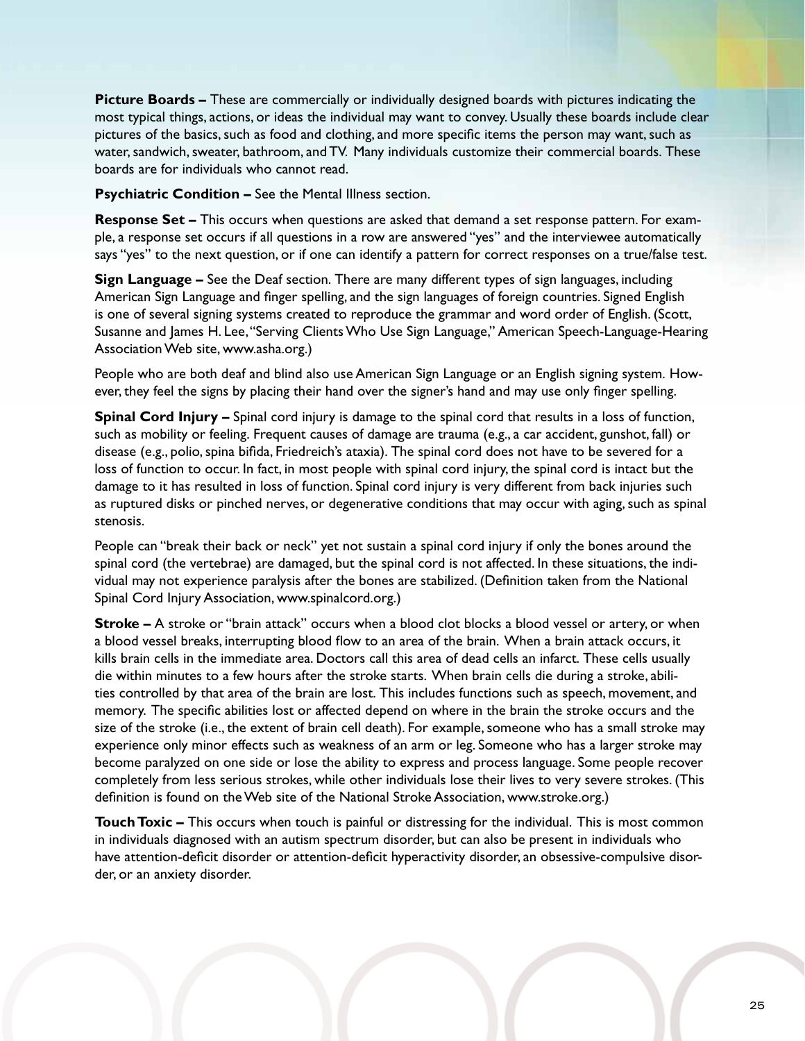**Picture Boards –** These are commercially or individually designed boards with pictures indicating the most typical things, actions, or ideas the individual may want to convey. Usually these boards include clear pictures of the basics, such as food and clothing, and more specific items the person may want, such as water, sandwich, sweater, bathroom, and TV. Many individuals customize their commercial boards. These boards are for individuals who cannot read.

**Psychiatric Condition –** See the Mental Illness section.

**Response Set –** This occurs when questions are asked that demand a set response pattern. For example, a response set occurs if all questions in a row are answered "yes" and the interviewee automatically says "yes" to the next question, or if one can identify a pattern for correct responses on a true/false test.

**Sign Language –** See the Deaf section. There are many different types of sign languages, including American Sign Language and finger spelling, and the sign languages of foreign countries. Signed English is one of several signing systems created to reproduce the grammar and word order of English. (Scott, Susanne and James H. Lee, "Serving Clients Who Use Sign Language," American Speech-Language-Hearing Association Web site, www.asha.org.)

People who are both deaf and blind also use American Sign Language or an English signing system. However, they feel the signs by placing their hand over the signer's hand and may use only finger spelling.

**Spinal Cord Injury –** Spinal cord injury is damage to the spinal cord that results in a loss of function, such as mobility or feeling. Frequent causes of damage are trauma (e.g., a car accident, gunshot, fall) or disease (e.g., polio, spina bifida, Friedreich's ataxia). The spinal cord does not have to be severed for a loss of function to occur. In fact, in most people with spinal cord injury, the spinal cord is intact but the damage to it has resulted in loss of function. Spinal cord injury is very different from back injuries such as ruptured disks or pinched nerves, or degenerative conditions that may occur with aging, such as spinal stenosis.

People can "break their back or neck" yet not sustain a spinal cord injury if only the bones around the spinal cord (the vertebrae) are damaged, but the spinal cord is not affected. In these situations, the individual may not experience paralysis after the bones are stabilized. (Definition taken from the National Spinal Cord Injury Association, www.spinalcord.org.)

**Stroke –** A stroke or "brain attack" occurs when a blood clot blocks a blood vessel or artery, or when a blood vessel breaks, interrupting blood flow to an area of the brain. When a brain attack occurs, it kills brain cells in the immediate area. Doctors call this area of dead cells an infarct. These cells usually die within minutes to a few hours after the stroke starts. When brain cells die during a stroke, abilities controlled by that area of the brain are lost. This includes functions such as speech, movement, and memory. The specific abilities lost or affected depend on where in the brain the stroke occurs and the size of the stroke (i.e., the extent of brain cell death). For example, someone who has a small stroke may experience only minor effects such as weakness of an arm or leg. Someone who has a larger stroke may become paralyzed on one side or lose the ability to express and process language. Some people recover completely from less serious strokes, while other individuals lose their lives to very severe strokes. (This definition is found on the Web site of the National Stroke Association, www.stroke.org.)

**Touch Toxic –** This occurs when touch is painful or distressing for the individual. This is most common in individuals diagnosed with an autism spectrum disorder, but can also be present in individuals who have attention-deficit disorder or attention-deficit hyperactivity disorder, an obsessive-compulsive disorder, or an anxiety disorder.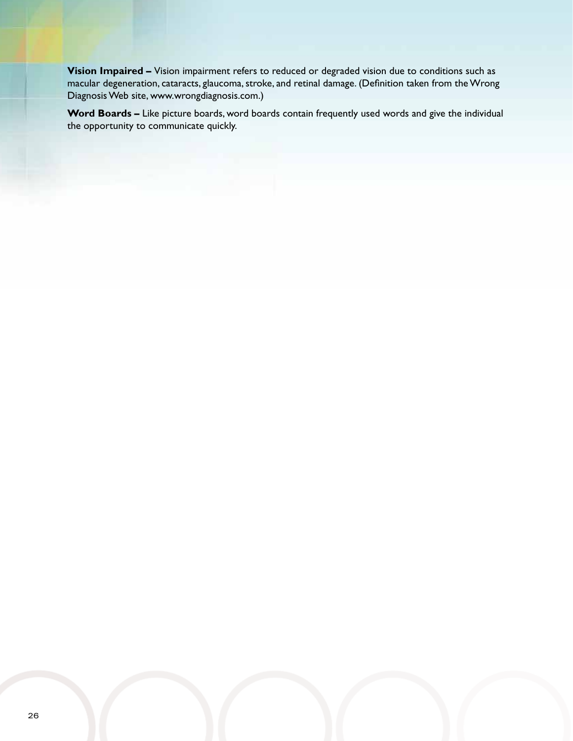**Vision Impaired –** Vision impairment refers to reduced or degraded vision due to conditions such as macular degeneration, cataracts, glaucoma, stroke, and retinal damage. (Definition taken from the Wrong Diagnosis Web site, www.wrongdiagnosis.com.)

**Word Boards –** Like picture boards, word boards contain frequently used words and give the individual the opportunity to communicate quickly.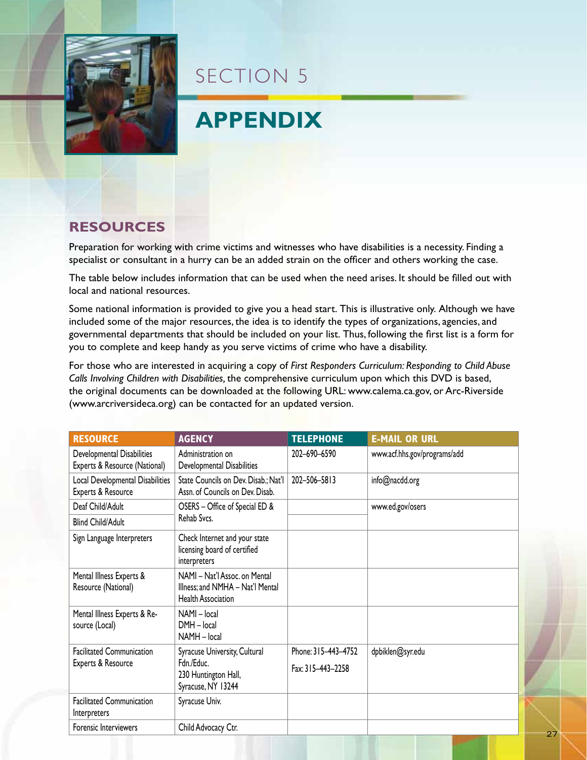# SECTION 5

# APPENDIX

## RESOURCES

Preparation for working with crime victims and witnesses who have disabilities is a necessity. Finding a specialist or consultant in a hurry can be an added strain on the officer and others working the case.

The table below includes information that can be used when the need arises. It should be filled out with local and national resources.

Some national information is provided to give you a head start. This is illustrative only. Although we have included some of the major resources, the idea is to identify the types of organizations, agencies, and governmental departments that should be included on your list. Thus, following the first list is a form for you to complete and keep handy as you serve victims of crime who have a disability.

For those who are interested in acquiring a copy of *First Responders Curriculum: Responding to Child Abuse Calls Involving Children with Disabilities,* the comprehensive curriculum upon which this DVD is based, the original documents can be downloaded at the following URL: www.calema.ca.gov, or Arc-Riverside (www.arcriversideca.org) can be contacted for an updated version.

| RESOURCE | AGENCY | TELEPHONE | E-MAIL OR URL |
|---|---|---|---|
| Developmental Disabilities Experts & Resource (National) | Administration on Developmental Disabilities | 202–690–6590 | www.acf.hhs.gov/programs/add |
| Local Developmental Disabilities Experts & Resource | State Councils on Dev. Disab.; Nat'l Assn. of Councils on Dev. Disab. | 202–506–5813 | info@nacdd.org |
| Deaf Child/Adult | OSERS – Office of Special ED & Rehab Svcs. | | www.ed.gov/osers |
| Blind Child/Adult | | | |
| Sign Language Interpreters | Check Internet and your state licensing board of certified interpreters | | |
| Mental Illness Experts & Resource (National) | NAMI – Nat'l Assoc. on Mental Illness; and NMHA – Nat'l Mental Health Association | | |
| Mental Illness Experts & Resource (Local) | NAMI – local<br>DMH – local<br>NAMH – local | | |
| Facilitated Communication Experts & Resource | Syracuse University, Cultural Fdn./Educ.<br>230 Huntington Hall, Syracuse, NY 13244 | Phone: 315–443–4752<br>Fax: 315–443–2258 | dpbiklen@syr.edu |
| Facilitated Communication Interpreters | Syracuse Univ. | | |
| Forensic Interviewers | Child Advocacy Ctr. | | |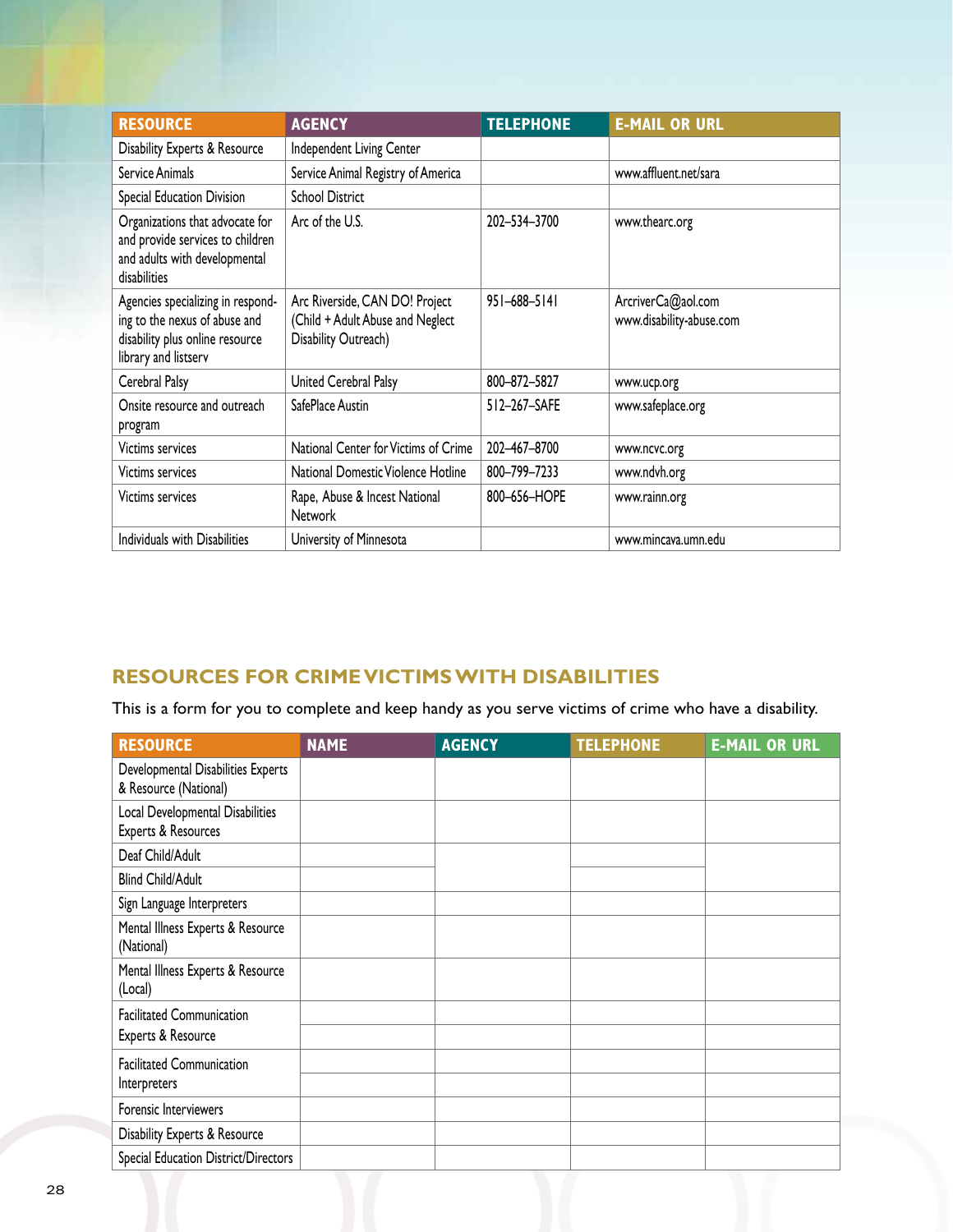| RESOURCE | AGENCY | TELEPHONE | E-MAIL OR URL |
|---|---|---|---|
| Disability Experts & Resource | Independent Living Center | | |
| Service Animals | Service Animal Registry of America | | www.affluent.net/sara |
| Special Education Division | School District | | |
| Organizations that advocate for and provide services to children and adults with developmental disabilities | Arc of the U.S. | 202–534–3700 | www.thearc.org |
| Agencies specializing in responding to the nexus of abuse and disability plus online resource library and listserv | Arc Riverside, CAN DO! Project (Child + Adult Abuse and Neglect Disability Outreach) | 951–688–5141 | ArcriverCa@aol.com www.disability-abuse.com |
| Cerebral Palsy | United Cerebral Palsy | 800–872–5827 | www.ucp.org |
| Onsite resource and outreach program | SafePlace Austin | 512–267–SAFE | www.safeplace.org |
| Victims services | National Center for Victims of Crime | 202–467–8700 | www.ncvc.org |
| Victims services | National Domestic Violence Hotline | 800–799–7233 | www.ndvh.org |
| Victims services | Rape, Abuse & Incest National Network | 800–656–HOPE | www.rainn.org |
| Individuals with Disabilities | University of Minnesota | | www.mincava.umn.edu |

## RESOURCES FOR CRIME VICTIMS WITH DISABILITIES

This is a form for you to complete and keep handy as you serve victims of crime who have a disability.

| RESOURCE | NAME | AGENCY | TELEPHONE | E-MAIL OR URL |
|---|---|---|---|---|
| Developmental Disabilities Experts & Resource (National) | | | | |
| Local Developmental Disabilities Experts & Resources | | | | |
| Deaf Child/Adult | | | | |
| Blind Child/Adult | | | | |
| Sign Language Interpreters | | | | |
| Mental Illness Experts & Resource (National) | | | | |
| Mental Illness Experts & Resource (Local) | | | | |
| Facilitated Communication Experts & Resource | | | | |
| Facilitated Communication Interpreters | | | | |
| Forensic Interviewers | | | | |
| Disability Experts & Resource | | | | |
| Special Education District/Directors | | | | |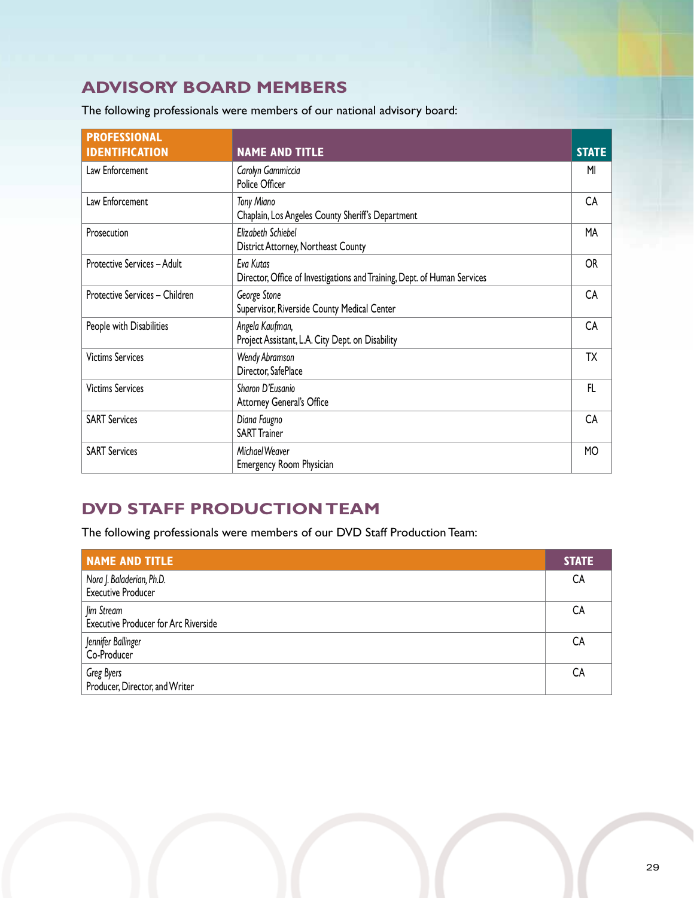## ADVISORY BOARD MEMBERS

The following professionals were members of our national advisory board:

| PROFESSIONAL IDENTIFICATION | NAME AND TITLE | STATE |
|---|---|---|
| Law Enforcement | *Carolyn Gammiccia*<br>Police Officer | MI |
| Law Enforcement | *Tony Miano*<br>Chaplain, Los Angeles County Sheriff's Department | CA |
| Prosecution | *Elizabeth Schiebel*<br>District Attorney, Northeast County | MA |
| Protective Services – Adult | *Eva Kutas*<br>Director, Office of Investigations and Training, Dept. of Human Services | OR |
| Protective Services – Children | *George Stone*<br>Supervisor, Riverside County Medical Center | CA |
| People with Disabilities | *Angela Kaufman,*<br>Project Assistant, L.A. City Dept. on Disability | CA |
| Victims Services | *Wendy Abramson*<br>Director, SafePlace | TX |
| Victims Services | *Sharon D'Eusanio*<br>Attorney General's Office | FL |
| SART Services | *Diana Faugno*<br>SART Trainer | CA |
| SART Services | *Michael Weaver*<br>Emergency Room Physician | MO |

## DVD STAFF PRODUCTION TEAM

The following professionals were members of our DVD Staff Production Team:

| NAME AND TITLE | STATE |
|---|---|
| *Nora J. Baladerian, Ph.D.*<br>Executive Producer | CA |
| *Jim Stream*<br>Executive Producer for Arc Riverside | CA |
| *Jennifer Ballinger*<br>Co-Producer | CA |
| *Greg Byers*<br>Producer, Director, and Writer | CA |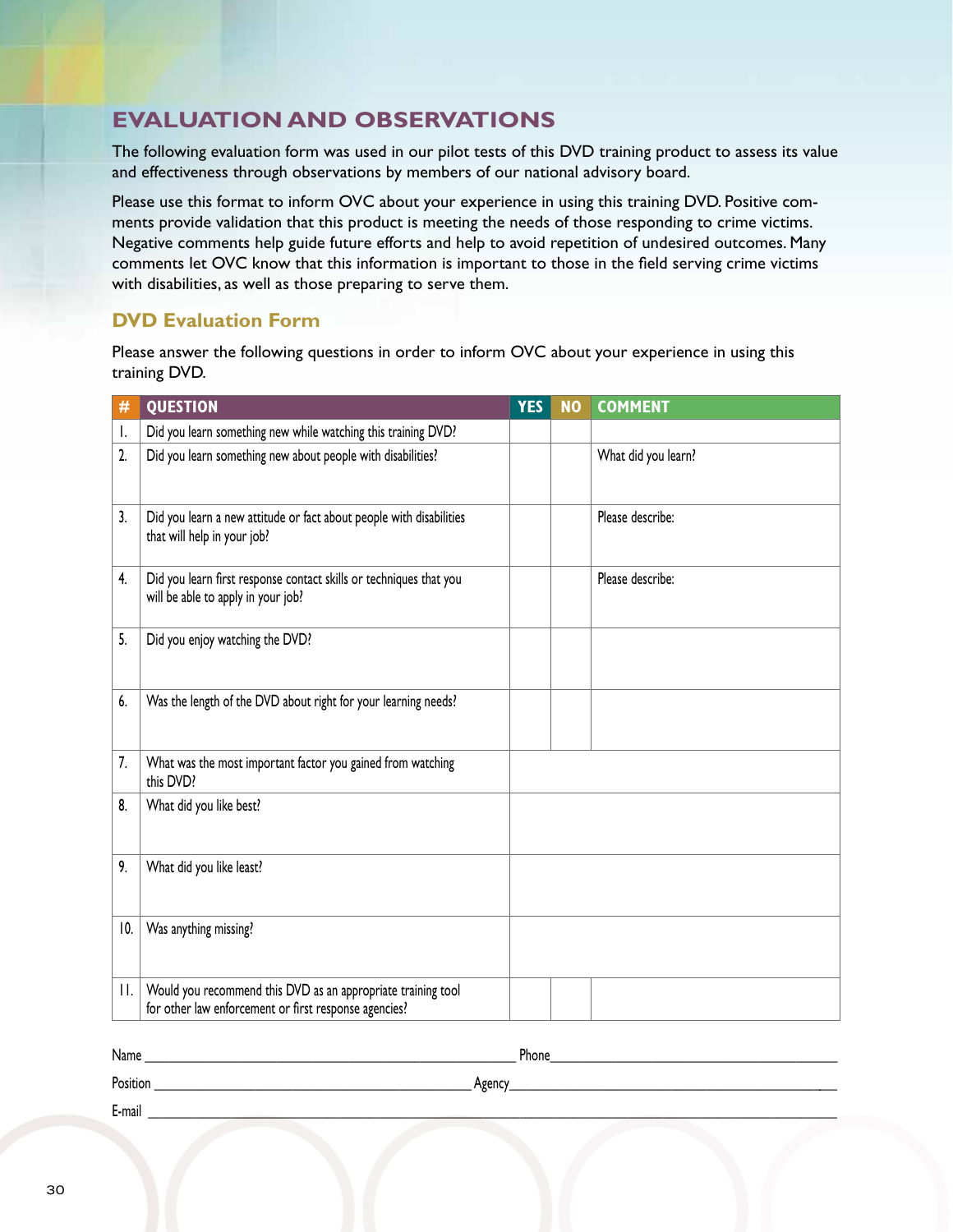## EVALUATION AND OBSERVATIONS

The following evaluation form was used in our pilot tests of this DVD training product to assess its value and effectiveness through observations by members of our national advisory board.

Please use this format to inform OVC about your experience in using this training DVD. Positive comments provide validation that this product is meeting the needs of those responding to crime victims. Negative comments help guide future efforts and help to avoid repetition of undesired outcomes. Many comments let OVC know that this information is important to those in the field serving crime victims with disabilities, as well as those preparing to serve them.

### DVD Evaluation Form

Please answer the following questions in order to inform OVC about your experience in using this training DVD.

| # | QUESTION | YES | NO | COMMENT |
|---|---|---|---|---|
| 1. | Did you learn something new while watching this training DVD? | | | |
| 2. | Did you learn something new about people with disabilities? | | | What did you learn? |
| 3. | Did you learn a new attitude or fact about people with disabilities that will help in your job? | | | Please describe: |
| 4. | Did you learn first response contact skills or techniques that you will be able to apply in your job? | | | Please describe: |
| 5. | Did you enjoy watching the DVD? | | | |
| 6. | Was the length of the DVD about right for your learning needs? | | | |
| 7. | What was the most important factor you gained from watching this DVD? | | | |
| 8. | What did you like best? | | | |
| 9. | What did you like least? | | | |
| 10. | Was anything missing? | | | |
| 11. | Would you recommend this DVD as an appropriate training tool for other law enforcement or first response agencies? | | | |

Name ______________________________ Phone ______________________________

Position ______________________________ Agency ______________________________

E-mail ____________________________________________________________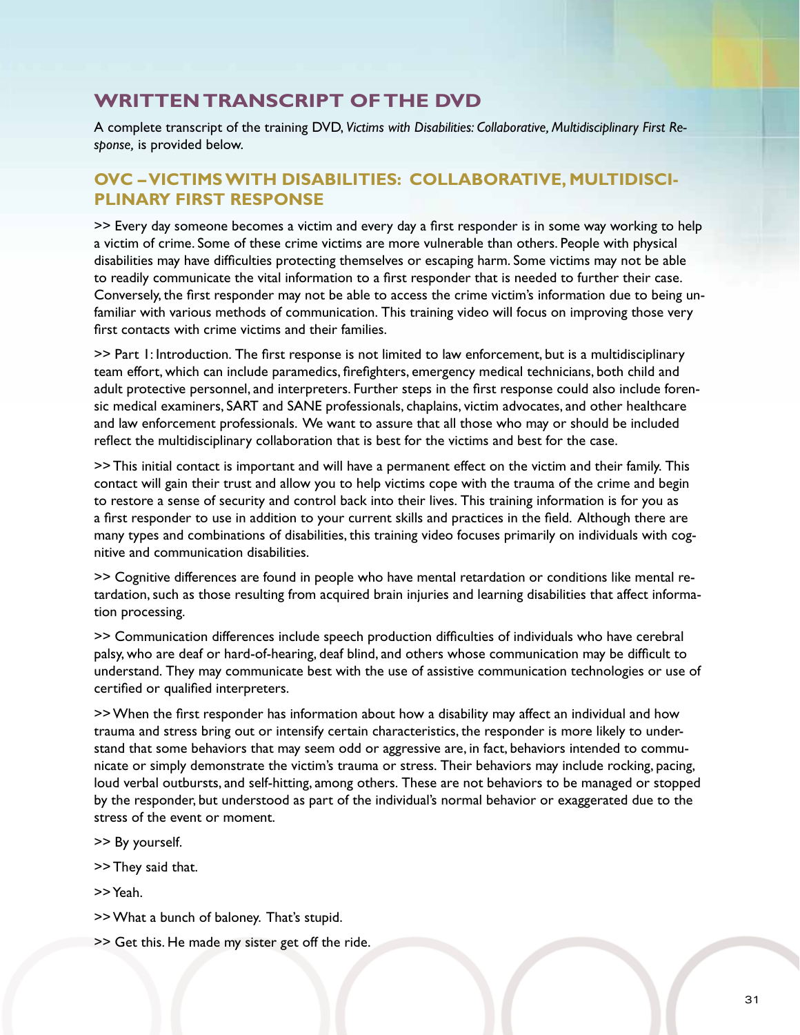## WRITTEN TRANSCRIPT OF THE DVD

A complete transcript of the training DVD, *Victims with Disabilities: Collaborative, Multidisciplinary First Response,* is provided below.

### OVC – VICTIMS WITH DISABILITIES: COLLABORATIVE, MULTIDISCIPLINARY FIRST RESPONSE

>> Every day someone becomes a victim and every day a first responder is in some way working to help a victim of crime. Some of these crime victims are more vulnerable than others. People with physical disabilities may have difficulties protecting themselves or escaping harm. Some victims may not be able to readily communicate the vital information to a first responder that is needed to further their case. Conversely, the first responder may not be able to access the crime victim's information due to being unfamiliar with various methods of communication. This training video will focus on improving those very first contacts with crime victims and their families.

>> Part 1: Introduction. The first response is not limited to law enforcement, but is a multidisciplinary team effort, which can include paramedics, firefighters, emergency medical technicians, both child and adult protective personnel, and interpreters. Further steps in the first response could also include forensic medical examiners, SART and SANE professionals, chaplains, victim advocates, and other healthcare and law enforcement professionals. We want to assure that all those who may or should be included reflect the multidisciplinary collaboration that is best for the victims and best for the case.

>> This initial contact is important and will have a permanent effect on the victim and their family. This contact will gain their trust and allow you to help victims cope with the trauma of the crime and begin to restore a sense of security and control back into their lives. This training information is for you as a first responder to use in addition to your current skills and practices in the field. Although there are many types and combinations of disabilities, this training video focuses primarily on individuals with cognitive and communication disabilities.

>> Cognitive differences are found in people who have mental retardation or conditions like mental retardation, such as those resulting from acquired brain injuries and learning disabilities that affect information processing.

>> Communication differences include speech production difficulties of individuals who have cerebral palsy, who are deaf or hard-of-hearing, deaf blind, and others whose communication may be difficult to understand. They may communicate best with the use of assistive communication technologies or use of certified or qualified interpreters.

>> When the first responder has information about how a disability may affect an individual and how trauma and stress bring out or intensify certain characteristics, the responder is more likely to understand that some behaviors that may seem odd or aggressive are, in fact, behaviors intended to communicate or simply demonstrate the victim's trauma or stress. Their behaviors may include rocking, pacing, loud verbal outbursts, and self-hitting, among others. These are not behaviors to be managed or stopped by the responder, but understood as part of the individual's normal behavior or exaggerated due to the stress of the event or moment.

>> By yourself.

>> They said that.

>> Yeah.

>> What a bunch of baloney. That's stupid.

>> Get this. He made my sister get off the ride.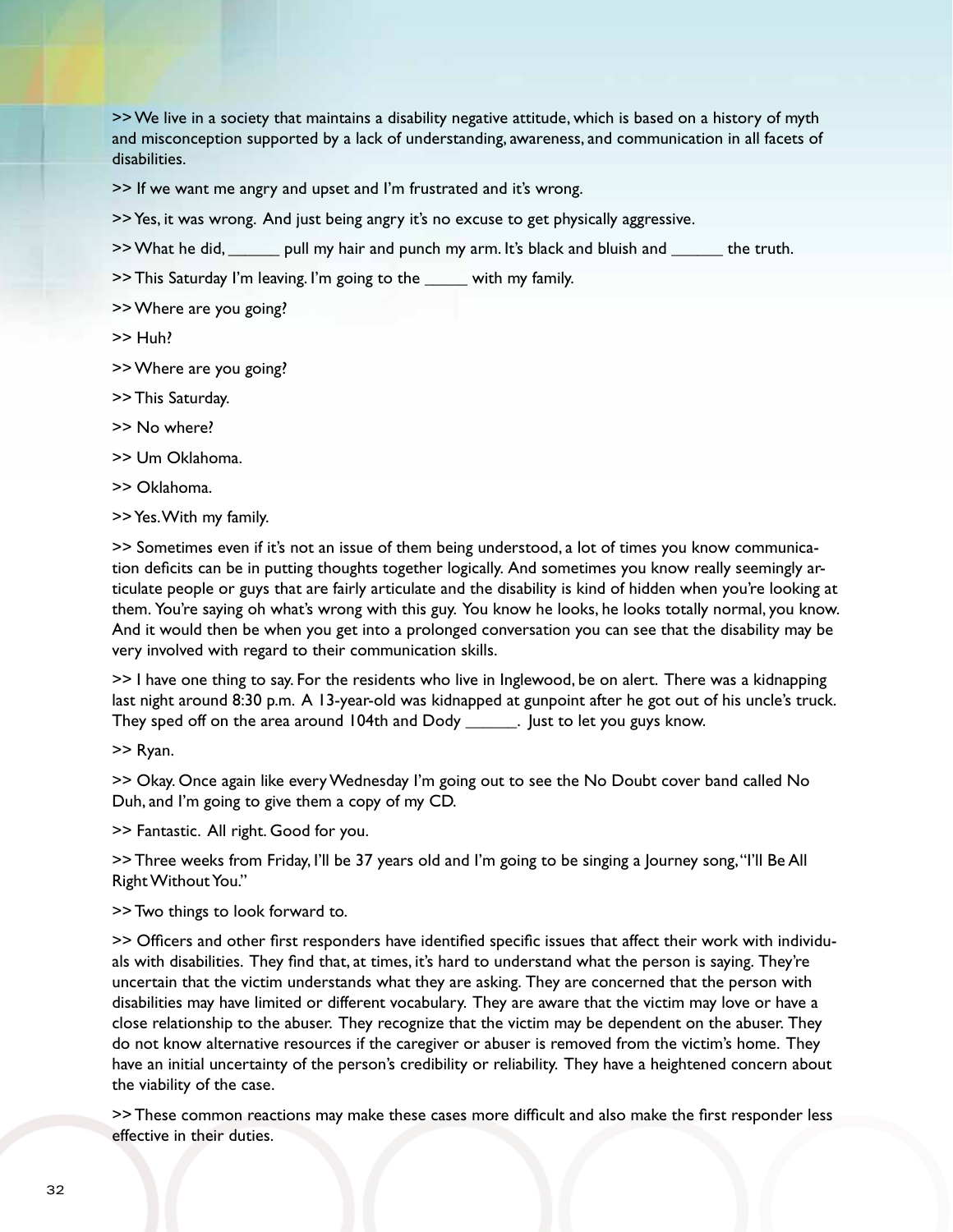>> We live in a society that maintains a disability negative attitude, which is based on a history of myth and misconception supported by a lack of understanding, awareness, and communication in all facets of disabilities.

>> If we want me angry and upset and I'm frustrated and it's wrong.

>> Yes, it was wrong. And just being angry it's no excuse to get physically aggressive.

>> What he did, ______ pull my hair and punch my arm. It's black and bluish and ______ the truth.

>> This Saturday I'm leaving. I'm going to the _____ with my family.

>> Where are you going?

>> Huh?

>> Where are you going?

>> This Saturday.

>> No where?

>> Um Oklahoma.

>> Oklahoma.

>> Yes. With my family.

>> Sometimes even if it's not an issue of them being understood, a lot of times you know communication deficits can be in putting thoughts together logically. And sometimes you know really seemingly articulate people or guys that are fairly articulate and the disability is kind of hidden when you're looking at them. You're saying oh what's wrong with this guy. You know he looks, he looks totally normal, you know. And it would then be when you get into a prolonged conversation you can see that the disability may be very involved with regard to their communication skills.

>> I have one thing to say. For the residents who live in Inglewood, be on alert. There was a kidnapping last night around 8:30 p.m. A 13-year-old was kidnapped at gunpoint after he got out of his uncle's truck. They sped off on the area around 104th and Dody ______. Just to let you guys know.

>> Ryan.

>> Okay. Once again like every Wednesday I'm going out to see the No Doubt cover band called No Duh, and I'm going to give them a copy of my CD.

>> Fantastic. All right. Good for you.

>> Three weeks from Friday, I'll be 37 years old and I'm going to be singing a Journey song, "I'll Be All Right Without You."

>> Two things to look forward to.

>> Officers and other first responders have identified specific issues that affect their work with individuals with disabilities. They find that, at times, it's hard to understand what the person is saying. They're uncertain that the victim understands what they are asking. They are concerned that the person with disabilities may have limited or different vocabulary. They are aware that the victim may love or have a close relationship to the abuser. They recognize that the victim may be dependent on the abuser. They do not know alternative resources if the caregiver or abuser is removed from the victim's home. They have an initial uncertainty of the person's credibility or reliability. They have a heightened concern about the viability of the case.

>> These common reactions may make these cases more difficult and also make the first responder less effective in their duties.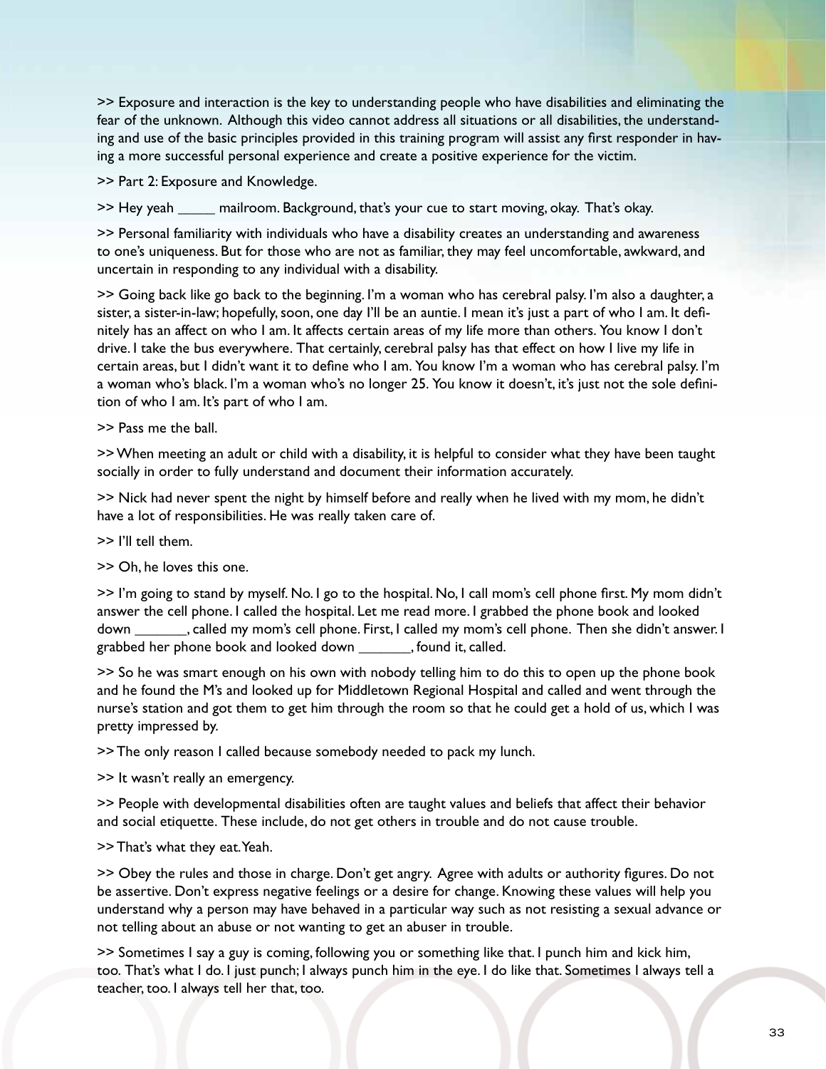>> Exposure and interaction is the key to understanding people who have disabilities and eliminating the fear of the unknown. Although this video cannot address all situations or all disabilities, the understanding and use of the basic principles provided in this training program will assist any first responder in having a more successful personal experience and create a positive experience for the victim.

>> Part 2: Exposure and Knowledge.

>> Hey yeah _____ mailroom. Background, that's your cue to start moving, okay. That's okay.

>> Personal familiarity with individuals who have a disability creates an understanding and awareness to one's uniqueness. But for those who are not as familiar, they may feel uncomfortable, awkward, and uncertain in responding to any individual with a disability.

>> Going back like go back to the beginning. I'm a woman who has cerebral palsy. I'm also a daughter, a sister, a sister-in-law; hopefully, soon, one day I'll be an auntie. I mean it's just a part of who I am. It definitely has an affect on who I am. It affects certain areas of my life more than others. You know I don't drive. I take the bus everywhere. That certainly, cerebral palsy has that effect on how I live my life in certain areas, but I didn't want it to define who I am. You know I'm a woman who has cerebral palsy. I'm a woman who's black. I'm a woman who's no longer 25. You know it doesn't, it's just not the sole definition of who I am. It's part of who I am.

>> Pass me the ball.

>> When meeting an adult or child with a disability, it is helpful to consider what they have been taught socially in order to fully understand and document their information accurately.

>> Nick had never spent the night by himself before and really when he lived with my mom, he didn't have a lot of responsibilities. He was really taken care of.

>> I'll tell them.

>> Oh, he loves this one.

>> I'm going to stand by myself. No. I go to the hospital. No, I call mom's cell phone first. My mom didn't answer the cell phone. I called the hospital. Let me read more. I grabbed the phone book and looked down _______, called my mom's cell phone. First, I called my mom's cell phone. Then she didn't answer. I grabbed her phone book and looked down _______, found it, called.

>> So he was smart enough on his own with nobody telling him to do this to open up the phone book and he found the M's and looked up for Middletown Regional Hospital and called and went through the nurse's station and got them to get him through the room so that he could get a hold of us, which I was pretty impressed by.

>> The only reason I called because somebody needed to pack my lunch.

>> It wasn't really an emergency.

>> People with developmental disabilities often are taught values and beliefs that affect their behavior and social etiquette. These include, do not get others in trouble and do not cause trouble.

>> That's what they eat. Yeah.

>> Obey the rules and those in charge. Don't get angry. Agree with adults or authority figures. Do not be assertive. Don't express negative feelings or a desire for change. Knowing these values will help you understand why a person may have behaved in a particular way such as not resisting a sexual advance or not telling about an abuse or not wanting to get an abuser in trouble.

>> Sometimes I say a guy is coming, following you or something like that. I punch him and kick him, too. That's what I do. I just punch; I always punch him in the eye. I do like that. Sometimes I always tell a teacher, too. I always tell her that, too.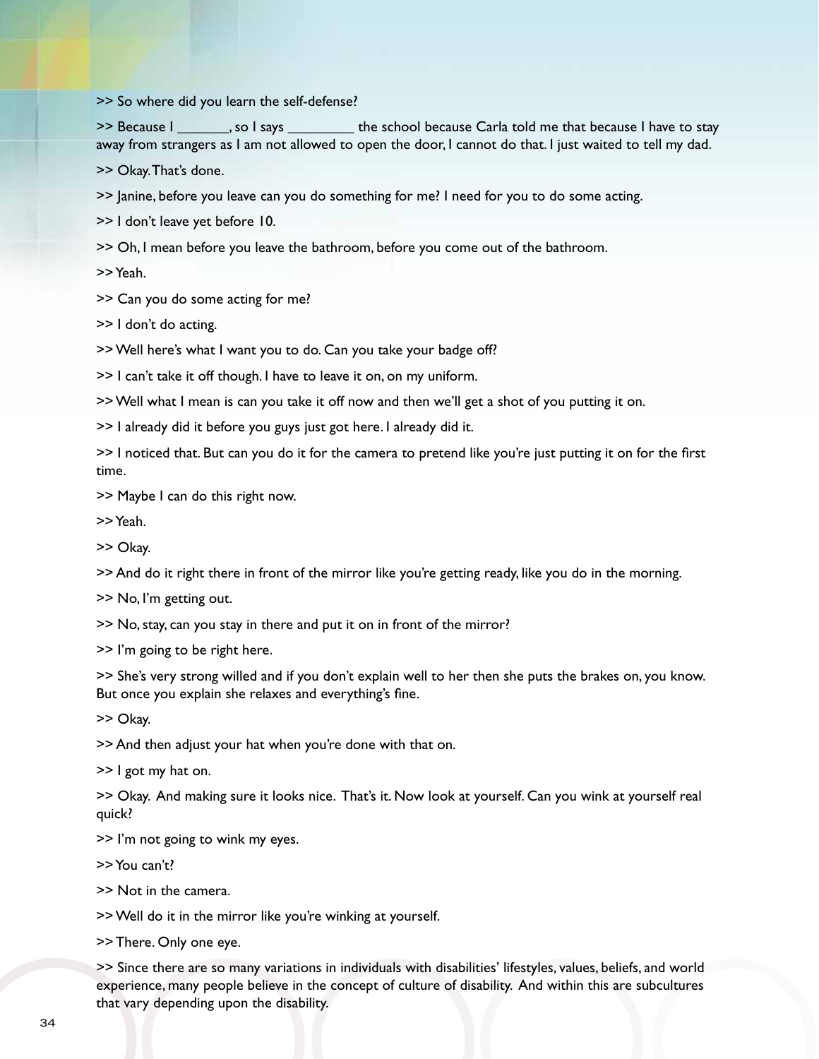>> So where did you learn the self-defense?

>> Because I _______, so I says _________ the school because Carla told me that because I have to stay away from strangers as I am not allowed to open the door, I cannot do that. I just waited to tell my dad.

>> Okay. That's done.

>> Janine, before you leave can you do something for me? I need for you to do some acting.

>> I don't leave yet before 10.

>> Oh, I mean before you leave the bathroom, before you come out of the bathroom.

>> Yeah.

>> Can you do some acting for me?

>> I don't do acting.

>> Well here's what I want you to do. Can you take your badge off?

>> I can't take it off though. I have to leave it on, on my uniform.

>> Well what I mean is can you take it off now and then we'll get a shot of you putting it on.

>> I already did it before you guys just got here. I already did it.

>> I noticed that. But can you do it for the camera to pretend like you're just putting it on for the first time.

>> Maybe I can do this right now.

>> Yeah.

>> Okay.

>> And do it right there in front of the mirror like you're getting ready, like you do in the morning.

>> No, I'm getting out.

>> No, stay, can you stay in there and put it on in front of the mirror?

>> I'm going to be right here.

>> She's very strong willed and if you don't explain well to her then she puts the brakes on, you know. But once you explain she relaxes and everything's fine.

>> Okay.

>> And then adjust your hat when you're done with that on.

>> I got my hat on.

>> Okay. And making sure it looks nice. That's it. Now look at yourself. Can you wink at yourself real quick?

>> I'm not going to wink my eyes.

>> You can't?

>> Not in the camera.

>> Well do it in the mirror like you're winking at yourself.

>> There. Only one eye.

>> Since there are so many variations in individuals with disabilities' lifestyles, values, beliefs, and world experience, many people believe in the concept of culture of disability. And within this are subcultures that vary depending upon the disability.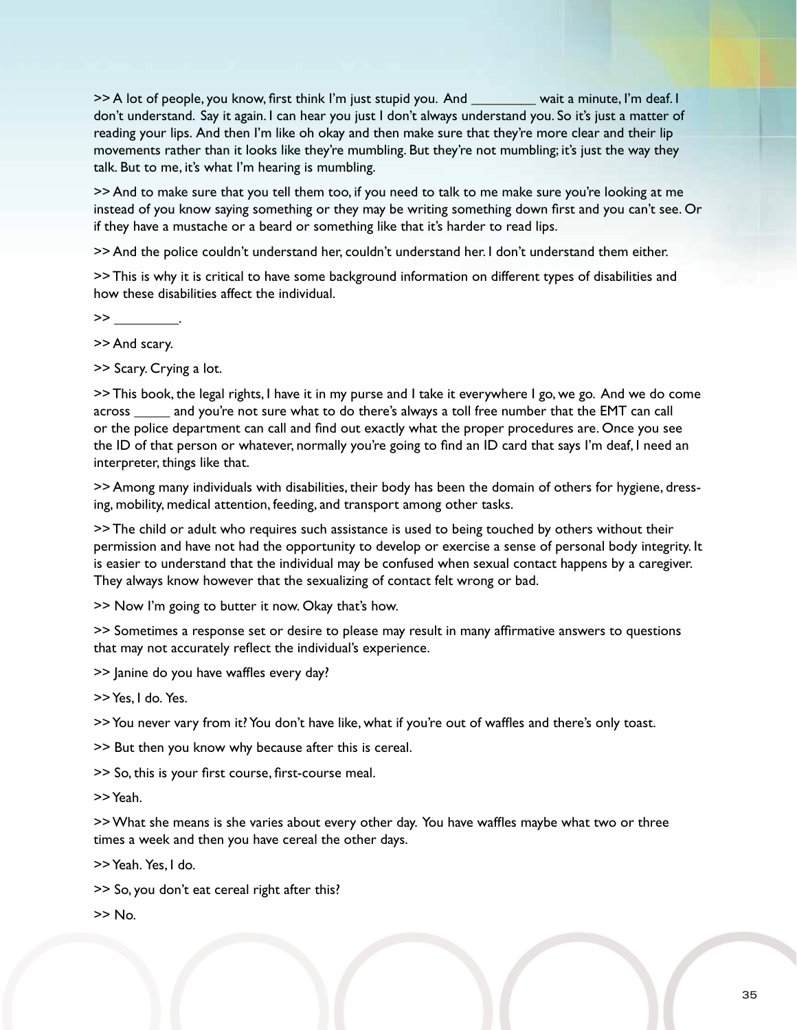>> A lot of people, you know, first think I'm just stupid you. And _________ wait a minute, I'm deaf. I don't understand. Say it again. I can hear you just I don't always understand you. So it's just a matter of reading your lips. And then I'm like oh okay and then make sure that they're more clear and their lip movements rather than it looks like they're mumbling. But they're not mumbling; it's just the way they talk. But to me, it's what I'm hearing is mumbling.

>> And to make sure that you tell them too, if you need to talk to me make sure you're looking at me instead of you know saying something or they may be writing something down first and you can't see. Or if they have a mustache or a beard or something like that it's harder to read lips.

>> And the police couldn't understand her, couldn't understand her. I don't understand them either.

>> This is why it is critical to have some background information on different types of disabilities and how these disabilities affect the individual.

>> _________.

>> And scary.

>> Scary. Crying a lot.

>> This book, the legal rights, I have it in my purse and I take it everywhere I go, we go. And we do come across _____ and you're not sure what to do there's always a toll free number that the EMT can call or the police department can call and find out exactly what the proper procedures are. Once you see the ID of that person or whatever, normally you're going to find an ID card that says I'm deaf, I need an interpreter, things like that.

>> Among many individuals with disabilities, their body has been the domain of others for hygiene, dressing, mobility, medical attention, feeding, and transport among other tasks.

>> The child or adult who requires such assistance is used to being touched by others without their permission and have not had the opportunity to develop or exercise a sense of personal body integrity. It is easier to understand that the individual may be confused when sexual contact happens by a caregiver. They always know however that the sexualizing of contact felt wrong or bad.

>> Now I'm going to butter it now. Okay that's how.

>> Sometimes a response set or desire to please may result in many affirmative answers to questions that may not accurately reflect the individual's experience.

>> Janine do you have waffles every day?

>> Yes, I do. Yes.

>> You never vary from it? You don't have like, what if you're out of waffles and there's only toast.

>> But then you know why because after this is cereal.

>> So, this is your first course, first-course meal.

>> Yeah.

>> What she means is she varies about every other day. You have waffles maybe what two or three times a week and then you have cereal the other days.

>> Yeah. Yes, I do.

>> So, you don't eat cereal right after this?

>> No.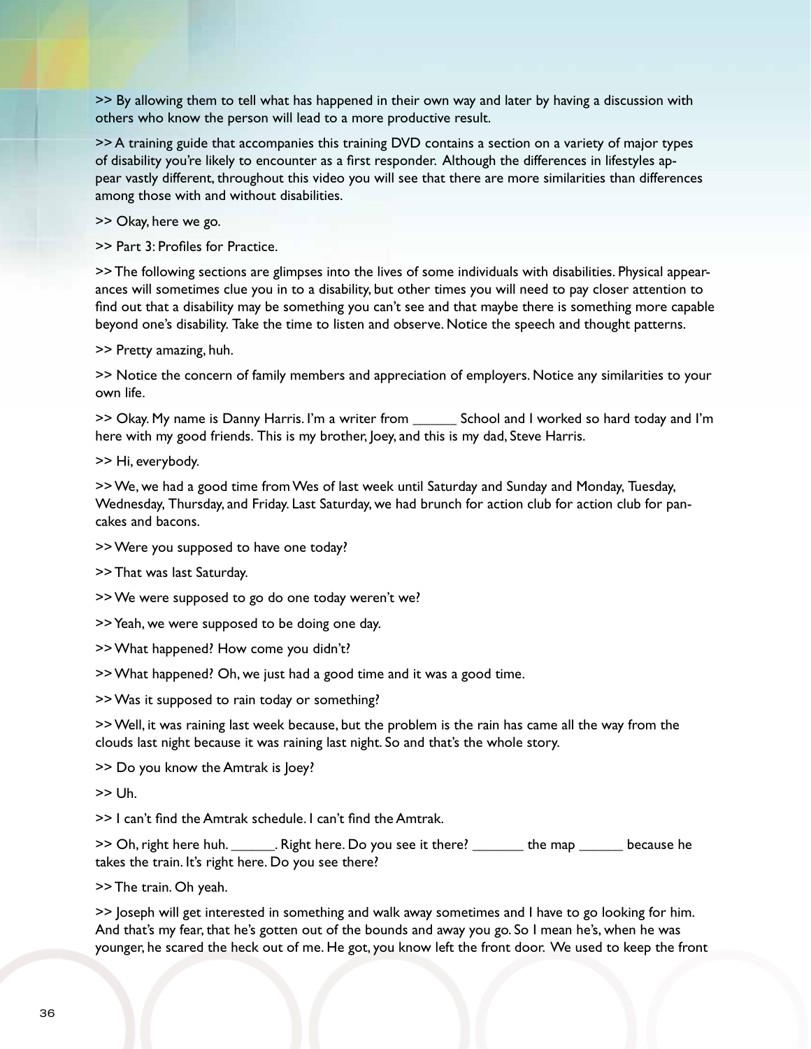>> By allowing them to tell what has happened in their own way and later by having a discussion with others who know the person will lead to a more productive result.

>> A training guide that accompanies this training DVD contains a section on a variety of major types of disability you're likely to encounter as a first responder. Although the differences in lifestyles appear vastly different, throughout this video you will see that there are more similarities than differences among those with and without disabilities.

>> Okay, here we go.

>> Part 3: Profiles for Practice.

>> The following sections are glimpses into the lives of some individuals with disabilities. Physical appearances will sometimes clue you in to a disability, but other times you will need to pay closer attention to find out that a disability may be something you can't see and that maybe there is something more capable beyond one's disability. Take the time to listen and observe. Notice the speech and thought patterns.

>> Pretty amazing, huh.

>> Notice the concern of family members and appreciation of employers. Notice any similarities to your own life.

>> Okay. My name is Danny Harris. I'm a writer from ______ School and I worked so hard today and I'm here with my good friends. This is my brother, Joey, and this is my dad, Steve Harris.

>> Hi, everybody.

>> We, we had a good time from Wes of last week until Saturday and Sunday and Monday, Tuesday, Wednesday, Thursday, and Friday. Last Saturday, we had brunch for action club for action club for pancakes and bacons.

>> Were you supposed to have one today?

>> That was last Saturday.

>> We were supposed to go do one today weren't we?

>> Yeah, we were supposed to be doing one day.

>> What happened? How come you didn't?

>> What happened? Oh, we just had a good time and it was a good time.

>> Was it supposed to rain today or something?

>> Well, it was raining last week because, but the problem is the rain has came all the way from the clouds last night because it was raining last night. So and that's the whole story.

>> Do you know the Amtrak is Joey?

>> Uh.

>> I can't find the Amtrak schedule. I can't find the Amtrak.

>> Oh, right here huh. ______. Right here. Do you see it there? _______ the map ______ because he takes the train. It's right here. Do you see there?

>> The train. Oh yeah.

>> Joseph will get interested in something and walk away sometimes and I have to go looking for him. And that's my fear, that he's gotten out of the bounds and away you go. So I mean he's, when he was younger, he scared the heck out of me. He got, you know left the front door. We used to keep the front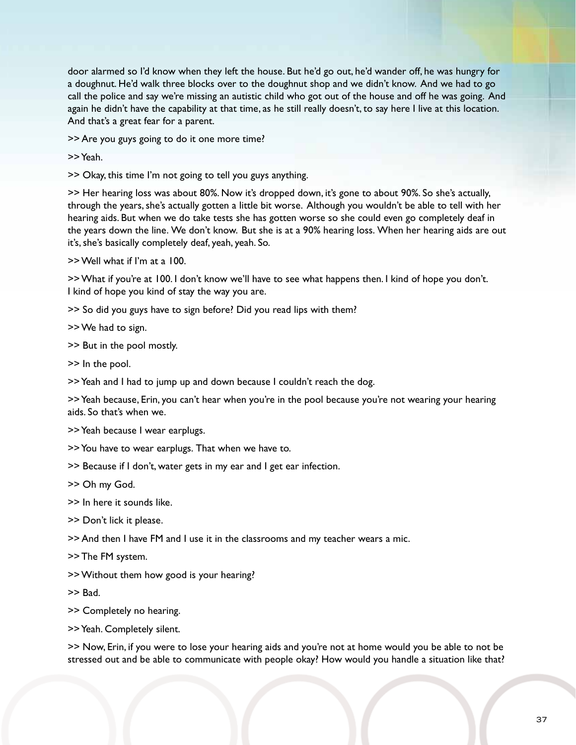door alarmed so I'd know when they left the house. But he'd go out, he'd wander off, he was hungry for a doughnut. He'd walk three blocks over to the doughnut shop and we didn't know. And we had to go call the police and say we're missing an autistic child who got out of the house and off he was going. And again he didn't have the capability at that time, as he still really doesn't, to say here I live at this location. And that's a great fear for a parent.

>> Are you guys going to do it one more time?

>> Yeah.

>> Okay, this time I'm not going to tell you guys anything.

>> Her hearing loss was about 80%. Now it's dropped down, it's gone to about 90%. So she's actually, through the years, she's actually gotten a little bit worse. Although you wouldn't be able to tell with her hearing aids. But when we do take tests she has gotten worse so she could even go completely deaf in the years down the line. We don't know. But she is at a 90% hearing loss. When her hearing aids are out it's, she's basically completely deaf, yeah, yeah. So.

>> Well what if I'm at a 100.

>> What if you're at 100. I don't know we'll have to see what happens then. I kind of hope you don't. I kind of hope you kind of stay the way you are.

>> So did you guys have to sign before? Did you read lips with them?

>> We had to sign.

>> But in the pool mostly.

>> In the pool.

>> Yeah and I had to jump up and down because I couldn't reach the dog.

>> Yeah because, Erin, you can't hear when you're in the pool because you're not wearing your hearing aids. So that's when we.

>> Yeah because I wear earplugs.

>> You have to wear earplugs. That when we have to.

>> Because if I don't, water gets in my ear and I get ear infection.

>> Oh my God.

>> In here it sounds like.

>> Don't lick it please.

>> And then I have FM and I use it in the classrooms and my teacher wears a mic.

>> The FM system.

>> Without them how good is your hearing?

>> Bad.

>> Completely no hearing.

>> Yeah. Completely silent.

>> Now, Erin, if you were to lose your hearing aids and you're not at home would you be able to not be stressed out and be able to communicate with people okay? How would you handle a situation like that?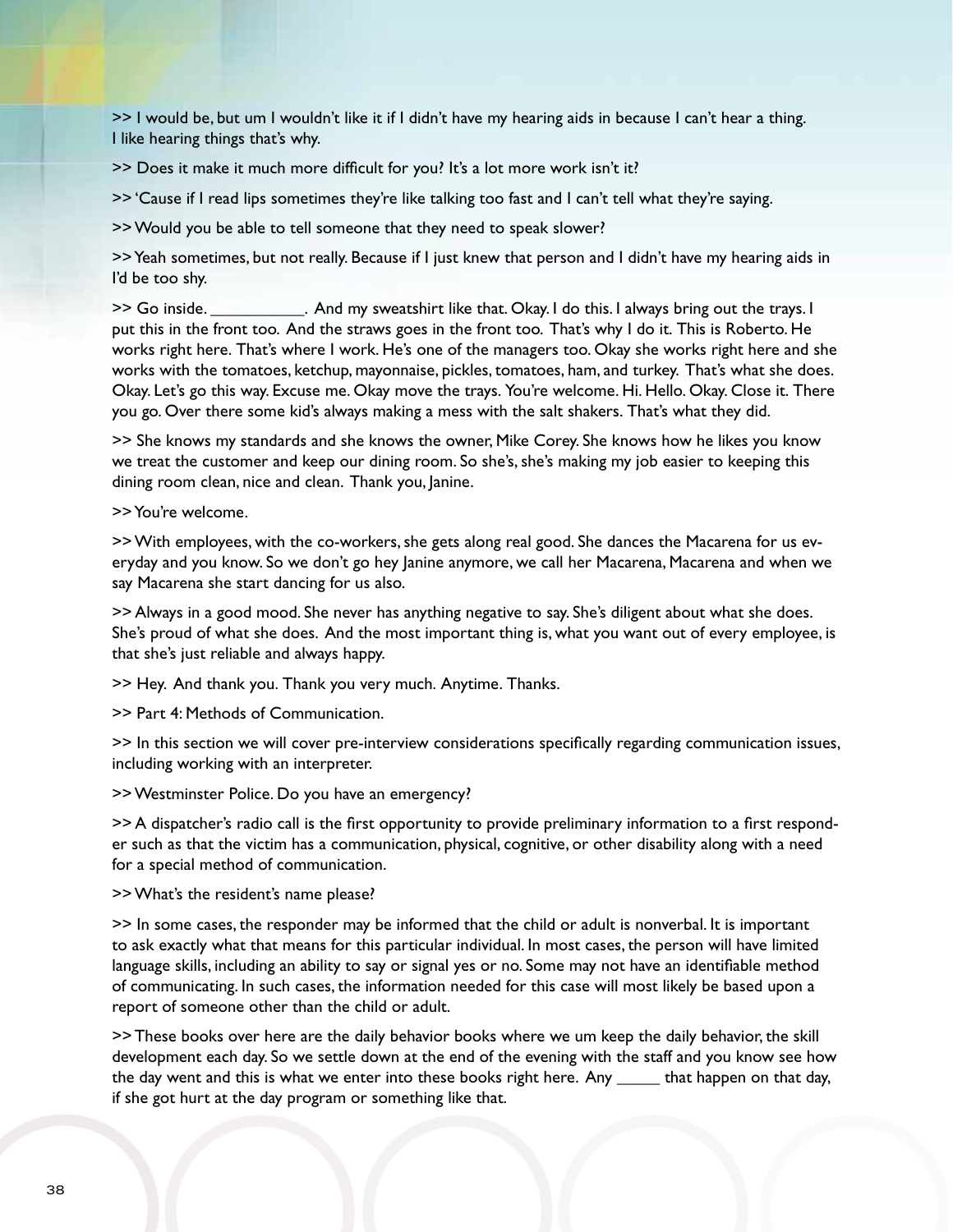>> I would be, but um I wouldn't like it if I didn't have my hearing aids in because I can't hear a thing. I like hearing things that's why.

>> Does it make it much more difficult for you? It's a lot more work isn't it?

>> 'Cause if I read lips sometimes they're like talking too fast and I can't tell what they're saying.

>> Would you be able to tell someone that they need to speak slower?

>> Yeah sometimes, but not really. Because if I just knew that person and I didn't have my hearing aids in I'd be too shy.

>> Go inside. ___________. And my sweatshirt like that. Okay. I do this. I always bring out the trays. I put this in the front too. And the straws goes in the front too. That's why I do it. This is Roberto. He works right here. That's where I work. He's one of the managers too. Okay she works right here and she works with the tomatoes, ketchup, mayonnaise, pickles, tomatoes, ham, and turkey. That's what she does. Okay. Let's go this way. Excuse me. Okay move the trays. You're welcome. Hi. Hello. Okay. Close it. There you go. Over there some kid's always making a mess with the salt shakers. That's what they did.

>> She knows my standards and she knows the owner, Mike Corey. She knows how he likes you know we treat the customer and keep our dining room. So she's, she's making my job easier to keeping this dining room clean, nice and clean. Thank you, Janine.

>> You're welcome.

>> With employees, with the co-workers, she gets along real good. She dances the Macarena for us everyday and you know. So we don't go hey Janine anymore, we call her Macarena, Macarena and when we say Macarena she start dancing for us also.

>> Always in a good mood. She never has anything negative to say. She's diligent about what she does. She's proud of what she does. And the most important thing is, what you want out of every employee, is that she's just reliable and always happy.

>> Hey. And thank you. Thank you very much. Anytime. Thanks.

>> Part 4: Methods of Communication.

>> In this section we will cover pre-interview considerations specifically regarding communication issues, including working with an interpreter.

>> Westminster Police. Do you have an emergency?

>> A dispatcher's radio call is the first opportunity to provide preliminary information to a first responder such as that the victim has a communication, physical, cognitive, or other disability along with a need for a special method of communication.

>> What's the resident's name please?

>> In some cases, the responder may be informed that the child or adult is nonverbal. It is important to ask exactly what that means for this particular individual. In most cases, the person will have limited language skills, including an ability to say or signal yes or no. Some may not have an identifiable method of communicating. In such cases, the information needed for this case will most likely be based upon a report of someone other than the child or adult.

>> These books over here are the daily behavior books where we um keep the daily behavior, the skill development each day. So we settle down at the end of the evening with the staff and you know see how the day went and this is what we enter into these books right here. Any _____ that happen on that day, if she got hurt at the day program or something like that.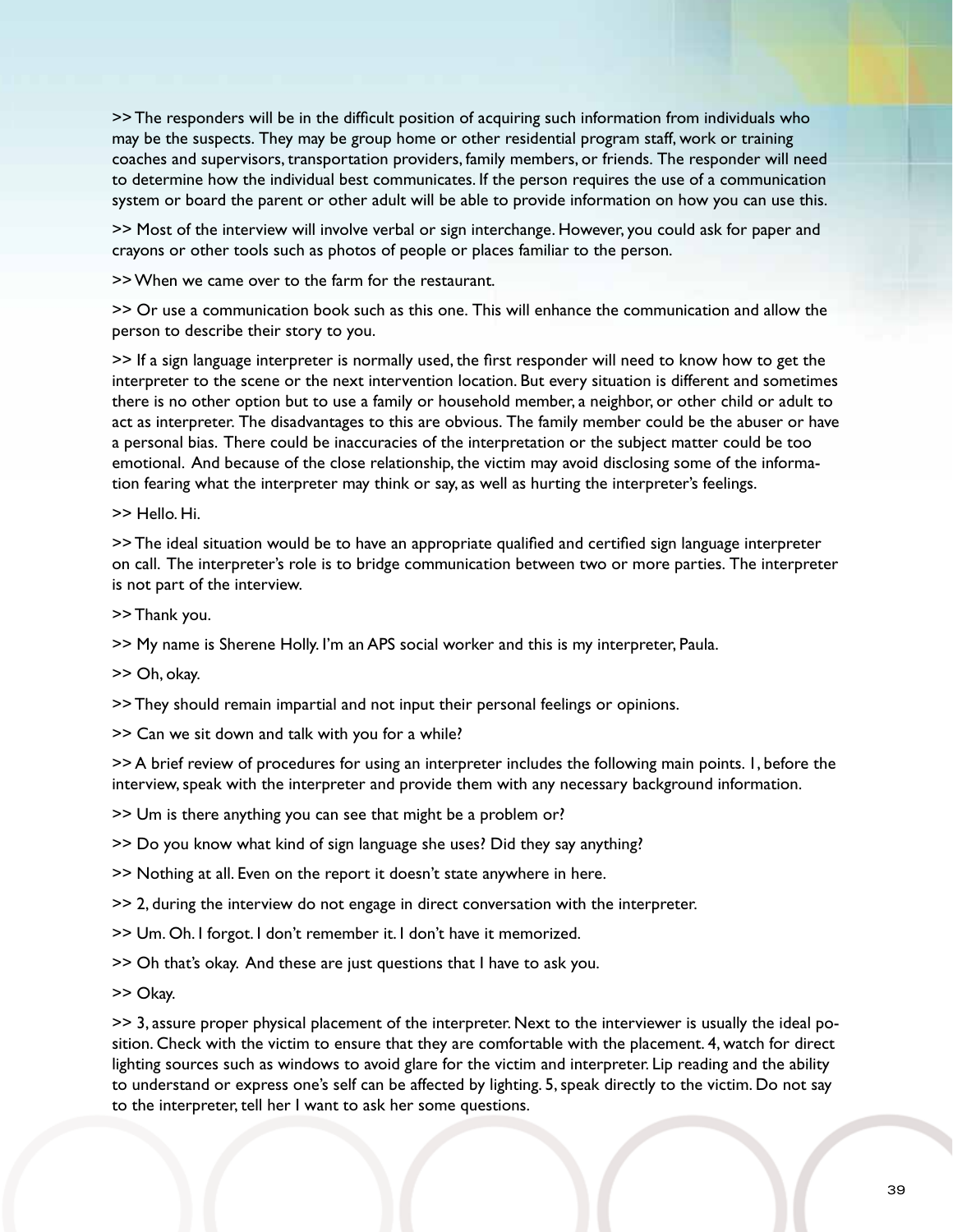>> The responders will be in the difficult position of acquiring such information from individuals who may be the suspects. They may be group home or other residential program staff, work or training coaches and supervisors, transportation providers, family members, or friends. The responder will need to determine how the individual best communicates. If the person requires the use of a communication system or board the parent or other adult will be able to provide information on how you can use this.

>> Most of the interview will involve verbal or sign interchange. However, you could ask for paper and crayons or other tools such as photos of people or places familiar to the person.

>> When we came over to the farm for the restaurant.

>> Or use a communication book such as this one. This will enhance the communication and allow the person to describe their story to you.

>> If a sign language interpreter is normally used, the first responder will need to know how to get the interpreter to the scene or the next intervention location. But every situation is different and sometimes there is no other option but to use a family or household member, a neighbor, or other child or adult to act as interpreter. The disadvantages to this are obvious. The family member could be the abuser or have a personal bias. There could be inaccuracies of the interpretation or the subject matter could be too emotional. And because of the close relationship, the victim may avoid disclosing some of the information fearing what the interpreter may think or say, as well as hurting the interpreter's feelings.

>> Hello. Hi.

>> The ideal situation would be to have an appropriate qualified and certified sign language interpreter on call. The interpreter's role is to bridge communication between two or more parties. The interpreter is not part of the interview.

>> Thank you.

>> My name is Sherene Holly. I'm an APS social worker and this is my interpreter, Paula.

>> Oh, okay.

>> They should remain impartial and not input their personal feelings or opinions.

>> Can we sit down and talk with you for a while?

>> A brief review of procedures for using an interpreter includes the following main points. 1, before the interview, speak with the interpreter and provide them with any necessary background information.

>> Um is there anything you can see that might be a problem or?

>> Do you know what kind of sign language she uses? Did they say anything?

>> Nothing at all. Even on the report it doesn't state anywhere in here.

>> 2, during the interview do not engage in direct conversation with the interpreter.

>> Um. Oh. I forgot. I don't remember it. I don't have it memorized.

>> Oh that's okay. And these are just questions that I have to ask you.

>> Okay.

>> 3, assure proper physical placement of the interpreter. Next to the interviewer is usually the ideal position. Check with the victim to ensure that they are comfortable with the placement. 4, watch for direct lighting sources such as windows to avoid glare for the victim and interpreter. Lip reading and the ability to understand or express one's self can be affected by lighting. 5, speak directly to the victim. Do not say to the interpreter, tell her I want to ask her some questions.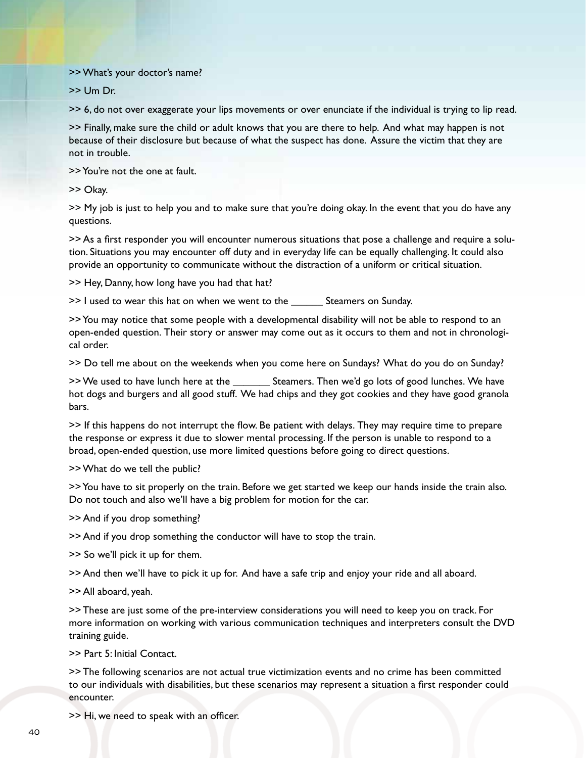>> What's your doctor's name?

>> Um Dr.

>> 6, do not over exaggerate your lips movements or over enunciate if the individual is trying to lip read.

>> Finally, make sure the child or adult knows that you are there to help. And what may happen is not because of their disclosure but because of what the suspect has done. Assure the victim that they are not in trouble.

>> You're not the one at fault.

>> Okay.

>> My job is just to help you and to make sure that you're doing okay. In the event that you do have any questions.

>> As a first responder you will encounter numerous situations that pose a challenge and require a solution. Situations you may encounter off duty and in everyday life can be equally challenging. It could also provide an opportunity to communicate without the distraction of a uniform or critical situation.

>> Hey, Danny, how long have you had that hat?

>> I used to wear this hat on when we went to the ______ Steamers on Sunday.

>> You may notice that some people with a developmental disability will not be able to respond to an open-ended question. Their story or answer may come out as it occurs to them and not in chronological order.

>> Do tell me about on the weekends when you come here on Sundays? What do you do on Sunday?

>> We used to have lunch here at the _______ Steamers. Then we'd go lots of good lunches. We have hot dogs and burgers and all good stuff. We had chips and they got cookies and they have good granola bars.

>> If this happens do not interrupt the flow. Be patient with delays. They may require time to prepare the response or express it due to slower mental processing. If the person is unable to respond to a broad, open-ended question, use more limited questions before going to direct questions.

>> What do we tell the public?

>> You have to sit properly on the train. Before we get started we keep our hands inside the train also. Do not touch and also we'll have a big problem for motion for the car.

>> And if you drop something?

>> And if you drop something the conductor will have to stop the train.

>> So we'll pick it up for them.

>> And then we'll have to pick it up for. And have a safe trip and enjoy your ride and all aboard.

>> All aboard, yeah.

>> These are just some of the pre-interview considerations you will need to keep you on track. For more information on working with various communication techniques and interpreters consult the DVD training guide.

>> Part 5: Initial Contact.

>> The following scenarios are not actual true victimization events and no crime has been committed to our individuals with disabilities, but these scenarios may represent a situation a first responder could encounter.

>> Hi, we need to speak with an officer.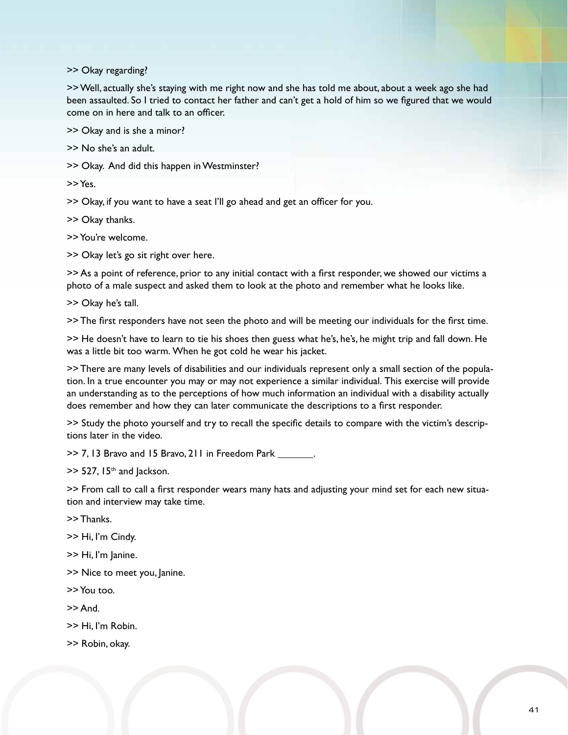>> Okay regarding?

>> Well, actually she's staying with me right now and she has told me about, about a week ago she had been assaulted. So I tried to contact her father and can't get a hold of him so we figured that we would come on in here and talk to an officer.

>> Okay and is she a minor?

>> No she's an adult.

>> Okay. And did this happen in Westminster?

>> Yes.

>> Okay, if you want to have a seat I'll go ahead and get an officer for you.

>> Okay thanks.

>> You're welcome.

>> Okay let's go sit right over here.

>> As a point of reference, prior to any initial contact with a first responder, we showed our victims a photo of a male suspect and asked them to look at the photo and remember what he looks like.

>> Okay he's tall.

>> The first responders have not seen the photo and will be meeting our individuals for the first time.

>> He doesn't have to learn to tie his shoes then guess what he's, he's, he might trip and fall down. He was a little bit too warm. When he got cold he wear his jacket.

>> There are many levels of disabilities and our individuals represent only a small section of the population. In a true encounter you may or may not experience a similar individual. This exercise will provide an understanding as to the perceptions of how much information an individual with a disability actually does remember and how they can later communicate the descriptions to a first responder.

>> Study the photo yourself and try to recall the specific details to compare with the victim's descriptions later in the video.

>> 7, 13 Bravo and 15 Bravo, 211 in Freedom Park _______.

>> 527, 15th and Jackson.

>> From call to call a first responder wears many hats and adjusting your mind set for each new situation and interview may take time.

>> Thanks.

>> Hi, I'm Cindy.

>> Hi, I'm Janine.

>> Nice to meet you, Janine.

>> You too.

>> And.

>> Hi, I'm Robin.

>> Robin, okay.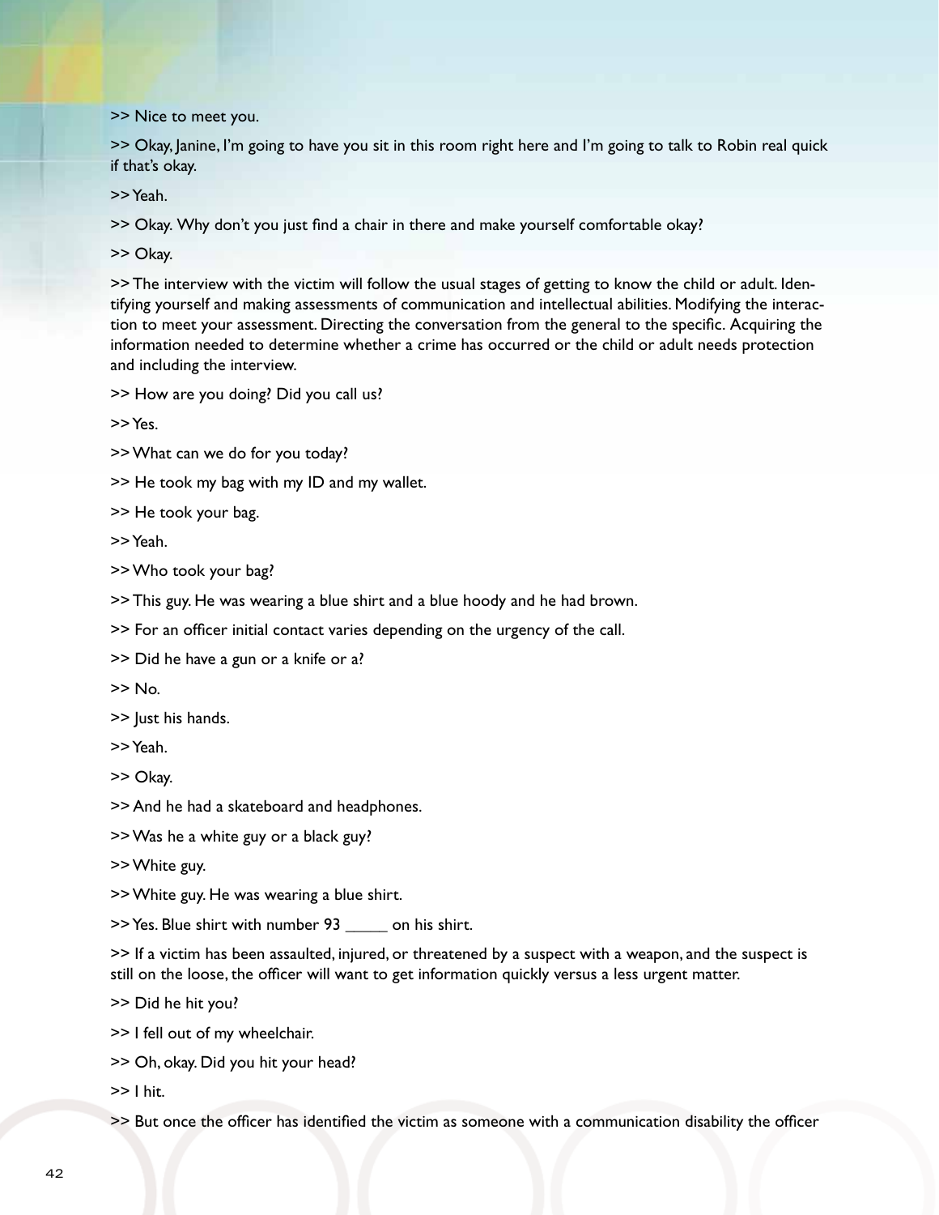>> Nice to meet you.

>> Okay, Janine, I'm going to have you sit in this room right here and I'm going to talk to Robin real quick if that's okay.

>> Yeah.

>> Okay. Why don't you just find a chair in there and make yourself comfortable okay?

>> Okay.

>> The interview with the victim will follow the usual stages of getting to know the child or adult. Identifying yourself and making assessments of communication and intellectual abilities. Modifying the interaction to meet your assessment. Directing the conversation from the general to the specific. Acquiring the information needed to determine whether a crime has occurred or the child or adult needs protection and including the interview.

>> How are you doing? Did you call us?

>> Yes.

>> What can we do for you today?

>> He took my bag with my ID and my wallet.

>> He took your bag.

>> Yeah.

>> Who took your bag?

>> This guy. He was wearing a blue shirt and a blue hoody and he had brown.

>> For an officer initial contact varies depending on the urgency of the call.

>> Did he have a gun or a knife or a?

>> No.

>> Just his hands.

>> Yeah.

>> Okay.

>> And he had a skateboard and headphones.

>> Was he a white guy or a black guy?

>> White guy.

>> White guy. He was wearing a blue shirt.

>> Yes. Blue shirt with number 93 _____ on his shirt.

>> If a victim has been assaulted, injured, or threatened by a suspect with a weapon, and the suspect is still on the loose, the officer will want to get information quickly versus a less urgent matter.

>> Did he hit you?

>> I fell out of my wheelchair.

>> Oh, okay. Did you hit your head?

>> I hit.

>> But once the officer has identified the victim as someone with a communication disability the officer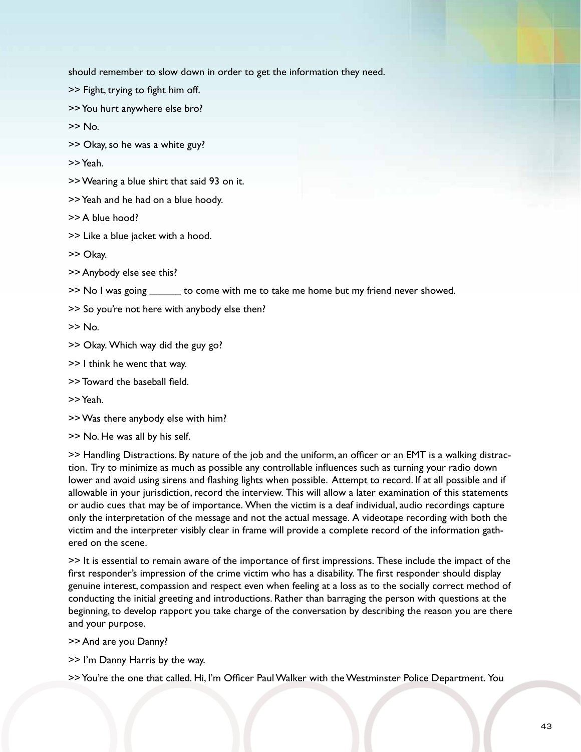should remember to slow down in order to get the information they need.

>> Fight, trying to fight him off.

>> You hurt anywhere else bro?

>> No.

>> Okay, so he was a white guy?

>> Yeah.

>> Wearing a blue shirt that said 93 on it.

>> Yeah and he had on a blue hoody.

>> A blue hood?

>> Like a blue jacket with a hood.

>> Okay.

>> Anybody else see this?

>> No I was going ______ to come with me to take me home but my friend never showed.

>> So you're not here with anybody else then?

>> No.

>> Okay. Which way did the guy go?

>> I think he went that way.

>> Toward the baseball field.

>> Yeah.

>> Was there anybody else with him?

>> No. He was all by his self.

>> Handling Distractions. By nature of the job and the uniform, an officer or an EMT is a walking distraction. Try to minimize as much as possible any controllable influences such as turning your radio down lower and avoid using sirens and flashing lights when possible. Attempt to record. If at all possible and if allowable in your jurisdiction, record the interview. This will allow a later examination of this statements or audio cues that may be of importance. When the victim is a deaf individual, audio recordings capture only the interpretation of the message and not the actual message. A videotape recording with both the victim and the interpreter visibly clear in frame will provide a complete record of the information gathered on the scene.

>> It is essential to remain aware of the importance of first impressions. These include the impact of the first responder's impression of the crime victim who has a disability. The first responder should display genuine interest, compassion and respect even when feeling at a loss as to the socially correct method of conducting the initial greeting and introductions. Rather than barraging the person with questions at the beginning, to develop rapport you take charge of the conversation by describing the reason you are there and your purpose.

>> And are you Danny?

>> I'm Danny Harris by the way.

>> You're the one that called. Hi, I'm Officer Paul Walker with the Westminster Police Department. You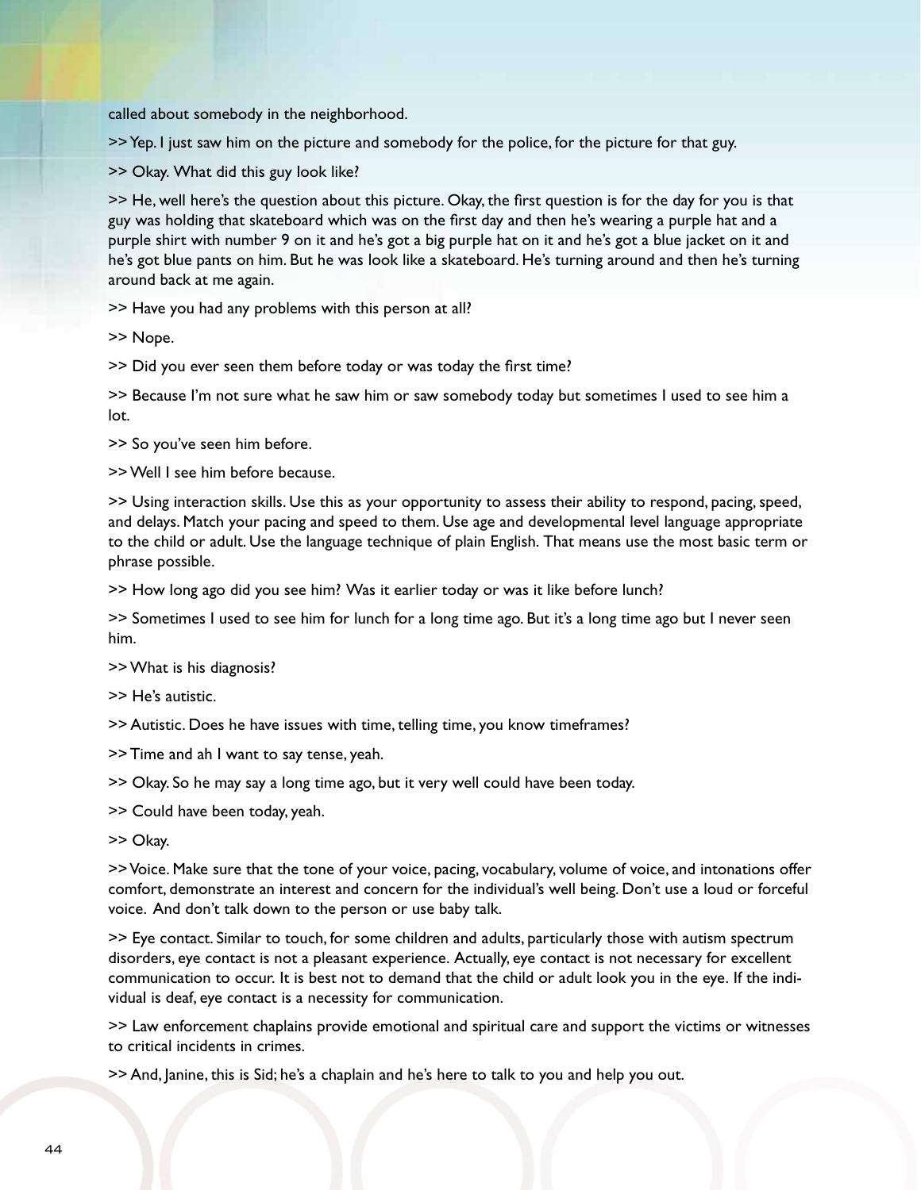called about somebody in the neighborhood.

>> Yep. I just saw him on the picture and somebody for the police, for the picture for that guy.

>> Okay. What did this guy look like?

>> He, well here's the question about this picture. Okay, the first question is for the day for you is that guy was holding that skateboard which was on the first day and then he's wearing a purple hat and a purple shirt with number 9 on it and he's got a big purple hat on it and he's got a blue jacket on it and he's got blue pants on him. But he was look like a skateboard. He's turning around and then he's turning around back at me again.

>> Have you had any problems with this person at all?

>> Nope.

>> Did you ever seen them before today or was today the first time?

>> Because I'm not sure what he saw him or saw somebody today but sometimes I used to see him a lot.

>> So you've seen him before.

>> Well I see him before because.

>> Using interaction skills. Use this as your opportunity to assess their ability to respond, pacing, speed, and delays. Match your pacing and speed to them. Use age and developmental level language appropriate to the child or adult. Use the language technique of plain English. That means use the most basic term or phrase possible.

>> How long ago did you see him? Was it earlier today or was it like before lunch?

>> Sometimes I used to see him for lunch for a long time ago. But it's a long time ago but I never seen him.

>> What is his diagnosis?

>> He's autistic.

>> Autistic. Does he have issues with time, telling time, you know timeframes?

>> Time and ah I want to say tense, yeah.

>> Okay. So he may say a long time ago, but it very well could have been today.

>> Could have been today, yeah.

>> Okay.

>> Voice. Make sure that the tone of your voice, pacing, vocabulary, volume of voice, and intonations offer comfort, demonstrate an interest and concern for the individual's well being. Don't use a loud or forceful voice. And don't talk down to the person or use baby talk.

>> Eye contact. Similar to touch, for some children and adults, particularly those with autism spectrum disorders, eye contact is not a pleasant experience. Actually, eye contact is not necessary for excellent communication to occur. It is best not to demand that the child or adult look you in the eye. If the individual is deaf, eye contact is a necessity for communication.

>> Law enforcement chaplains provide emotional and spiritual care and support the victims or witnesses to critical incidents in crimes.

>> And, Janine, this is Sid; he's a chaplain and he's here to talk to you and help you out.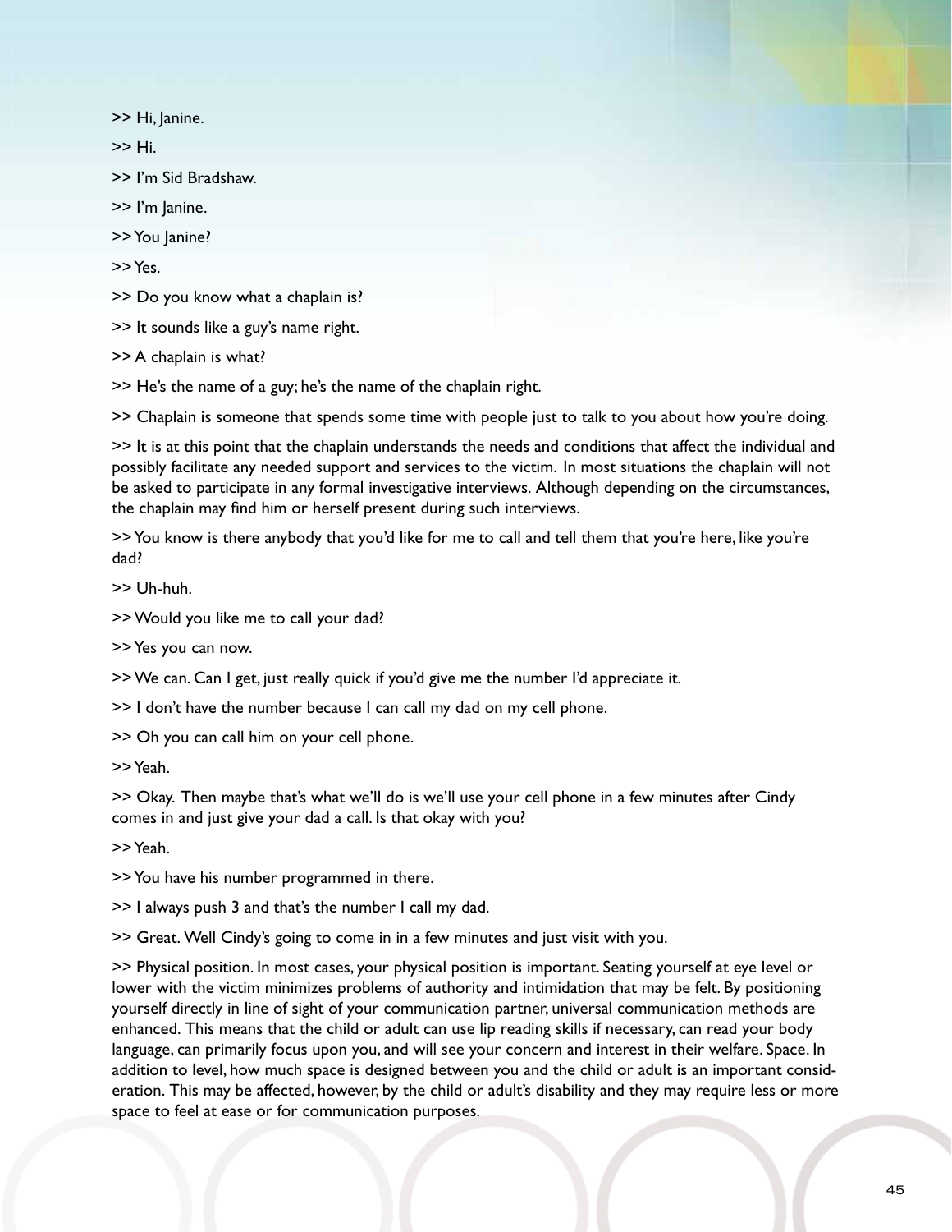>> Hi, Janine.

>> Hi.

>> I'm Sid Bradshaw.

>> I'm Janine.

>> You Janine?

>> Yes.

>> Do you know what a chaplain is?

>> It sounds like a guy's name right.

>> A chaplain is what?

>> He's the name of a guy; he's the name of the chaplain right.

>> Chaplain is someone that spends some time with people just to talk to you about how you're doing.

>> It is at this point that the chaplain understands the needs and conditions that affect the individual and possibly facilitate any needed support and services to the victim. In most situations the chaplain will not be asked to participate in any formal investigative interviews. Although depending on the circumstances, the chaplain may find him or herself present during such interviews.

>> You know is there anybody that you'd like for me to call and tell them that you're here, like you're dad?

>> Uh-huh.

>> Would you like me to call your dad?

>> Yes you can now.

>> We can. Can I get, just really quick if you'd give me the number I'd appreciate it.

>> I don't have the number because I can call my dad on my cell phone.

>> Oh you can call him on your cell phone.

>> Yeah.

>> Okay. Then maybe that's what we'll do is we'll use your cell phone in a few minutes after Cindy comes in and just give your dad a call. Is that okay with you?

>> Yeah.

>> You have his number programmed in there.

>> I always push 3 and that's the number I call my dad.

>> Great. Well Cindy's going to come in in a few minutes and just visit with you.

>> Physical position. In most cases, your physical position is important. Seating yourself at eye level or lower with the victim minimizes problems of authority and intimidation that may be felt. By positioning yourself directly in line of sight of your communication partner, universal communication methods are enhanced. This means that the child or adult can use lip reading skills if necessary, can read your body language, can primarily focus upon you, and will see your concern and interest in their welfare. Space. In addition to level, how much space is designed between you and the child or adult is an important consideration. This may be affected, however, by the child or adult's disability and they may require less or more space to feel at ease or for communication purposes.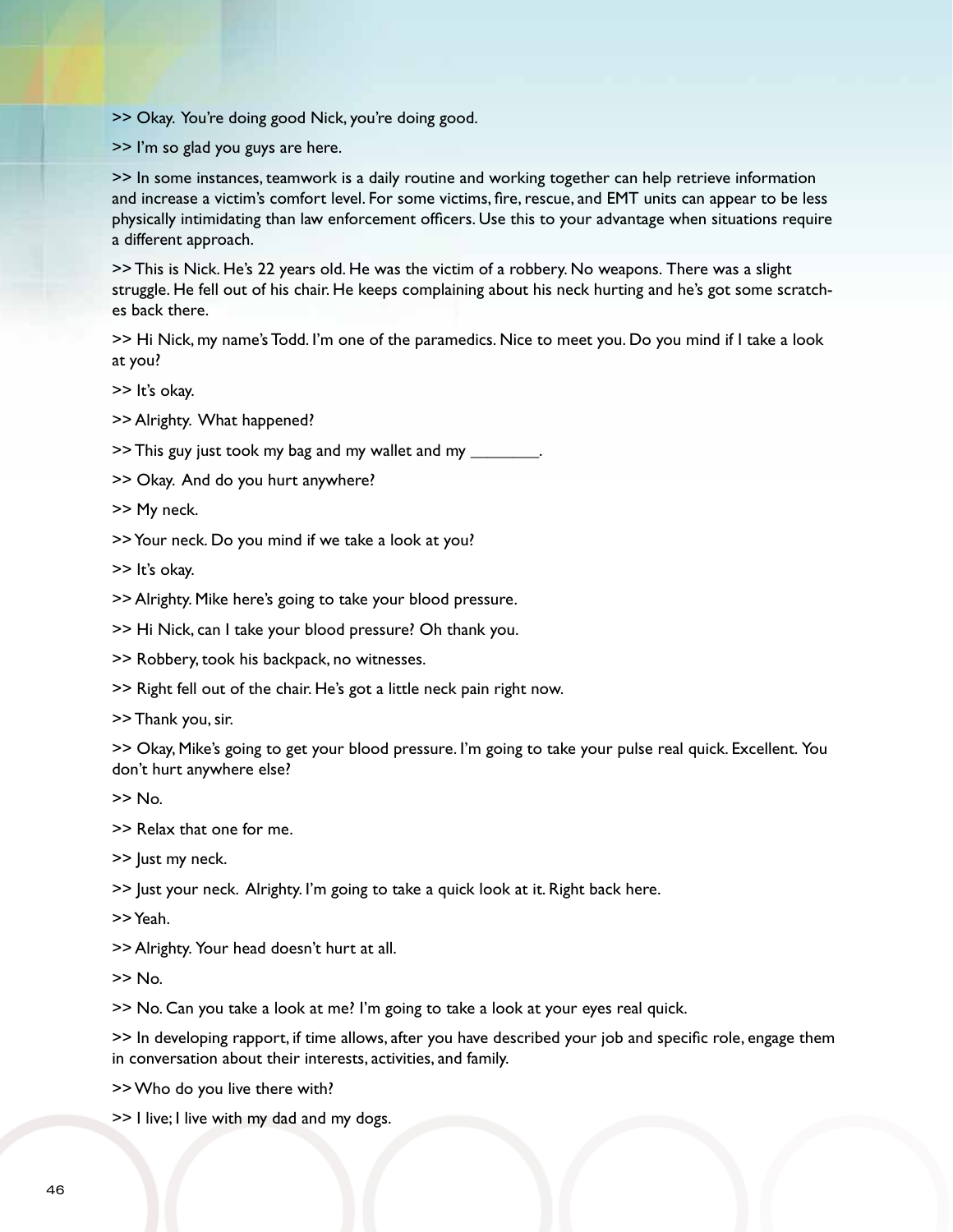>> Okay. You're doing good Nick, you're doing good.

>> I'm so glad you guys are here.

>> In some instances, teamwork is a daily routine and working together can help retrieve information and increase a victim's comfort level. For some victims, fire, rescue, and EMT units can appear to be less physically intimidating than law enforcement officers. Use this to your advantage when situations require a different approach.

>> This is Nick. He's 22 years old. He was the victim of a robbery. No weapons. There was a slight struggle. He fell out of his chair. He keeps complaining about his neck hurting and he's got some scratches back there.

>> Hi Nick, my name's Todd. I'm one of the paramedics. Nice to meet you. Do you mind if I take a look at you?

>> It's okay.

>> Alrighty. What happened?

>> This guy just took my bag and my wallet and my ________.

>> Okay. And do you hurt anywhere?

>> My neck.

>> Your neck. Do you mind if we take a look at you?

>> It's okay.

>> Alrighty. Mike here's going to take your blood pressure.

>> Hi Nick, can I take your blood pressure? Oh thank you.

>> Robbery, took his backpack, no witnesses.

>> Right fell out of the chair. He's got a little neck pain right now.

>> Thank you, sir.

>> Okay, Mike's going to get your blood pressure. I'm going to take your pulse real quick. Excellent. You don't hurt anywhere else?

>> No.

>> Relax that one for me.

>> Just my neck.

>> Just your neck. Alrighty. I'm going to take a quick look at it. Right back here.

>> Yeah.

>> Alrighty. Your head doesn't hurt at all.

>> No.

>> No. Can you take a look at me? I'm going to take a look at your eyes real quick.

>> In developing rapport, if time allows, after you have described your job and specific role, engage them in conversation about their interests, activities, and family.

>> Who do you live there with?

>> I live; I live with my dad and my dogs.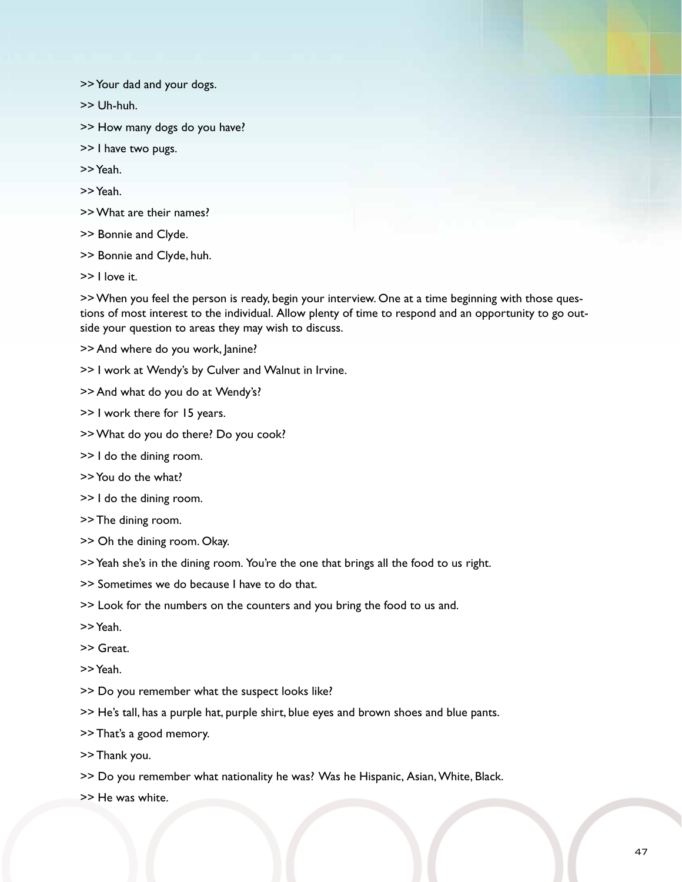>> Your dad and your dogs.

>> Uh-huh.

>> How many dogs do you have?

>> I have two pugs.

>> Yeah.

>> Yeah.

>> What are their names?

>> Bonnie and Clyde.

>> Bonnie and Clyde, huh.

>> I love it.

>> When you feel the person is ready, begin your interview. One at a time beginning with those questions of most interest to the individual. Allow plenty of time to respond and an opportunity to go outside your question to areas they may wish to discuss.

>> And where do you work, Janine?

>> I work at Wendy's by Culver and Walnut in Irvine.

>> And what do you do at Wendy's?

>> I work there for 15 years.

>> What do you do there? Do you cook?

>> I do the dining room.

>> You do the what?

>> I do the dining room.

>> The dining room.

>> Oh the dining room. Okay.

>> Yeah she's in the dining room. You're the one that brings all the food to us right.

>> Sometimes we do because I have to do that.

>> Look for the numbers on the counters and you bring the food to us and.

>> Yeah.

>> Great.

>> Yeah.

>> Do you remember what the suspect looks like?

>> He's tall, has a purple hat, purple shirt, blue eyes and brown shoes and blue pants.

>> That's a good memory.

>> Thank you.

>> Do you remember what nationality he was? Was he Hispanic, Asian, White, Black.

>> He was white.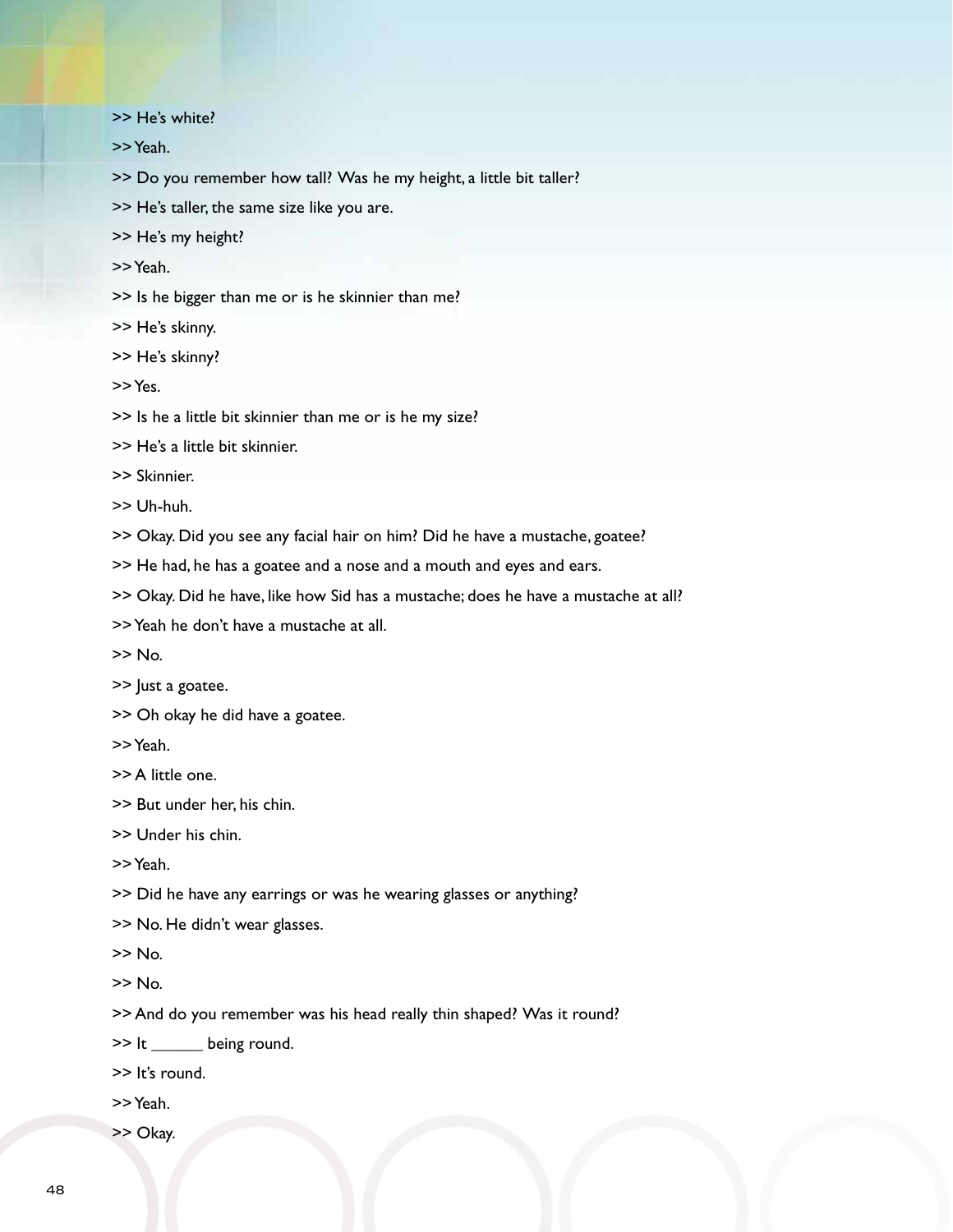>> He's white?

>> Yeah.

>> Do you remember how tall? Was he my height, a little bit taller?

>> He's taller, the same size like you are.

>> He's my height?

>> Yeah.

>> Is he bigger than me or is he skinnier than me?

>> He's skinny.

>> He's skinny?

>> Yes.

>> Is he a little bit skinnier than me or is he my size?

>> He's a little bit skinnier.

>> Skinnier.

>> Uh-huh.

>> Okay. Did you see any facial hair on him? Did he have a mustache, goatee?

>> He had, he has a goatee and a nose and a mouth and eyes and ears.

>> Okay. Did he have, like how Sid has a mustache; does he have a mustache at all?

>> Yeah he don't have a mustache at all.

>> No.

>> Just a goatee.

>> Oh okay he did have a goatee.

>> Yeah.

>> A little one.

>> But under her, his chin.

>> Under his chin.

>> Yeah.

>> Did he have any earrings or was he wearing glasses or anything?

>> No. He didn't wear glasses.

>> No.

>> No.

>> And do you remember was his head really thin shaped? Was it round?

>> It ______ being round.

>> It's round.

>> Yeah.

>> Okay.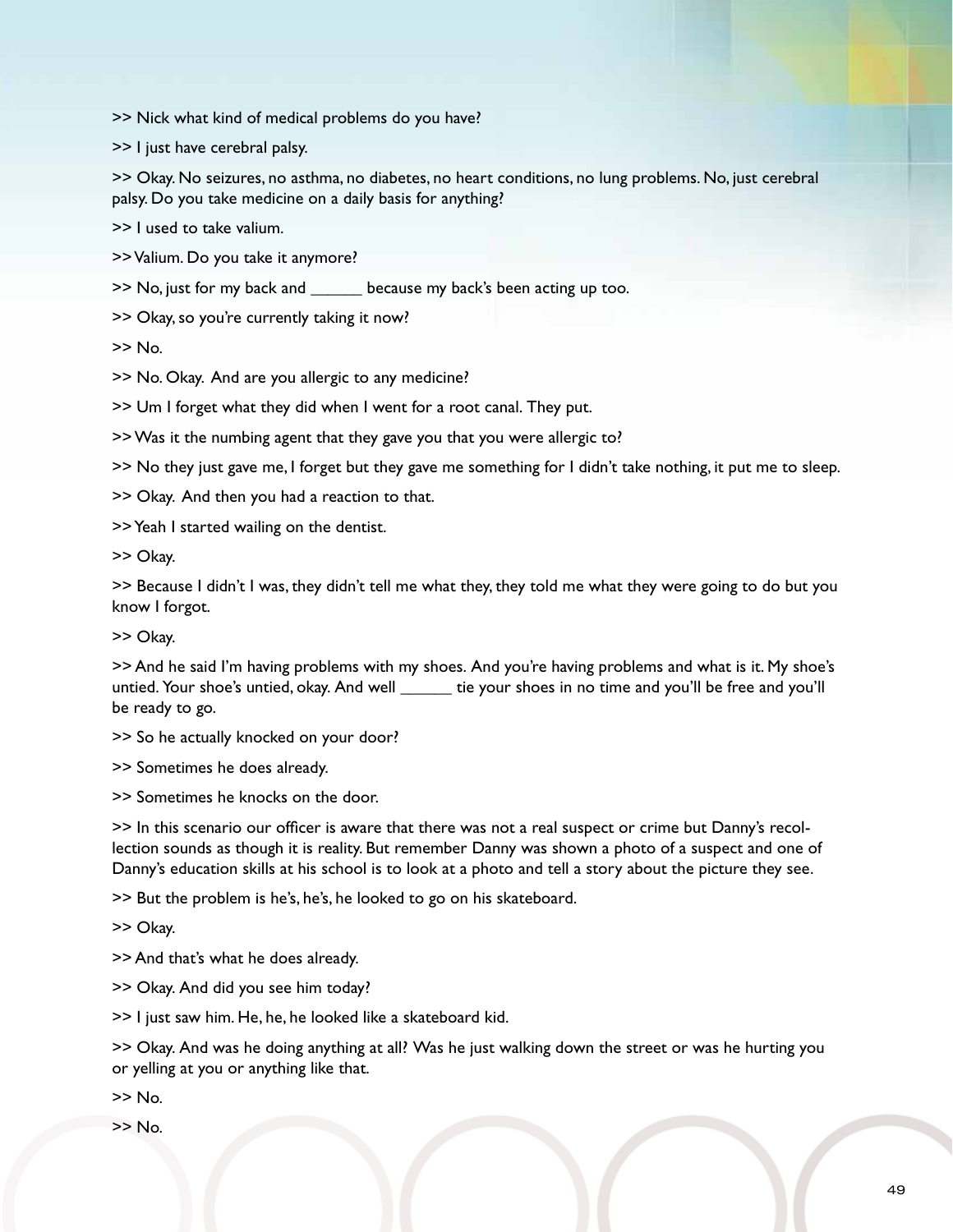>> Nick what kind of medical problems do you have?

>> I just have cerebral palsy.

>> Okay. No seizures, no asthma, no diabetes, no heart conditions, no lung problems. No, just cerebral palsy. Do you take medicine on a daily basis for anything?

>> I used to take valium.

>> Valium. Do you take it anymore?

>> No, just for my back and ______ because my back's been acting up too.

>> Okay, so you're currently taking it now?

>> No.

>> No. Okay. And are you allergic to any medicine?

>> Um I forget what they did when I went for a root canal. They put.

>> Was it the numbing agent that they gave you that you were allergic to?

>> No they just gave me, I forget but they gave me something for I didn't take nothing, it put me to sleep.

>> Okay. And then you had a reaction to that.

>> Yeah I started wailing on the dentist.

>> Okay.

>> Because I didn't I was, they didn't tell me what they, they told me what they were going to do but you know I forgot.

>> Okay.

>> And he said I'm having problems with my shoes. And you're having problems and what is it. My shoe's untied. Your shoe's untied, okay. And well ______ tie your shoes in no time and you'll be free and you'll be ready to go.

>> So he actually knocked on your door?

>> Sometimes he does already.

>> Sometimes he knocks on the door.

>> In this scenario our officer is aware that there was not a real suspect or crime but Danny's recollection sounds as though it is reality. But remember Danny was shown a photo of a suspect and one of Danny's education skills at his school is to look at a photo and tell a story about the picture they see.

>> But the problem is he's, he's, he looked to go on his skateboard.

>> Okay.

>> And that's what he does already.

>> Okay. And did you see him today?

>> I just saw him. He, he, he looked like a skateboard kid.

>> Okay. And was he doing anything at all? Was he just walking down the street or was he hurting you or yelling at you or anything like that.

>> No.

>> No.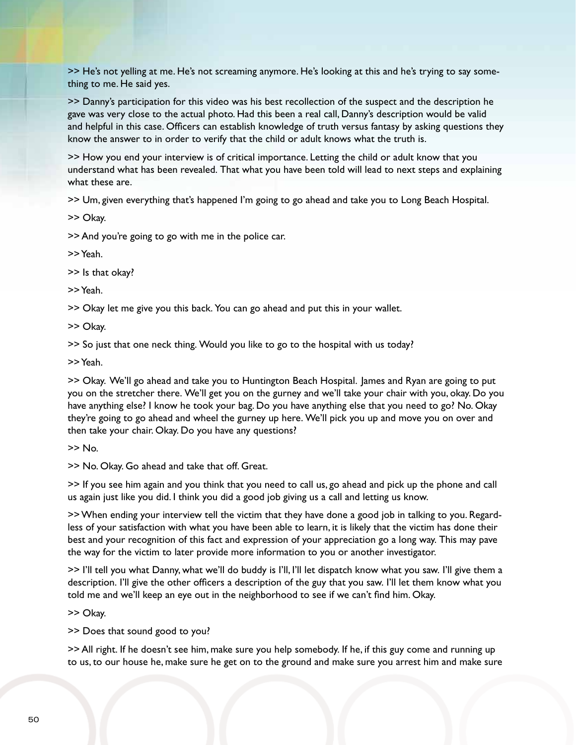>> He's not yelling at me. He's not screaming anymore. He's looking at this and he's trying to say something to me. He said yes.

>> Danny's participation for this video was his best recollection of the suspect and the description he gave was very close to the actual photo. Had this been a real call, Danny's description would be valid and helpful in this case. Officers can establish knowledge of truth versus fantasy by asking questions they know the answer to in order to verify that the child or adult knows what the truth is.

>> How you end your interview is of critical importance. Letting the child or adult know that you understand what has been revealed. That what you have been told will lead to next steps and explaining what these are.

>> Um, given everything that's happened I'm going to go ahead and take you to Long Beach Hospital.

>> Okay.

>> And you're going to go with me in the police car.

>> Yeah.

>> Is that okay?

>> Yeah.

>> Okay let me give you this back. You can go ahead and put this in your wallet.

>> Okay.

>> So just that one neck thing. Would you like to go to the hospital with us today?

>> Yeah.

>> Okay. We'll go ahead and take you to Huntington Beach Hospital. James and Ryan are going to put you on the stretcher there. We'll get you on the gurney and we'll take your chair with you, okay. Do you have anything else? I know he took your bag. Do you have anything else that you need to go? No. Okay they're going to go ahead and wheel the gurney up here. We'll pick you up and move you on over and then take your chair. Okay. Do you have any questions?

>> No.

>> No. Okay. Go ahead and take that off. Great.

>> If you see him again and you think that you need to call us, go ahead and pick up the phone and call us again just like you did. I think you did a good job giving us a call and letting us know.

>> When ending your interview tell the victim that they have done a good job in talking to you. Regardless of your satisfaction with what you have been able to learn, it is likely that the victim has done their best and your recognition of this fact and expression of your appreciation go a long way. This may pave the way for the victim to later provide more information to you or another investigator.

>> I'll tell you what Danny, what we'll do buddy is I'll, I'll let dispatch know what you saw. I'll give them a description. I'll give the other officers a description of the guy that you saw. I'll let them know what you told me and we'll keep an eye out in the neighborhood to see if we can't find him. Okay.

>> Okay.

>> Does that sound good to you?

>> All right. If he doesn't see him, make sure you help somebody. If he, if this guy come and running up to us, to our house he, make sure he get on to the ground and make sure you arrest him and make sure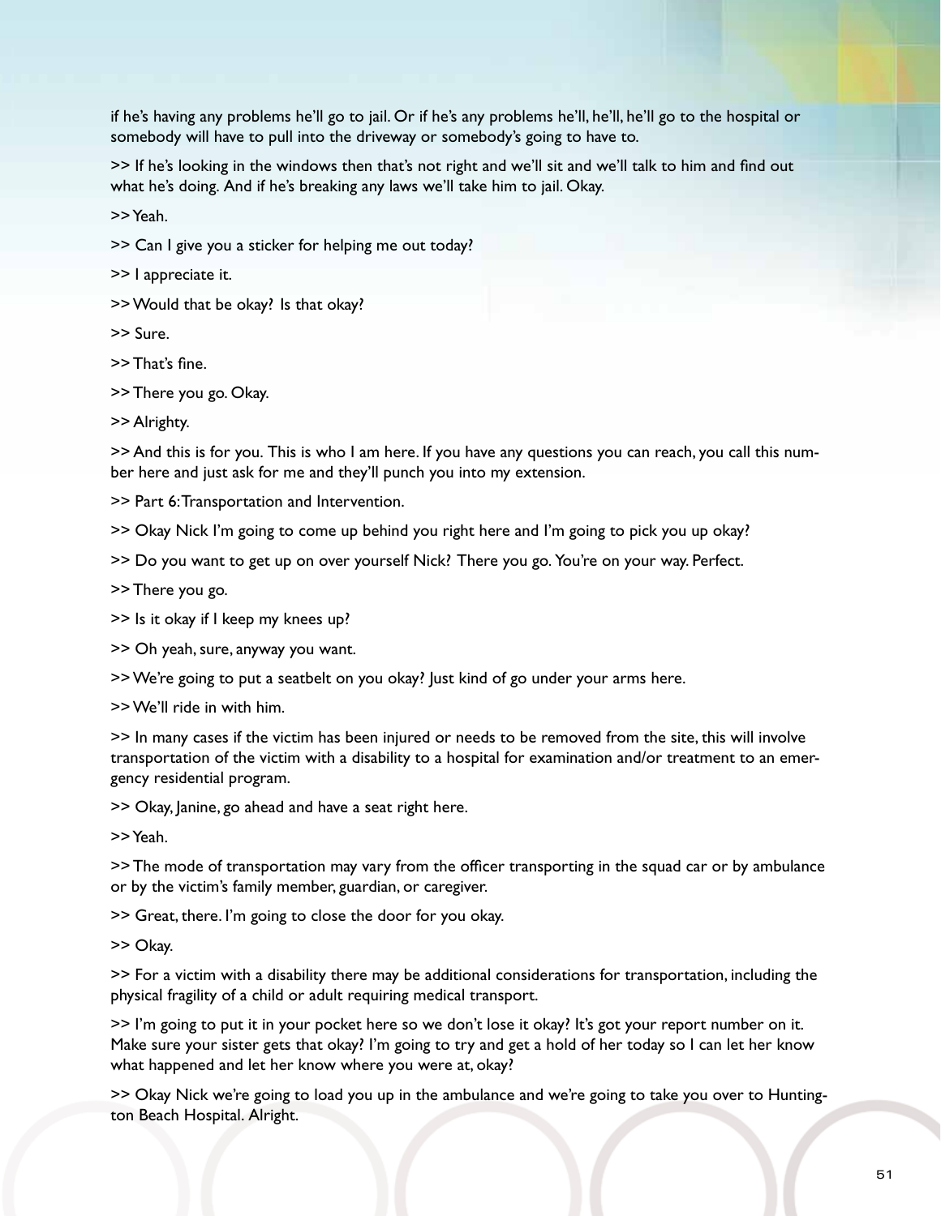if he's having any problems he'll go to jail. Or if he's any problems he'll, he'll, he'll go to the hospital or somebody will have to pull into the driveway or somebody's going to have to.

>> If he's looking in the windows then that's not right and we'll sit and we'll talk to him and find out what he's doing. And if he's breaking any laws we'll take him to jail. Okay.

>> Yeah.

>> Can I give you a sticker for helping me out today?

>> I appreciate it.

>> Would that be okay? Is that okay?

>> Sure.

>> That's fine.

>> There you go. Okay.

>> Alrighty.

>> And this is for you. This is who I am here. If you have any questions you can reach, you call this number here and just ask for me and they'll punch you into my extension.

>> Part 6: Transportation and Intervention.

>> Okay Nick I'm going to come up behind you right here and I'm going to pick you up okay?

>> Do you want to get up on over yourself Nick? There you go. You're on your way. Perfect.

>> There you go.

>> Is it okay if I keep my knees up?

>> Oh yeah, sure, anyway you want.

>> We're going to put a seatbelt on you okay? Just kind of go under your arms here.

>> We'll ride in with him.

>> In many cases if the victim has been injured or needs to be removed from the site, this will involve transportation of the victim with a disability to a hospital for examination and/or treatment to an emergency residential program.

>> Okay, Janine, go ahead and have a seat right here.

>> Yeah.

>> The mode of transportation may vary from the officer transporting in the squad car or by ambulance or by the victim's family member, guardian, or caregiver.

>> Great, there. I'm going to close the door for you okay.

>> Okay.

>> For a victim with a disability there may be additional considerations for transportation, including the physical fragility of a child or adult requiring medical transport.

>> I'm going to put it in your pocket here so we don't lose it okay? It's got your report number on it. Make sure your sister gets that okay? I'm going to try and get a hold of her today so I can let her know what happened and let her know where you were at, okay?

>> Okay Nick we're going to load you up in the ambulance and we're going to take you over to Huntington Beach Hospital. Alright.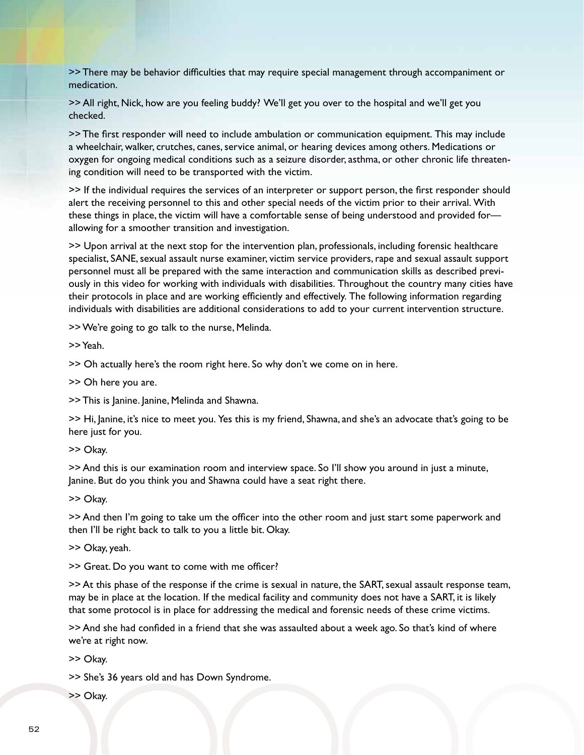>> There may be behavior difficulties that may require special management through accompaniment or medication.

>> All right, Nick, how are you feeling buddy? We'll get you over to the hospital and we'll get you checked.

>> The first responder will need to include ambulation or communication equipment. This may include a wheelchair, walker, crutches, canes, service animal, or hearing devices among others. Medications or oxygen for ongoing medical conditions such as a seizure disorder, asthma, or other chronic life threatening condition will need to be transported with the victim.

>> If the individual requires the services of an interpreter or support person, the first responder should alert the receiving personnel to this and other special needs of the victim prior to their arrival. With these things in place, the victim will have a comfortable sense of being understood and provided for—allowing for a smoother transition and investigation.

>> Upon arrival at the next stop for the intervention plan, professionals, including forensic healthcare specialist, SANE, sexual assault nurse examiner, victim service providers, rape and sexual assault support personnel must all be prepared with the same interaction and communication skills as described previously in this video for working with individuals with disabilities. Throughout the country many cities have their protocols in place and are working efficiently and effectively. The following information regarding individuals with disabilities are additional considerations to add to your current intervention structure.

>> We're going to go talk to the nurse, Melinda.

>> Yeah.

>> Oh actually here's the room right here. So why don't we come on in here.

>> Oh here you are.

>> This is Janine. Janine, Melinda and Shawna.

>> Hi, Janine, it's nice to meet you. Yes this is my friend, Shawna, and she's an advocate that's going to be here just for you.

>> Okay.

>> And this is our examination room and interview space. So I'll show you around in just a minute, Janine. But do you think you and Shawna could have a seat right there.

>> Okay.

>> And then I'm going to take um the officer into the other room and just start some paperwork and then I'll be right back to talk to you a little bit. Okay.

>> Okay, yeah.

>> Great. Do you want to come with me officer?

>> At this phase of the response if the crime is sexual in nature, the SART, sexual assault response team, may be in place at the location. If the medical facility and community does not have a SART, it is likely that some protocol is in place for addressing the medical and forensic needs of these crime victims.

>> And she had confided in a friend that she was assaulted about a week ago. So that's kind of where we're at right now.

>> Okay.

>> She's 36 years old and has Down Syndrome.

>> Okay.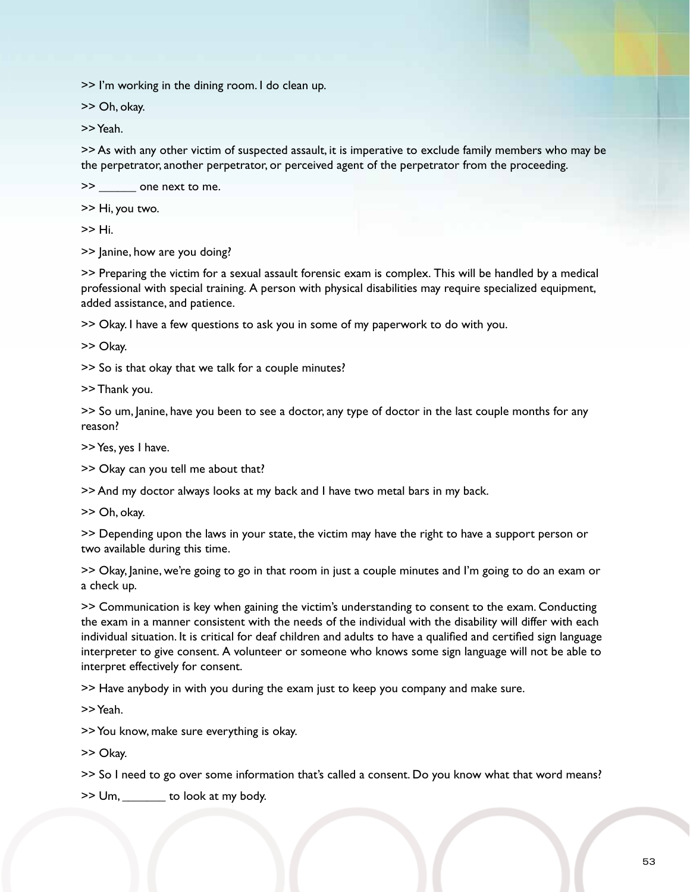>> I'm working in the dining room. I do clean up.

>> Oh, okay.

>> Yeah.

>> As with any other victim of suspected assault, it is imperative to exclude family members who may be the perpetrator, another perpetrator, or perceived agent of the perpetrator from the proceeding.

>> ______ one next to me.

>> Hi, you two.

>> Hi.

>> Janine, how are you doing?

>> Preparing the victim for a sexual assault forensic exam is complex. This will be handled by a medical professional with special training. A person with physical disabilities may require specialized equipment, added assistance, and patience.

>> Okay. I have a few questions to ask you in some of my paperwork to do with you.

>> Okay.

>> So is that okay that we talk for a couple minutes?

>> Thank you.

>> So um, Janine, have you been to see a doctor, any type of doctor in the last couple months for any reason?

>> Yes, yes I have.

>> Okay can you tell me about that?

>> And my doctor always looks at my back and I have two metal bars in my back.

>> Oh, okay.

>> Depending upon the laws in your state, the victim may have the right to have a support person or two available during this time.

>> Okay, Janine, we're going to go in that room in just a couple minutes and I'm going to do an exam or a check up.

>> Communication is key when gaining the victim's understanding to consent to the exam. Conducting the exam in a manner consistent with the needs of the individual with the disability will differ with each individual situation. It is critical for deaf children and adults to have a qualified and certified sign language interpreter to give consent. A volunteer or someone who knows some sign language will not be able to interpret effectively for consent.

>> Have anybody in with you during the exam just to keep you company and make sure.

>> Yeah.

>> You know, make sure everything is okay.

>> Okay.

>> So I need to go over some information that's called a consent. Do you know what that word means?

>> Um, _______ to look at my body.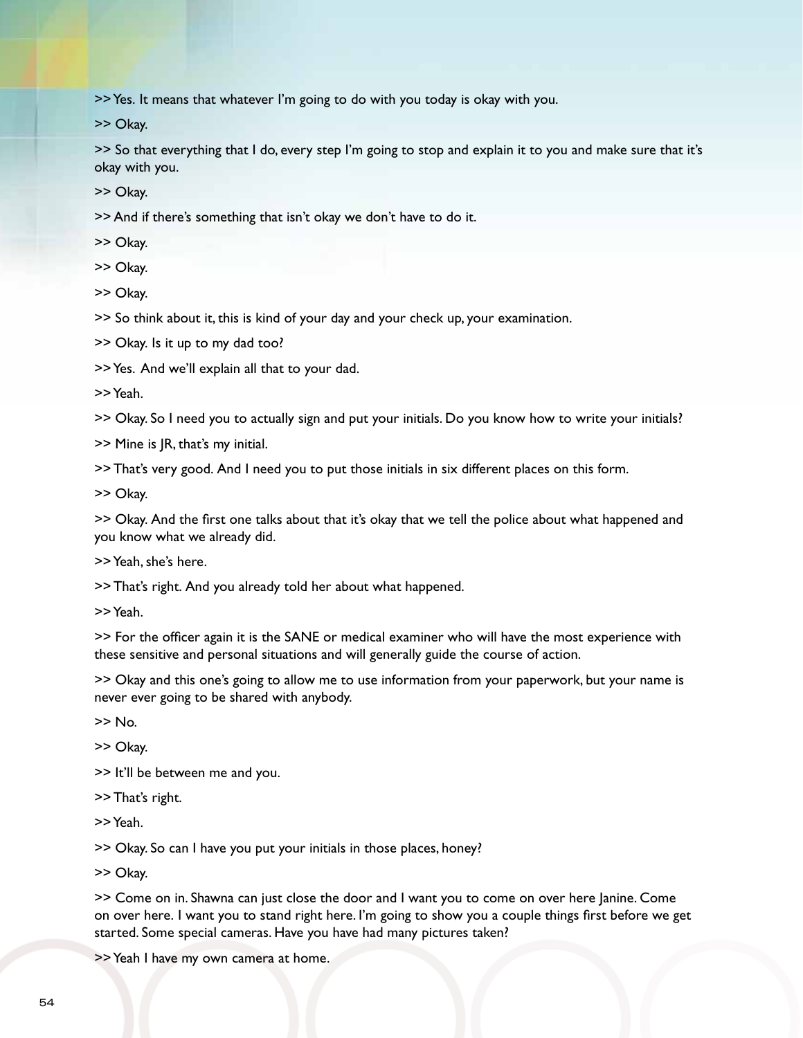>> Yes. It means that whatever I'm going to do with you today is okay with you.

>> Okay.

>> So that everything that I do, every step I'm going to stop and explain it to you and make sure that it's okay with you.

>> Okay.

>> And if there's something that isn't okay we don't have to do it.

>> Okay.

>> Okay.

>> Okay.

>> So think about it, this is kind of your day and your check up, your examination.

>> Okay. Is it up to my dad too?

>> Yes. And we'll explain all that to your dad.

>> Yeah.

>> Okay. So I need you to actually sign and put your initials. Do you know how to write your initials?

>> Mine is JR, that's my initial.

>> That's very good. And I need you to put those initials in six different places on this form.

>> Okay.

>> Okay. And the first one talks about that it's okay that we tell the police about what happened and you know what we already did.

>> Yeah, she's here.

>> That's right. And you already told her about what happened.

>> Yeah.

>> For the officer again it is the SANE or medical examiner who will have the most experience with these sensitive and personal situations and will generally guide the course of action.

>> Okay and this one's going to allow me to use information from your paperwork, but your name is never ever going to be shared with anybody.

>> No.

>> Okay.

>> It'll be between me and you.

>> That's right.

>> Yeah.

>> Okay. So can I have you put your initials in those places, honey?

>> Okay.

>> Come on in. Shawna can just close the door and I want you to come on over here Janine. Come on over here. I want you to stand right here. I'm going to show you a couple things first before we get started. Some special cameras. Have you have had many pictures taken?

>> Yeah I have my own camera at home.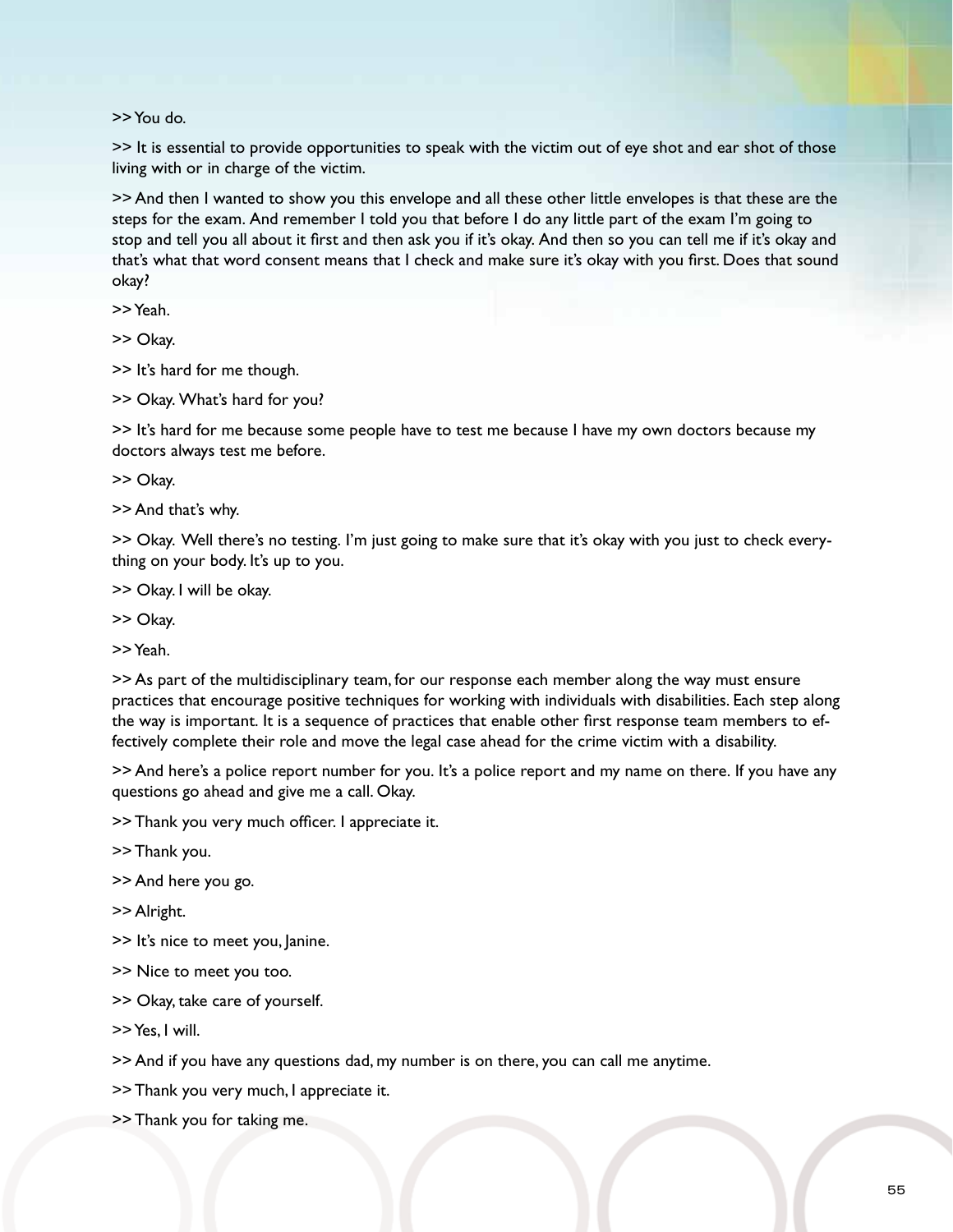>> You do.

>> It is essential to provide opportunities to speak with the victim out of eye shot and ear shot of those living with or in charge of the victim.

>> And then I wanted to show you this envelope and all these other little envelopes is that these are the steps for the exam. And remember I told you that before I do any little part of the exam I'm going to stop and tell you all about it first and then ask you if it's okay. And then so you can tell me if it's okay and that's what that word consent means that I check and make sure it's okay with you first. Does that sound okay?

>> Yeah.

>> Okay.

>> It's hard for me though.

>> Okay. What's hard for you?

>> It's hard for me because some people have to test me because I have my own doctors because my doctors always test me before.

>> Okay.

>> And that's why.

>> Okay. Well there's no testing. I'm just going to make sure that it's okay with you just to check everything on your body. It's up to you.

>> Okay. I will be okay.

>> Okay.

>> Yeah.

>> As part of the multidisciplinary team, for our response each member along the way must ensure practices that encourage positive techniques for working with individuals with disabilities. Each step along the way is important. It is a sequence of practices that enable other first response team members to effectively complete their role and move the legal case ahead for the crime victim with a disability.

>> And here's a police report number for you. It's a police report and my name on there. If you have any questions go ahead and give me a call. Okay.

>> Thank you very much officer. I appreciate it.

>> Thank you.

>> And here you go.

>> Alright.

>> It's nice to meet you, Janine.

>> Nice to meet you too.

>> Okay, take care of yourself.

>> Yes, I will.

>> And if you have any questions dad, my number is on there, you can call me anytime.

>> Thank you very much, I appreciate it.

>> Thank you for taking me.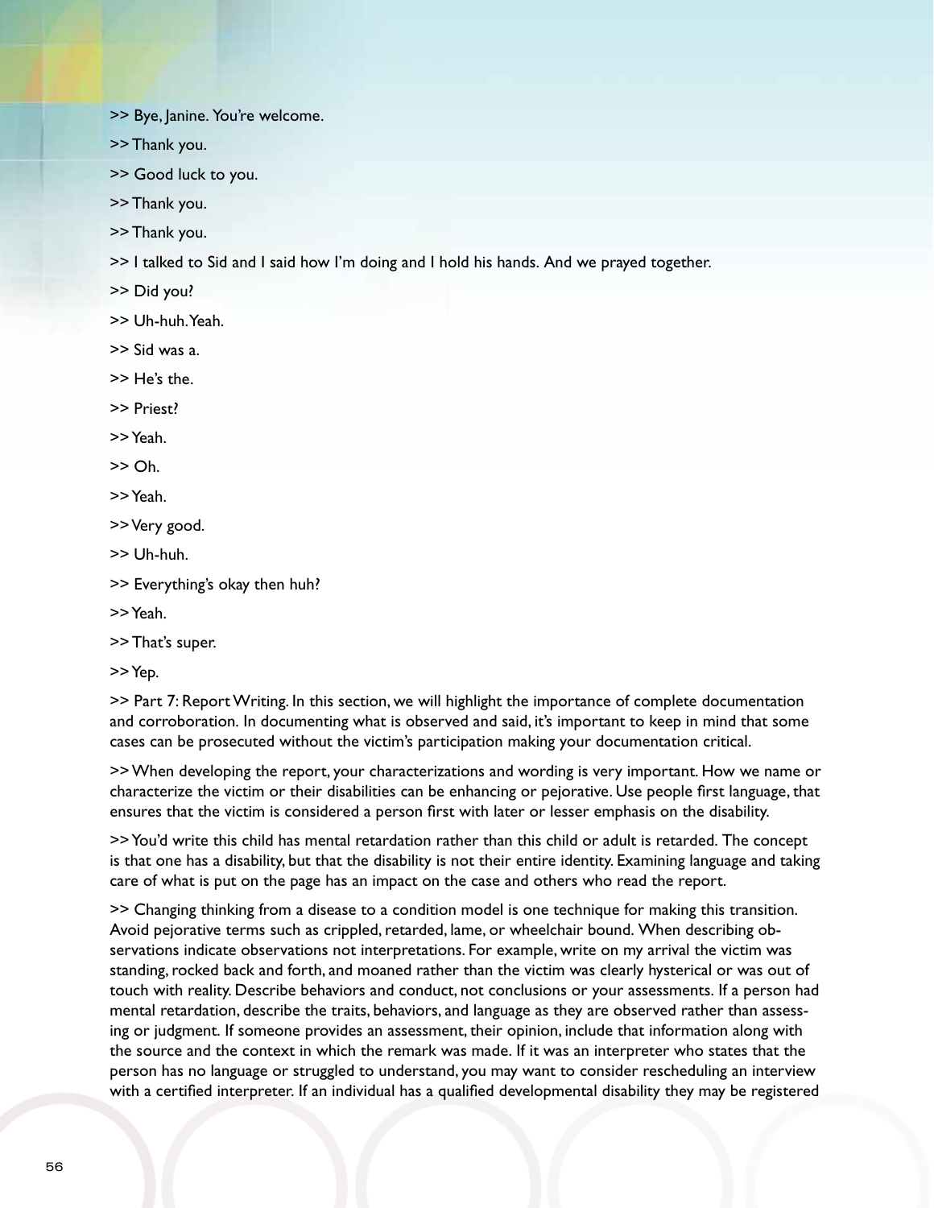>> Bye, Janine. You're welcome.

>> Thank you.

>> Good luck to you.

>> Thank you.

>> Thank you.

>> I talked to Sid and I said how I'm doing and I hold his hands. And we prayed together.

>> Did you?

>> Uh-huh. Yeah.

>> Sid was a.

>> He's the.

>> Priest?

>> Yeah.

>> Oh.

>> Yeah.

>> Very good.

>> Uh-huh.

>> Everything's okay then huh?

>> Yeah.

>> That's super.

>> Yep.

>> Part 7: Report Writing. In this section, we will highlight the importance of complete documentation and corroboration. In documenting what is observed and said, it's important to keep in mind that some cases can be prosecuted without the victim's participation making your documentation critical.

>> When developing the report, your characterizations and wording is very important. How we name or characterize the victim or their disabilities can be enhancing or pejorative. Use people first language, that ensures that the victim is considered a person first with later or lesser emphasis on the disability.

>> You'd write this child has mental retardation rather than this child or adult is retarded. The concept is that one has a disability, but that the disability is not their entire identity. Examining language and taking care of what is put on the page has an impact on the case and others who read the report.

>> Changing thinking from a disease to a condition model is one technique for making this transition. Avoid pejorative terms such as crippled, retarded, lame, or wheelchair bound. When describing observations indicate observations not interpretations. For example, write on my arrival the victim was standing, rocked back and forth, and moaned rather than the victim was clearly hysterical or was out of touch with reality. Describe behaviors and conduct, not conclusions or your assessments. If a person had mental retardation, describe the traits, behaviors, and language as they are observed rather than assessing or judgment. If someone provides an assessment, their opinion, include that information along with the source and the context in which the remark was made. If it was an interpreter who states that the person has no language or struggled to understand, you may want to consider rescheduling an interview with a certified interpreter. If an individual has a qualified developmental disability they may be registered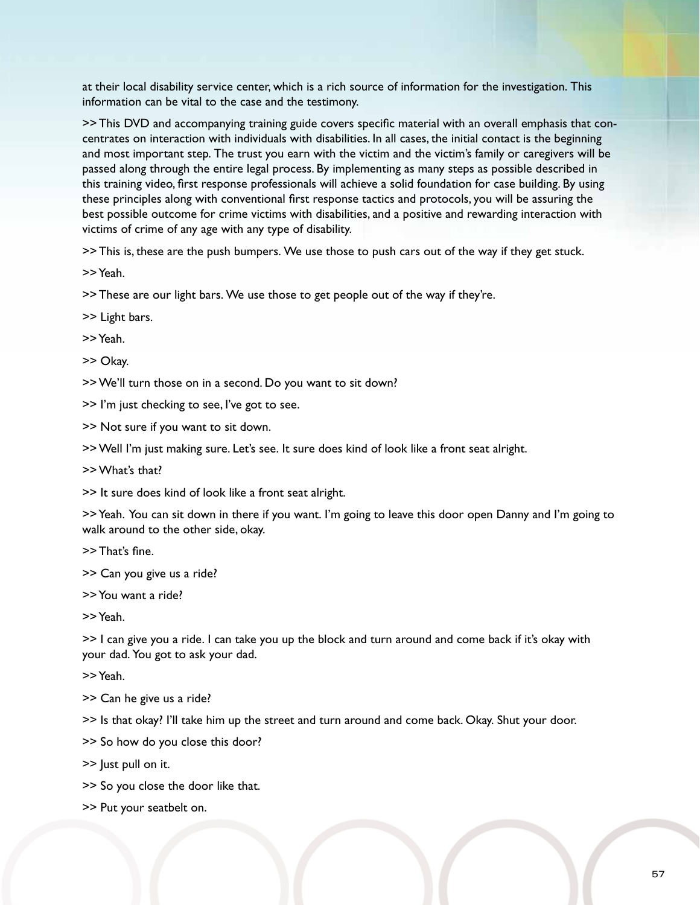at their local disability service center, which is a rich source of information for the investigation. This information can be vital to the case and the testimony.

>> This DVD and accompanying training guide covers specific material with an overall emphasis that concentrates on interaction with individuals with disabilities. In all cases, the initial contact is the beginning and most important step. The trust you earn with the victim and the victim's family or caregivers will be passed along through the entire legal process. By implementing as many steps as possible described in this training video, first response professionals will achieve a solid foundation for case building. By using these principles along with conventional first response tactics and protocols, you will be assuring the best possible outcome for crime victims with disabilities, and a positive and rewarding interaction with victims of crime of any age with any type of disability.

>> This is, these are the push bumpers. We use those to push cars out of the way if they get stuck.

>> Yeah.

>> These are our light bars. We use those to get people out of the way if they're.

>> Light bars.

>> Yeah.

>> Okay.

>> We'll turn those on in a second. Do you want to sit down?

>> I'm just checking to see, I've got to see.

>> Not sure if you want to sit down.

>> Well I'm just making sure. Let's see. It sure does kind of look like a front seat alright.

>> What's that?

>> It sure does kind of look like a front seat alright.

>> Yeah. You can sit down in there if you want. I'm going to leave this door open Danny and I'm going to walk around to the other side, okay.

>> That's fine.

>> Can you give us a ride?

>> You want a ride?

>> Yeah.

>> I can give you a ride. I can take you up the block and turn around and come back if it's okay with your dad. You got to ask your dad.

>> Yeah.

>> Can he give us a ride?

>> Is that okay? I'll take him up the street and turn around and come back. Okay. Shut your door.

>> So how do you close this door?

>> Just pull on it.

>> So you close the door like that.

>> Put your seatbelt on.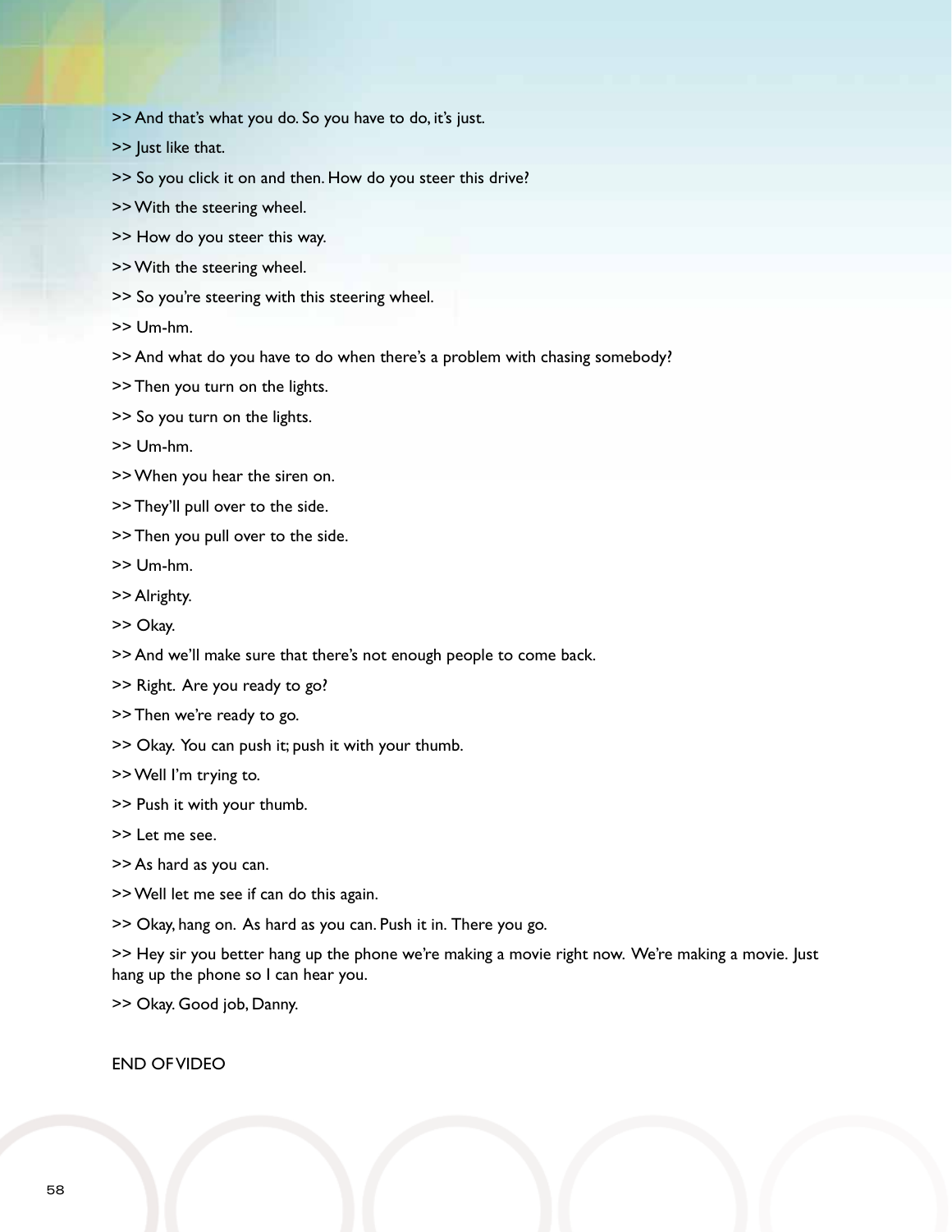>> And that's what you do. So you have to do, it's just.

>> Just like that.

>> So you click it on and then. How do you steer this drive?

>> With the steering wheel.

>> How do you steer this way.

>> With the steering wheel.

>> So you're steering with this steering wheel.

>> Um-hm.

>> And what do you have to do when there's a problem with chasing somebody?

>> Then you turn on the lights.

>> So you turn on the lights.

>> Um-hm.

>> When you hear the siren on.

>> They'll pull over to the side.

>> Then you pull over to the side.

>> Um-hm.

>> Alrighty.

>> Okay.

>> And we'll make sure that there's not enough people to come back.

>> Right. Are you ready to go?

>> Then we're ready to go.

>> Okay. You can push it; push it with your thumb.

>> Well I'm trying to.

>> Push it with your thumb.

>> Let me see.

>> As hard as you can.

>> Well let me see if can do this again.

>> Okay, hang on. As hard as you can. Push it in. There you go.

>> Hey sir you better hang up the phone we're making a movie right now. We're making a movie. Just hang up the phone so I can hear you.

>> Okay. Good job, Danny.

END OF VIDEO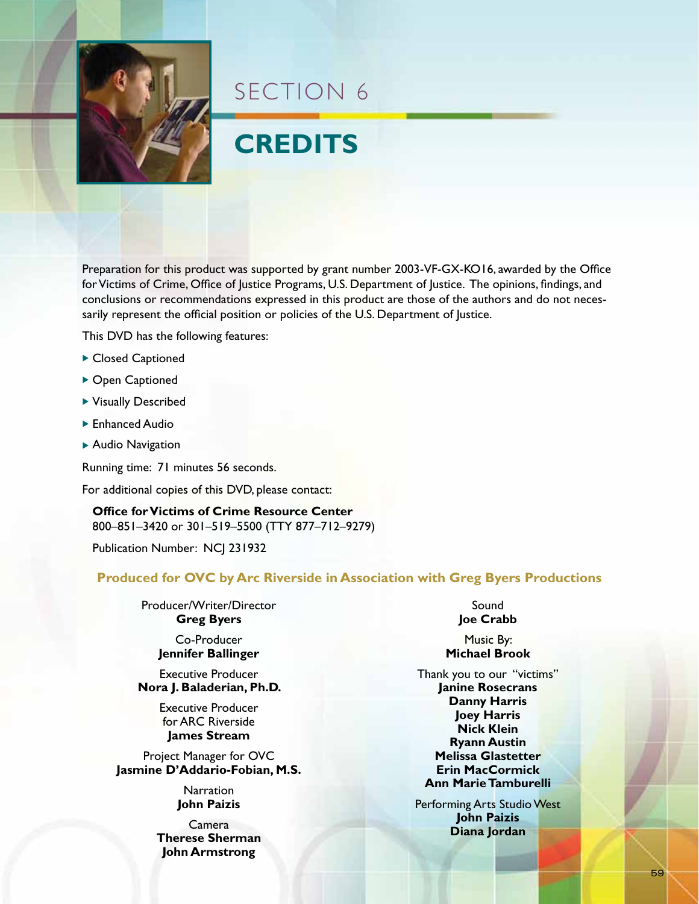# SECTION 6

# CREDITS

Preparation for this product was supported by grant number 2003-VF-GX-KO16, awarded by the Office for Victims of Crime, Office of Justice Programs, U.S. Department of Justice. The opinions, findings, and conclusions or recommendations expressed in this product are those of the authors and do not necessarily represent the official position or policies of the U.S. Department of Justice.

This DVD has the following features:

- Closed Captioned
- Open Captioned
- Visually Described
- Enhanced Audio
- Audio Navigation

Running time: 71 minutes 56 seconds.

For additional copies of this DVD, please contact:

**Office for Victims of Crime Resource Center**
800–851–3420 or 301–519–5500 (TTY 877–712–9279)

Publication Number: NCJ 231932

**Produced for OVC by Arc Riverside in Association with Greg Byers Productions**

Producer/Writer/Director
**Greg Byers**

Co-Producer
**Jennifer Ballinger**

Executive Producer
**Nora J. Baladerian, Ph.D.**

Executive Producer
for ARC Riverside
**James Stream**

Project Manager for OVC
**Jasmine D'Addario-Fobian, M.S.**

Narration
**John Paizis**

Camera
**Therese Sherman**
**John Armstrong**

Sound
**Joe Crabb**

Music By:
**Michael Brook**

Thank you to our "victims"
**Janine Rosecrans**
**Danny Harris**
**Joey Harris**
**Nick Klein**
**Ryann Austin**
**Melissa Glastetter**
**Erin MacCormick**
**Ann Marie Tamburelli**

Performing Arts Studio West
**John Paizis**
**Diana Jordan**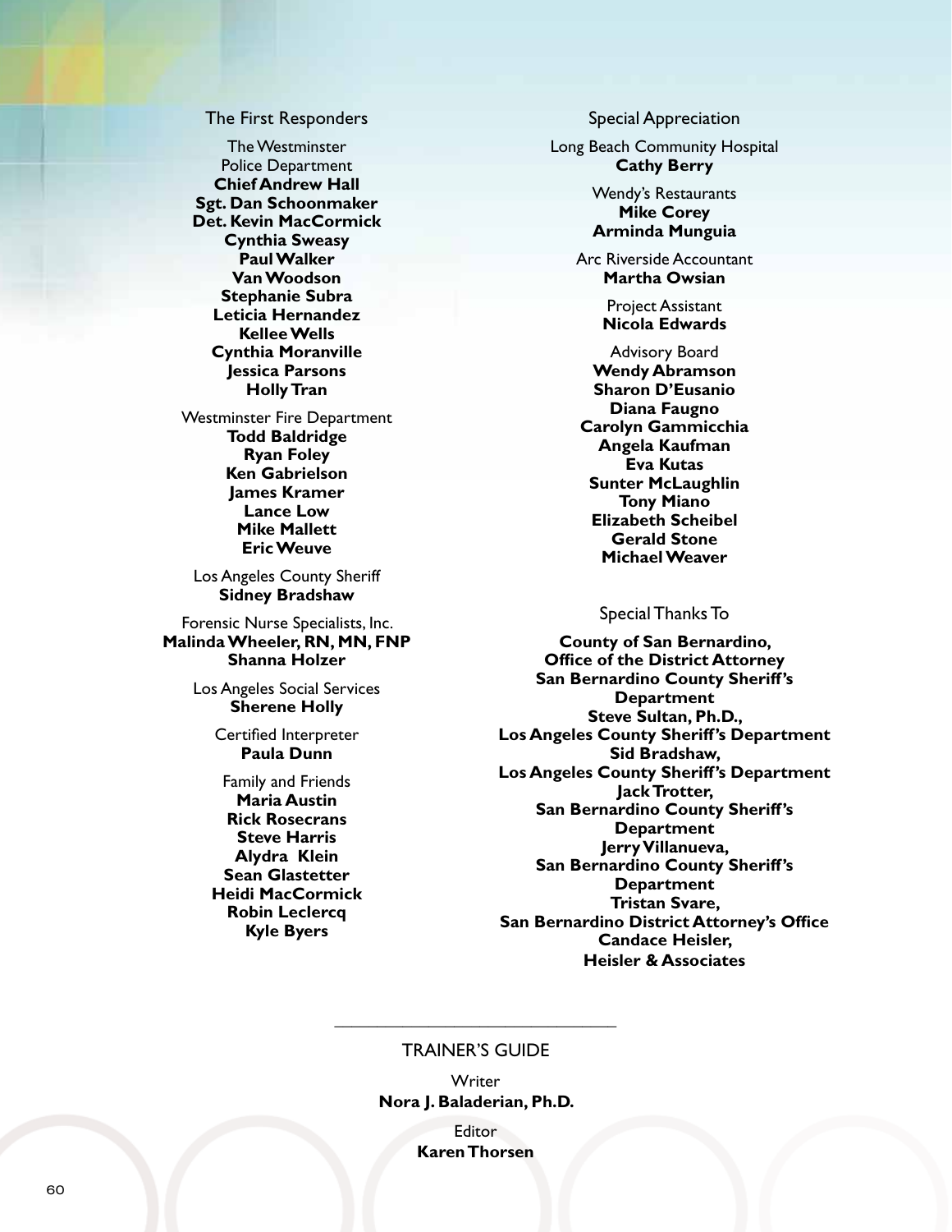## The First Responders

The Westminster Police Department
**Chief Andrew Hall**
**Sgt. Dan Schoonmaker**
**Det. Kevin MacCormick**
**Cynthia Sweasy**
**Paul Walker**
**Van Woodson**
**Stephanie Subra**
**Leticia Hernandez**
**Kellee Wells**
**Cynthia Moranville**
**Jessica Parsons**
**Holly Tran**

Westminster Fire Department
**Todd Baldridge**
**Ryan Foley**
**Ken Gabrielson**
**James Kramer**
**Lance Low**
**Mike Mallett**
**Eric Weuve**

Los Angeles County Sheriff
**Sidney Bradshaw**

Forensic Nurse Specialists, Inc.
**Malinda Wheeler, RN, MN, FNP**
**Shanna Holzer**

Los Angeles Social Services
**Sherene Holly**

Certified Interpreter
**Paula Dunn**

Family and Friends
**Maria Austin**
**Rick Rosecrans**
**Steve Harris**
**Alydra Klein**
**Sean Glastetter**
**Heidi MacCormick**
**Robin Leclercq**
**Kyle Byers**

## Special Appreciation

Long Beach Community Hospital
**Cathy Berry**

Wendy's Restaurants
**Mike Corey**
**Arminda Munguia**

Arc Riverside Accountant
**Martha Owsian**

Project Assistant
**Nicola Edwards**

Advisory Board
**Wendy Abramson**
**Sharon D'Eusanio**
**Diana Faugno**
**Carolyn Gammicchia**
**Angela Kaufman**
**Eva Kutas**
**Sunter McLaughlin**
**Tony Miano**
**Elizabeth Scheibel**
**Gerald Stone**
**Michael Weaver**

## Special Thanks To

**County of San Bernardino, Office of the District Attorney**
**San Bernardino County Sheriff's Department**
**Steve Sultan, Ph.D., Los Angeles County Sheriff's Department**
**Sid Bradshaw, Los Angeles County Sheriff's Department**
**Jack Trotter, San Bernardino County Sheriff's Department**
**Jerry Villanueva, San Bernardino County Sheriff's Department**
**Tristan Svare, San Bernardino District Attorney's Office**
**Candace Heisler, Heisler & Associates**

---

## TRAINER'S GUIDE

Writer
**Nora J. Baladerian, Ph.D.**

Editor
**Karen Thorsen**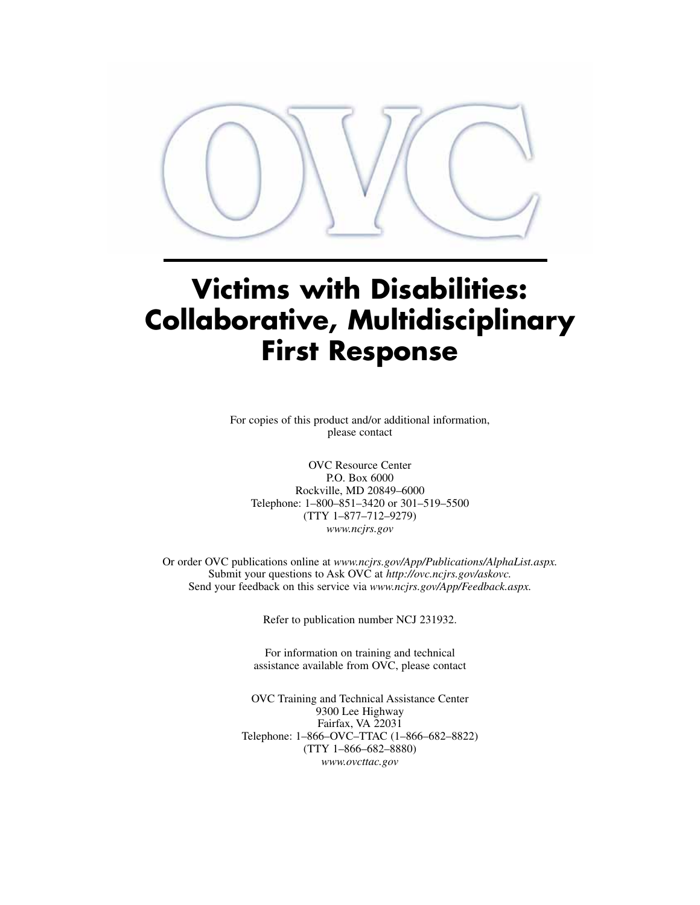OVC

# Victims with Disabilities: Collaborative, Multidisciplinary First Response

For copies of this product and/or additional information, please contact

OVC Resource Center
P.O. Box 6000
Rockville, MD 20849–6000
Telephone: 1–800–851–3420 or 301–519–5500
(TTY 1–877–712–9279)
*www.ncjrs.gov*

Or order OVC publications online at *www.ncjrs.gov/App/Publications/AlphaList.aspx.*
Submit your questions to Ask OVC at *http://ovc.ncjrs.gov/askovc.*
Send your feedback on this service via *www.ncjrs.gov/App/Feedback.aspx.*

Refer to publication number NCJ 231932.

For information on training and technical assistance available from OVC, please contact

OVC Training and Technical Assistance Center
9300 Lee Highway
Fairfax, VA 22031
Telephone: 1–866–OVC–TTAC (1–866–682–8822)
(TTY 1–866–682–8880)
*www.ovcttac.gov*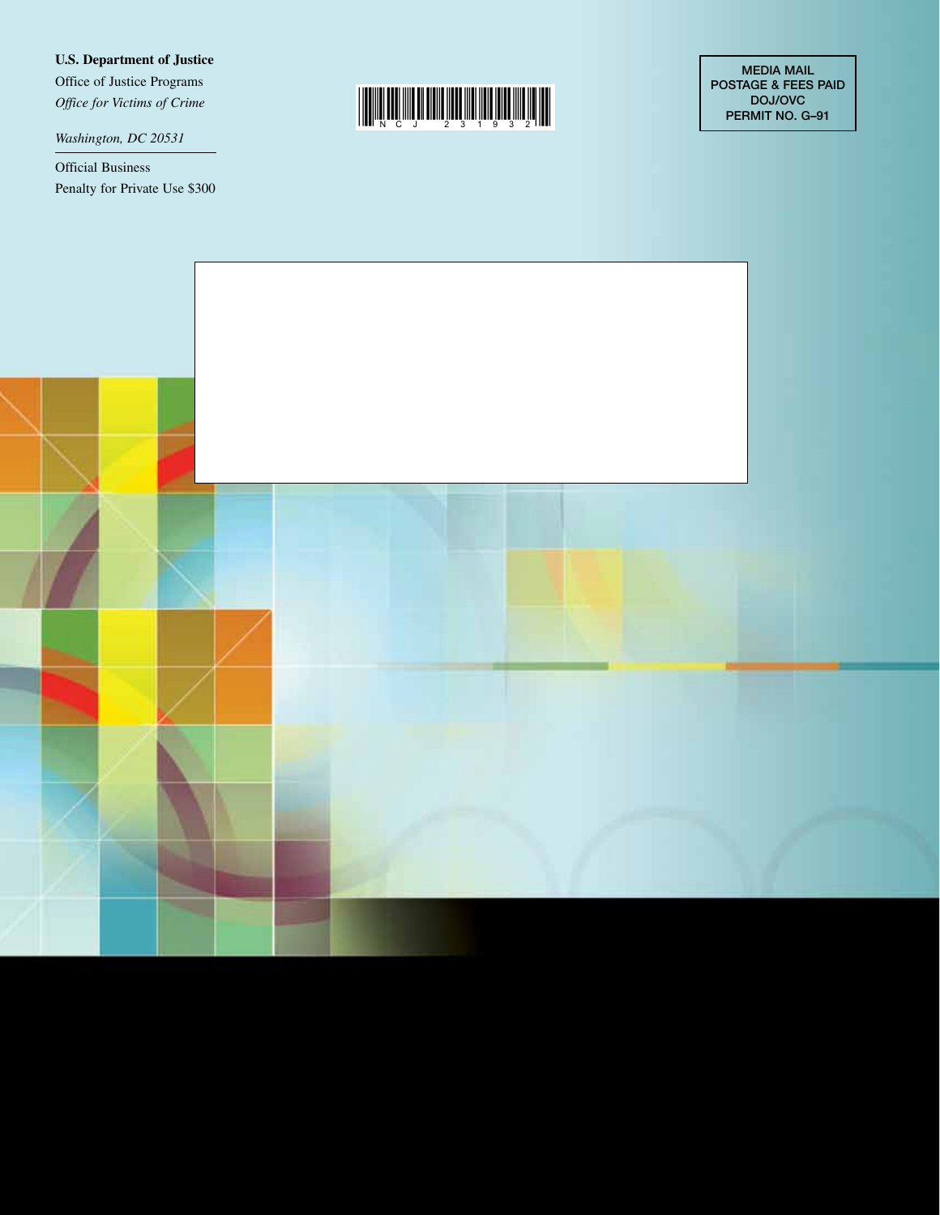**U.S. Department of Justice**

Office of Justice Programs

*Office for Victims of Crime*

*Washington, DC 20531*

Official Business

Penalty for Private Use $300

NCJ 231932

MEDIA MAIL
POSTAGE & FEES PAID
DOJ/OVC
PERMIT NO. G–91